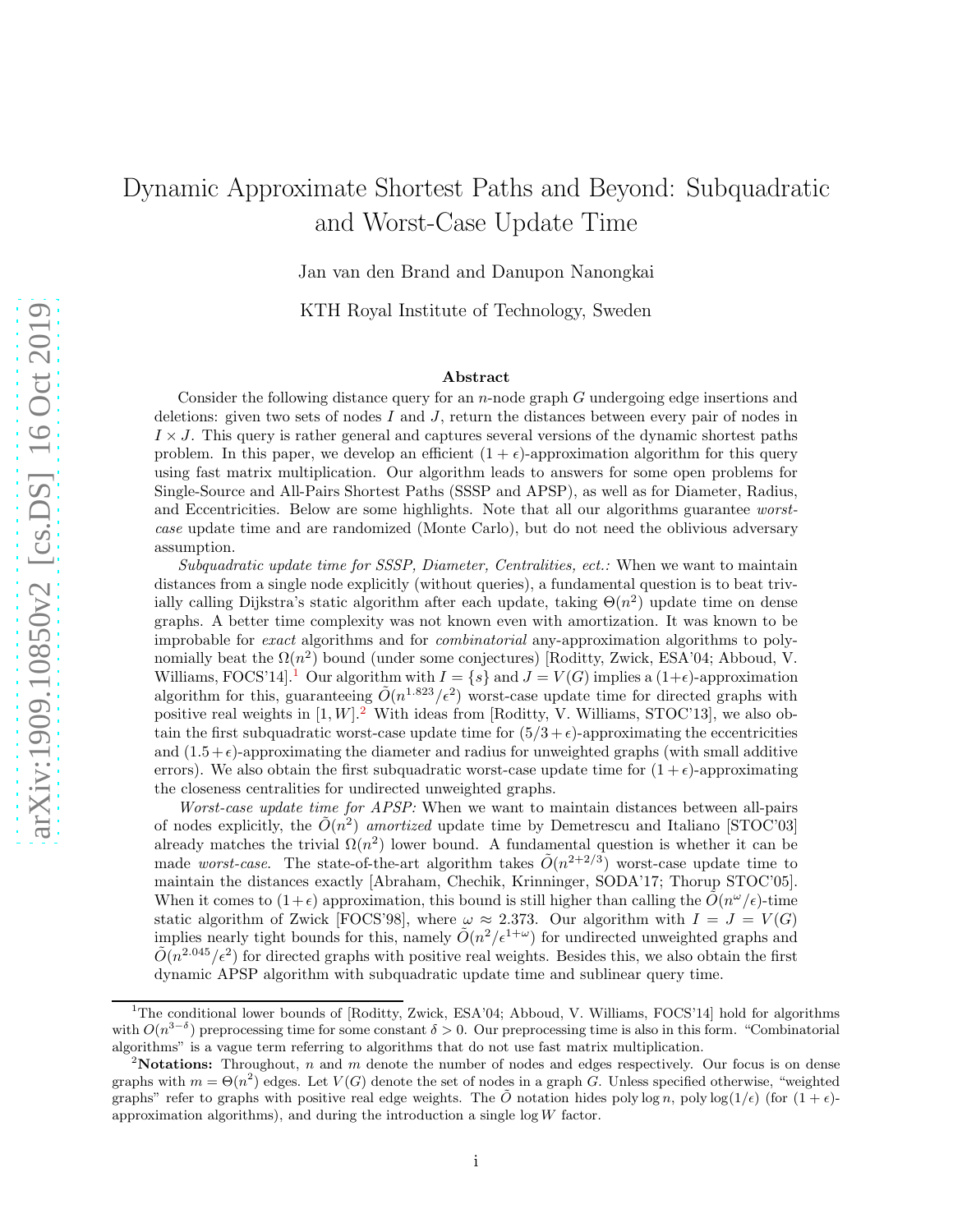# Dynamic Approximate Shortest Paths and Beyond: Subquadratic and Worst-Case Update Time

Jan van den Brand and Danupon Nanongkai

KTH Royal Institute of Technology, Sweden

## Abstract

Consider the following distance query for an $n$-node graph $G$ undergoing edge insertions and deletions: given two sets of nodes $I$ and $J$, return the distances between every pair of nodes in $I \times J$. This query is rather general and captures several versions of the dynamic shortest paths problem. In this paper, we develop an efficient $(1+\epsilon)$-approximation algorithm for this query using fast matrix multiplication. Our algorithm leads to answers for some open problems for Single-Source and All-Pairs Shortest Paths (SSSP and APSP), as well as for Diameter, Radius, and Eccentricities. Below are some highlights. Note that all our algorithms guarantee *worst-case* update time and are randomized (Monte Carlo), but do not need the oblivious adversary assumption.

*Subquadratic update time for SSSP, Diameter, Centralities, ect.:* When we want to maintain distances from a single node explicitly (without queries), a fundamental question is to beat trivially calling Dijkstra's static algorithm after each update, taking $\Theta(n^2)$ update time on dense graphs. A better time complexity was not known even with amortization. It was known to be improbable for *exact* algorithms and for *combinatorial* any-approximation algorithms to polynomially beat the $\Omega(n^2)$ bound (under some conjectures) [Roditty, Zwick, ESA'04; Abboud, V. Williams, FOCS'14].[1] Our algorithm with $I = \{s\}$ and $J = V(G)$ implies a $(1+\epsilon)$-approximation algorithm for this, guaranteeing $\tilde{O}(n^{1.823}/\epsilon^2)$ worst-case update time for directed graphs with positive real weights in $[1, W]$.[2] With ideas from [Roditty, V. Williams, STOC'13], we also obtain the first subquadratic worst-case update time for $(5/3+\epsilon)$-approximating the eccentricities and $(1.5+\epsilon)$-approximating the diameter and radius for unweighted graphs (with small additive errors). We also obtain the first subquadratic worst-case update time for $(1+\epsilon)$-approximating the closeness centralities for undirected unweighted graphs.

*Worst-case update time for APSP:* When we want to maintain distances between all-pairs of nodes explicitly, the $\tilde{O}(n^2)$ *amortized* update time by Demetrescu and Italiano [STOC'03] already matches the trivial $\Omega(n^2)$ lower bound. A fundamental question is whether it can be made *worst-case*. The state-of-the-art algorithm takes $\tilde{O}(n^{2+2/3})$ worst-case update time to maintain the distances exactly [Abraham, Chechik, Krinninger, SODA'17; Thorup STOC'05]. When it comes to $(1+\epsilon)$ approximation, this bound is still higher than calling the $\tilde{O}(n^{\omega}/\epsilon)$-time static algorithm of Zwick [FOCS'98], where $\omega \approx 2.373$. Our algorithm with $I = J = V(G)$ implies nearly tight bounds for this, namely $\tilde{O}(n^2/\epsilon^{1+\omega})$ for undirected unweighted graphs and $\tilde{O}(n^{2.045}/\epsilon^2)$ for directed graphs with positive real weights. Besides this, we also obtain the first dynamic APSP algorithm with subquadratic update time and sublinear query time.

---

[1] The conditional lower bounds of [Roditty, Zwick, ESA'04; Abboud, V. Williams, FOCS'14] hold for algorithms with $O(n^{3-\delta})$ preprocessing time for some constant $\delta > 0$. Our preprocessing time is also in this form. "Combinatorial algorithms" is a vague term referring to algorithms that do not use fast matrix multiplication.

[2] **Notations:** Throughout, $n$ and $m$ denote the number of nodes and edges respectively. Our focus is on dense graphs with $m = \Theta(n^2)$ edges. Let $V(G)$ denote the set of nodes in a graph $G$. Unless specified otherwise, "weighted graphs" refer to graphs with positive real edge weights. The $\tilde{O}$ notation hides poly $\log n$, poly $\log(1/\epsilon)$ (for $(1+\epsilon)$-approximation algorithms), and during the introduction a single $\log W$ factor.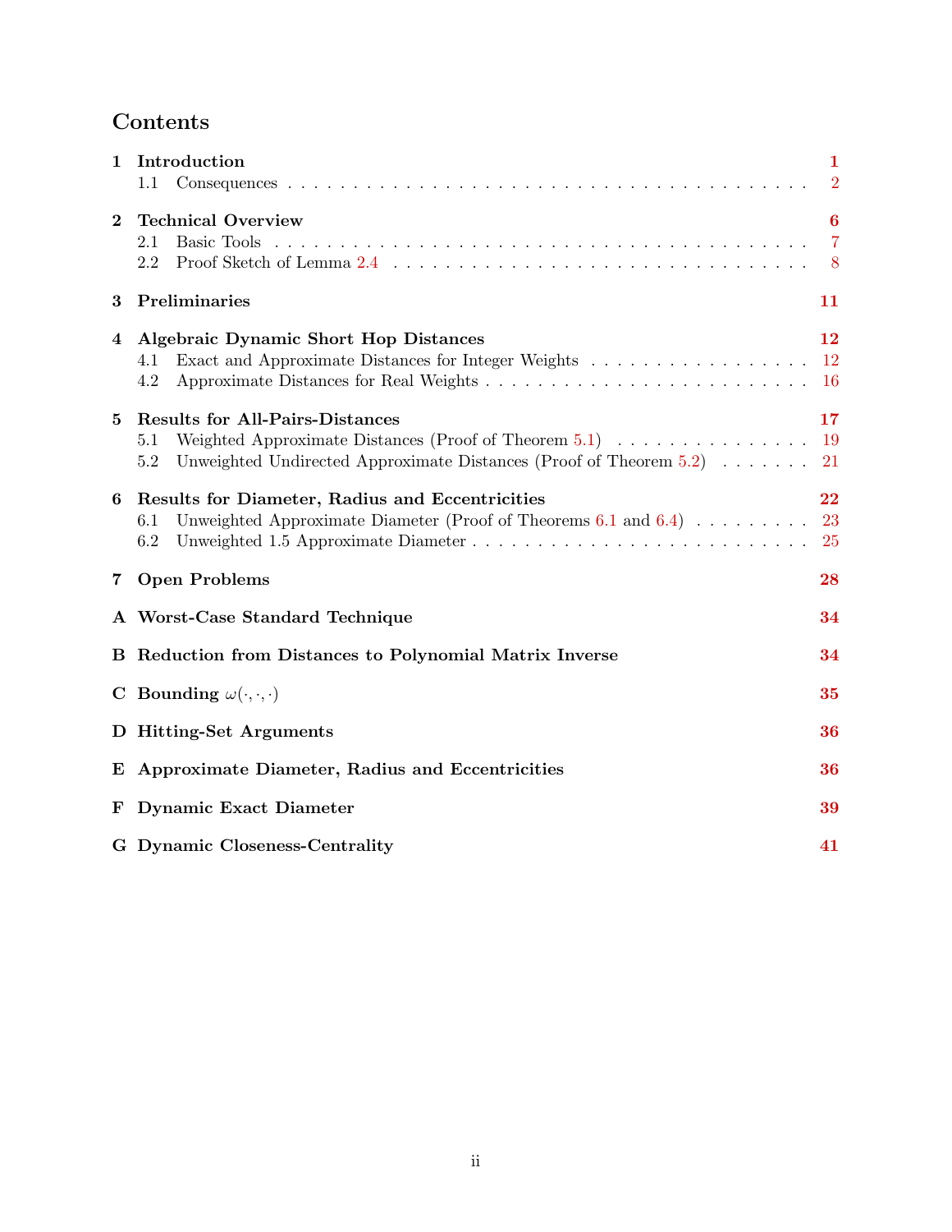# Contents

1 Introduction 1
  1.1 Consequences 2

2 Technical Overview 6
  2.1 Basic Tools 7
  2.2 Proof Sketch of Lemma 2.4 8

3 Preliminaries 11

4 Algebraic Dynamic Short Hop Distances 12
  4.1 Exact and Approximate Distances for Integer Weights 12
  4.2 Approximate Distances for Real Weights 16

5 Results for All-Pairs-Distances 17
  5.1 Weighted Approximate Distances (Proof of Theorem 5.1) 19
  5.2 Unweighted Undirected Approximate Distances (Proof of Theorem 5.2) 21

6 Results for Diameter, Radius and Eccentricities 22
  6.1 Unweighted Approximate Diameter (Proof of Theorems 6.1 and 6.4) 23
  6.2 Unweighted 1.5 Approximate Diameter 25

7 Open Problems 28

A Worst-Case Standard Technique 34

B Reduction from Distances to Polynomial Matrix Inverse 34

C Bounding $\omega(\cdot, \cdot, \cdot)$ 35

D Hitting-Set Arguments 36

E Approximate Diameter, Radius and Eccentricities 36

F Dynamic Exact Diameter 39

G Dynamic Closeness-Centrality 41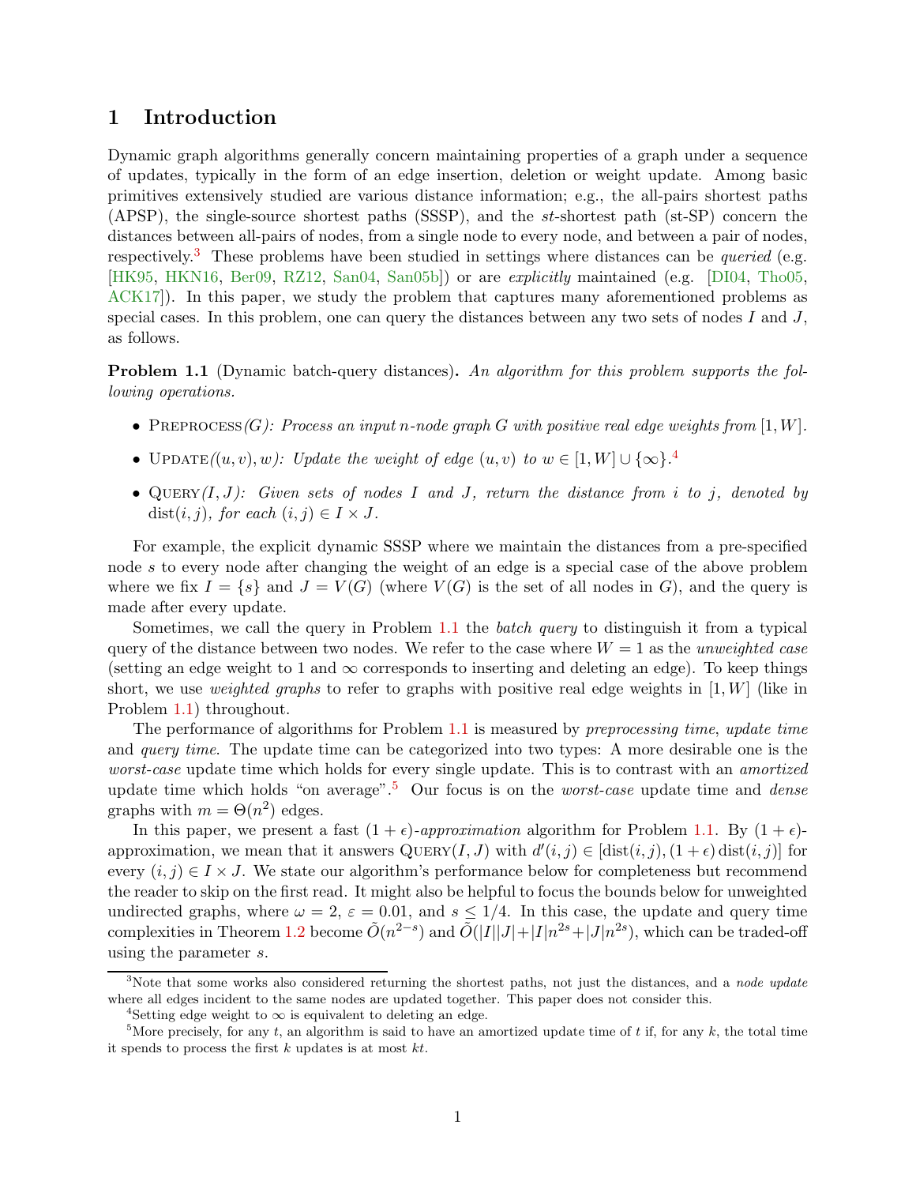# 1 Introduction

Dynamic graph algorithms generally concern maintaining properties of a graph under a sequence of updates, typically in the form of an edge insertion, deletion or weight update. Among basic primitives extensively studied are various distance information; e.g., the all-pairs shortest paths (APSP), the single-source shortest paths (SSSP), and the *st*-shortest path (st-SP) concern the distances between all-pairs of nodes, from a single node to every node, and between a pair of nodes, respectively.[3] These problems have been studied in settings where distances can be *queried* (e.g. [HK95, HKN16, Ber09, RZ12, San04, San05b]) or are *explicitly* maintained (e.g. [DI04, Tho05, ACK17]). In this paper, we study the problem that captures many aforementioned problems as special cases. In this problem, one can query the distances between any two sets of nodes $I$ and $J$, as follows.

**Problem 1.1** (Dynamic batch-query distances)**.** *An algorithm for this problem supports the following operations.*

- Preprocess*($G$): Process an input $n$-node graph $G$ with positive real edge weights from $[1, W]$.*
- Update*($(u, v), w$): Update the weight of edge $(u, v)$ to $w \in [1, W] \cup \{\infty\}$.*[4]
- Query*($I, J$): Given sets of nodes $I$ and $J$, return the distance from $i$ to $j$, denoted by $\operatorname{dist}(i, j)$, for each $(i, j) \in I \times J$.*

For example, the explicit dynamic SSSP where we maintain the distances from a pre-specified node $s$ to every node after changing the weight of an edge is a special case of the above problem where we fix $I = \{s\}$ and $J = V(G)$ (where $V(G)$ is the set of all nodes in $G$), and the query is made after every update.

Sometimes, we call the query in Problem 1.1 the *batch query* to distinguish it from a typical query of the distance between two nodes. We refer to the case where $W = 1$ as the *unweighted case* (setting an edge weight to 1 and $\infty$ corresponds to inserting and deleting an edge). To keep things short, we use *weighted graphs* to refer to graphs with positive real edge weights in $[1, W]$ (like in Problem 1.1) throughout.

The performance of algorithms for Problem 1.1 is measured by *preprocessing time*, *update time* and *query time*. The update time can be categorized into two types: A more desirable one is the *worst-case* update time which holds for every single update. This is to contrast with an *amortized* update time which holds "on average".[5] Our focus is on the *worst-case* update time and *dense* graphs with $m = \Theta(n^2)$ edges.

In this paper, we present a fast $(1 + \epsilon)$-*approximation* algorithm for Problem 1.1. By $(1 + \epsilon)$-approximation, we mean that it answers Query$(I, J)$ with $d'(i, j) \in [\operatorname{dist}(i, j), (1 + \epsilon) \operatorname{dist}(i, j)]$ for every $(i, j) \in I \times J$. We state our algorithm's performance below for completeness but recommend the reader to skip on the first read. It might also be helpful to focus the bounds below for unweighted undirected graphs, where $\omega = 2$, $\varepsilon = 0.01$, and $s \leq 1/4$. In this case, the update and query time complexities in Theorem 1.2 become $\tilde{O}(n^{2-s})$ and $\tilde{O}(|I||J| + |I|n^{2s} + |J|n^{2s})$, which can be traded-off using the parameter $s$.

---

[3] Note that some works also considered returning the shortest paths, not just the distances, and a *node update* where all edges incident to the same nodes are updated together. This paper does not consider this.

[4] Setting edge weight to $\infty$ is equivalent to deleting an edge.

[5] More precisely, for any $t$, an algorithm is said to have an amortized update time of $t$ if, for any $k$, the total time it spends to process the first $k$ updates is at most $kt$.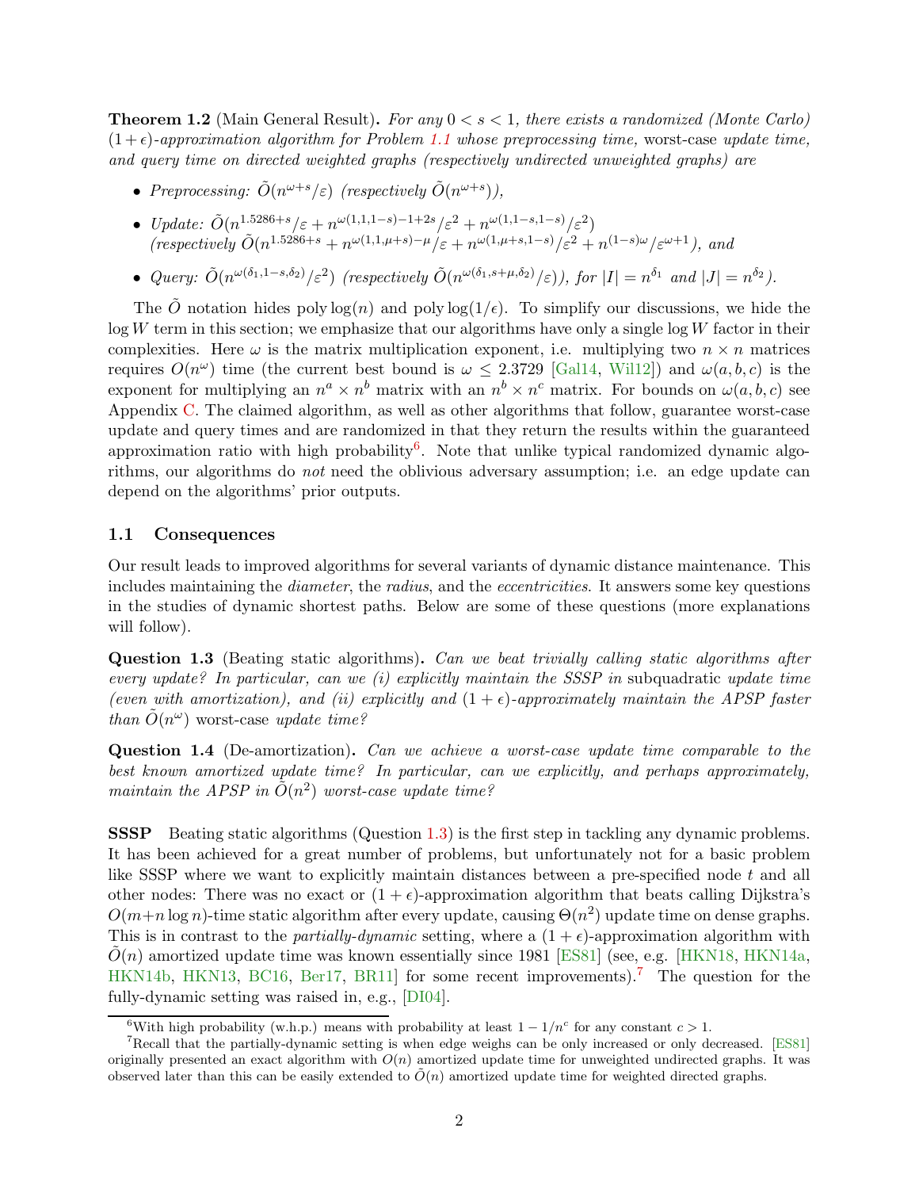**Theorem 1.2** (Main General Result)**.** *For any $0 < s < 1$, there exists a randomized (Monte Carlo) $(1+\epsilon)$-approximation algorithm for Problem 1.1 whose preprocessing time,* worst-case *update time, and query time on directed weighted graphs (respectively undirected unweighted graphs) are*

- *Preprocessing: $\tilde{O}(n^{\omega+s}/\varepsilon)$ (respectively $\tilde{O}(n^{\omega+s})$),*
- *Update: $\tilde{O}(n^{1.5286+s}/\varepsilon + n^{\omega(1,1,1-s)-1+2s}/\varepsilon^2 + n^{\omega(1,1-s,1-s)}/\varepsilon^2)$ (respectively $\tilde{O}(n^{1.5286+s} + n^{\omega(1,1,\mu+s)-\mu}/\varepsilon + n^{\omega(1,\mu+s,1-s)}/\varepsilon^2 + n^{(1-s)\omega}/\varepsilon^{\omega+1})$, and*
- *Query: $\tilde{O}(n^{\omega(\delta_1,1-s,\delta_2)}/\varepsilon^2)$ (respectively $\tilde{O}(n^{\omega(\delta_1,s+\mu,\delta_2)}/\varepsilon)$), for $|I| = n^{\delta_1}$ and $|J| = n^{\delta_2}$).*

The $\tilde{O}$ notation hides $\text{poly}\log(n)$ and $\text{poly}\log(1/\epsilon)$. To simplify our discussions, we hide the $\log W$ term in this section; we emphasize that our algorithms have only a single $\log W$ factor in their complexities. Here $\omega$ is the matrix multiplication exponent, i.e. multiplying two $n \times n$ matrices requires $O(n^\omega)$ time (the current best bound is $\omega \leq 2.3729$ [Gal14, Wil12]) and $\omega(a, b, c)$ is the exponent for multiplying an $n^a \times n^b$ matrix with an $n^b \times n^c$ matrix. For bounds on $\omega(a, b, c)$ see Appendix C. The claimed algorithm, as well as other algorithms that follow, guarantee worst-case update and query times and are randomized in that they return the results within the guaranteed approximation ratio with high probability[6]. Note that unlike typical randomized dynamic algorithms, our algorithms do *not* need the oblivious adversary assumption; i.e. an edge update can depend on the algorithms' prior outputs.

## 1.1 Consequences

Our result leads to improved algorithms for several variants of dynamic distance maintenance. This includes maintaining the *diameter*, the *radius*, and the *eccentricities*. It answers some key questions in the studies of dynamic shortest paths. Below are some of these questions (more explanations will follow).

**Question 1.3** (Beating static algorithms)**.** *Can we beat trivially calling static algorithms after every update? In particular, can we (i) explicitly maintain the SSSP in* subquadratic *update time (even with amortization), and (ii) explicitly and $(1+\epsilon)$-approximately maintain the APSP faster than $\tilde{O}(n^\omega)$* worst-case *update time?*

**Question 1.4** (De-amortization)**.** *Can we achieve a worst-case update time comparable to the best known amortized update time? In particular, can we explicitly, and perhaps approximately, maintain the APSP in $\tilde{O}(n^2)$ worst-case update time?*

**SSSP** Beating static algorithms (Question 1.3) is the first step in tackling any dynamic problems. It has been achieved for a great number of problems, but unfortunately not for a basic problem like SSSP where we want to explicitly maintain distances between a pre-specified node $t$ and all other nodes: There was no exact or $(1+\epsilon)$-approximation algorithm that beats calling Dijkstra's $O(m+n\log n)$-time static algorithm after every update, causing $\Theta(n^2)$ update time on dense graphs. This is in contrast to the *partially-dynamic* setting, where a $(1+\epsilon)$-approximation algorithm with $\tilde{O}(n)$ amortized update time was known essentially since 1981 [ES81] (see, e.g. [HKN18, HKN14a, HKN14b, HKN13, BC16, Ber17, BR11] for some recent improvements).[7] The question for the fully-dynamic setting was raised in, e.g., [DI04].

[6] With high probability (w.h.p.) means with probability at least $1 - 1/n^c$ for any constant $c > 1$.

[7] Recall that the partially-dynamic setting is when edge weighs can be only increased or only decreased. [ES81] originally presented an exact algorithm with $O(n)$ amortized update time for unweighted undirected graphs. It was observed later than this can be easily extended to $\tilde{O}(n)$ amortized update time for weighted directed graphs.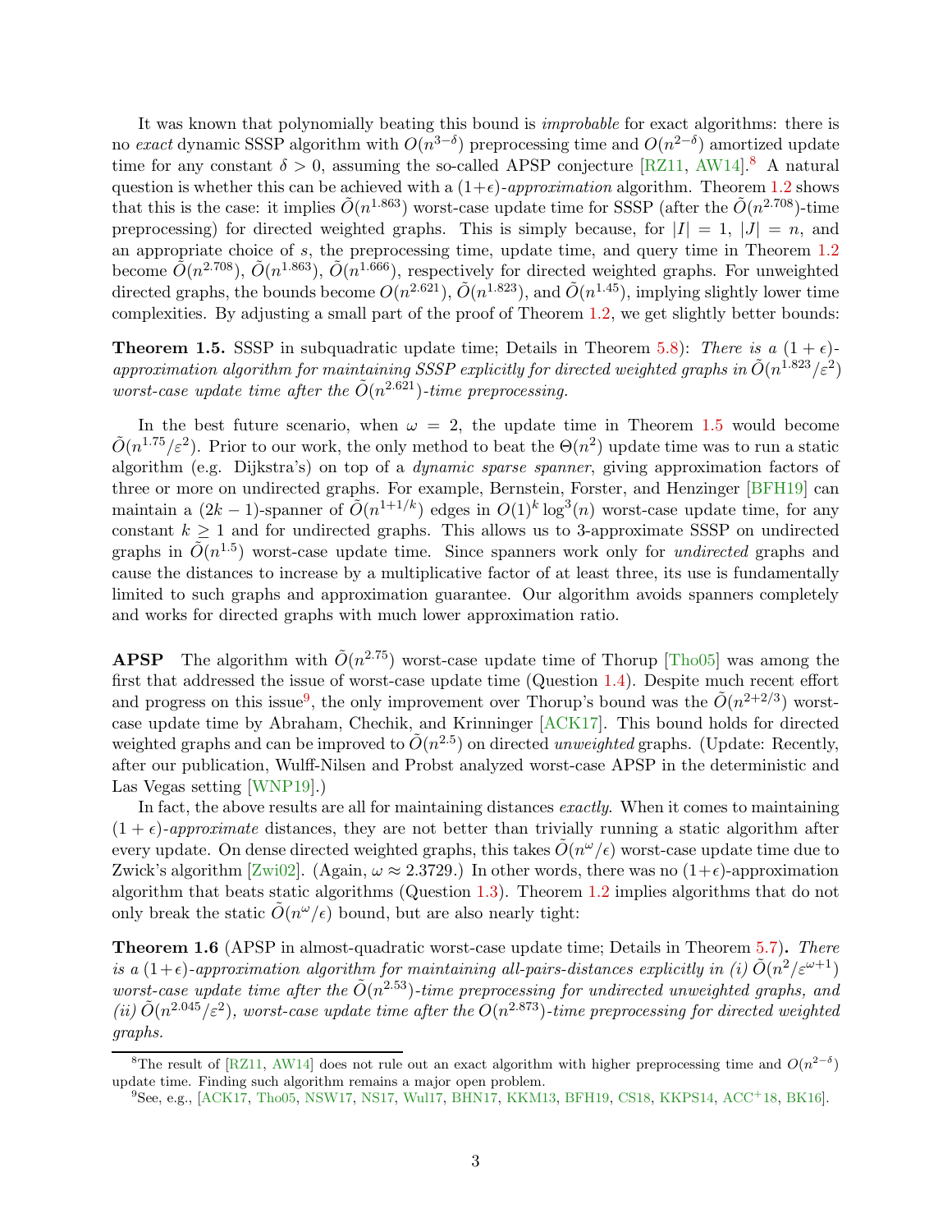It was known that polynomially beating this bound is *improbable* for exact algorithms: there is no *exact* dynamic SSSP algorithm with $O(n^{3-\delta})$ preprocessing time and $O(n^{2-\delta})$ amortized update time for any constant $\delta > 0$, assuming the so-called APSP conjecture [RZ11, AW14].[8] A natural question is whether this can be achieved with a $(1+\epsilon)$-*approximation* algorithm. Theorem 1.2 shows that this is the case: it implies $\tilde{O}(n^{1.863})$ worst-case update time for SSSP (after the $\tilde{O}(n^{2.708})$-time preprocessing) for directed weighted graphs. This is simply because, for $|I| = 1$, $|J| = n$, and an appropriate choice of $s$, the preprocessing time, update time, and query time in Theorem 1.2 become $\tilde{O}(n^{2.708})$, $\tilde{O}(n^{1.863})$, $\tilde{O}(n^{1.666})$, respectively for directed weighted graphs. For unweighted directed graphs, the bounds become $O(n^{2.621})$, $\tilde{O}(n^{1.823})$, and $\tilde{O}(n^{1.45})$, implying slightly lower time complexities. By adjusting a small part of the proof of Theorem 1.2, we get slightly better bounds:

**Theorem 1.5.** SSSP in subquadratic update time; Details in Theorem 5.8): *There is a $(1+\epsilon)$-approximation algorithm for maintaining SSSP explicitly for directed weighted graphs in $\tilde{O}(n^{1.823}/\varepsilon^2)$ worst-case update time after the $\tilde{O}(n^{2.621})$-time preprocessing.*

In the best future scenario, when $\omega = 2$, the update time in Theorem 1.5 would become $\tilde{O}(n^{1.75}/\varepsilon^2)$. Prior to our work, the only method to beat the $\Theta(n^2)$ update time was to run a static algorithm (e.g. Dijkstra's) on top of a *dynamic sparse spanner*, giving approximation factors of three or more on undirected graphs. For example, Bernstein, Forster, and Henzinger [BFH19] can maintain a $(2k-1)$-spanner of $\tilde{O}(n^{1+1/k})$ edges in $O(1)^k \log^3(n)$ worst-case update time, for any constant $k \geq 1$ and for undirected graphs. This allows us to 3-approximate SSSP on undirected graphs in $\tilde{O}(n^{1.5})$ worst-case update time. Since spanners work only for *undirected* graphs and cause the distances to increase by a multiplicative factor of at least three, its use is fundamentally limited to such graphs and approximation guarantee. Our algorithm avoids spanners completely and works for directed graphs with much lower approximation ratio.

**APSP** The algorithm with $\tilde{O}(n^{2.75})$ worst-case update time of Thorup [Tho05] was among the first that addressed the issue of worst-case update time (Question 1.4). Despite much recent effort and progress on this issue[9], the only improvement over Thorup's bound was the $\tilde{O}(n^{2+2/3})$ worst-case update time by Abraham, Chechik, and Krinninger [ACK17]. This bound holds for directed weighted graphs and can be improved to $\tilde{O}(n^{2.5})$ on directed *unweighted* graphs. (Update: Recently, after our publication, Wulff-Nilsen and Probst analyzed worst-case APSP in the deterministic and Las Vegas setting [WNP19].)

In fact, the above results are all for maintaining distances *exactly*. When it comes to maintaining $(1+\epsilon)$-*approximate* distances, they are not better than trivially running a static algorithm after every update. On dense directed weighted graphs, this takes $\tilde{O}(n^\omega/\epsilon)$ worst-case update time due to Zwick's algorithm [Zwi02]. (Again, $\omega \approx 2.3729$.) In other words, there was no $(1+\epsilon)$-approximation algorithm that beats static algorithms (Question 1.3). Theorem 1.2 implies algorithms that do not only break the static $\tilde{O}(n^\omega/\epsilon)$ bound, but are also nearly tight:

**Theorem 1.6** (APSP in almost-quadratic worst-case update time; Details in Theorem 5.7)**.** *There is a $(1+\epsilon)$-approximation algorithm for maintaining all-pairs-distances explicitly in (i) $\tilde{O}(n^2/\varepsilon^{\omega+1})$ worst-case update time after the $\tilde{O}(n^{2.53})$-time preprocessing for undirected unweighted graphs, and (ii) $\tilde{O}(n^{2.045}/\varepsilon^2)$, worst-case update time after the $O(n^{2.873})$-time preprocessing for directed weighted graphs.*

---

[8] The result of [RZ11, AW14] does not rule out an exact algorithm with higher preprocessing time and $O(n^{2-\delta})$ update time. Finding such algorithm remains a major open problem.

[9] See, e.g., [ACK17, Tho05, NSW17, NS17, Wul17, BHN17, KKM13, BFH19, CS18, KKPS14, ACC+18, BK16].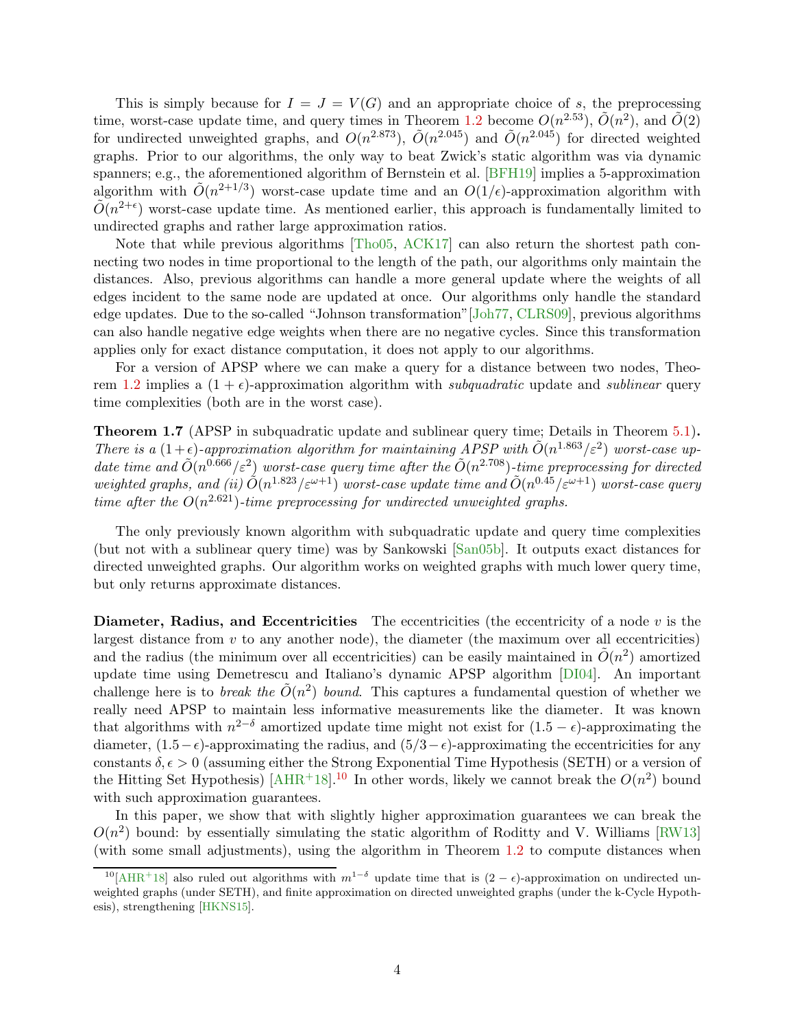This is simply because for $I = J = V(G)$ and an appropriate choice of $s$, the preprocessing time, worst-case update time, and query times in Theorem 1.2 become $O(n^{2.53})$, $\tilde{O}(n^2)$, and $\tilde{O}(2)$ for undirected unweighted graphs, and $O(n^{2.873})$, $\tilde{O}(n^{2.045})$ and $\tilde{O}(n^{2.045})$ for directed weighted graphs. Prior to our algorithms, the only way to beat Zwick's static algorithm was via dynamic spanners; e.g., the aforementioned algorithm of Bernstein et al. [BFH19] implies a 5-approximation algorithm with $\tilde{O}(n^{2+1/3})$ worst-case update time and an $O(1/\epsilon)$-approximation algorithm with $\tilde{O}(n^{2+\epsilon})$ worst-case update time. As mentioned earlier, this approach is fundamentally limited to undirected graphs and rather large approximation ratios.

Note that while previous algorithms [Tho05, ACK17] can also return the shortest path connecting two nodes in time proportional to the length of the path, our algorithms only maintain the distances. Also, previous algorithms can handle a more general update where the weights of all edges incident to the same node are updated at once. Our algorithms only handle the standard edge updates. Due to the so-called "Johnson transformation"[Joh77, CLRS09], previous algorithms can also handle negative edge weights when there are no negative cycles. Since this transformation applies only for exact distance computation, it does not apply to our algorithms.

For a version of APSP where we can make a query for a distance between two nodes, Theorem 1.2 implies a $(1+\epsilon)$-approximation algorithm with *subquadratic* update and *sublinear* query time complexities (both are in the worst case).

**Theorem 1.7** (APSP in subquadratic update and sublinear query time; Details in Theorem 5.1)**.** *There is a $(1+\epsilon)$-approximation algorithm for maintaining APSP with $\tilde{O}(n^{1.863}/\varepsilon^2)$ worst-case update time and $\tilde{O}(n^{0.666}/\varepsilon^2)$ worst-case query time after the $\tilde{O}(n^{2.708})$-time preprocessing for directed weighted graphs, and (ii) $\tilde{O}(n^{1.823}/\varepsilon^{\omega+1})$ worst-case update time and $\tilde{O}(n^{0.45}/\varepsilon^{\omega+1})$ worst-case query time after the $O(n^{2.621})$-time preprocessing for undirected unweighted graphs.*

The only previously known algorithm with subquadratic update and query time complexities (but not with a sublinear query time) was by Sankowski [San05b]. It outputs exact distances for directed unweighted graphs. Our algorithm works on weighted graphs with much lower query time, but only returns approximate distances.

**Diameter, Radius, and Eccentricities** The eccentricities (the eccentricity of a node $v$ is the largest distance from $v$ to any another node), the diameter (the maximum over all eccentricities) and the radius (the minimum over all eccentricities) can be easily maintained in $\tilde{O}(n^2)$ amortized update time using Demetrescu and Italiano's dynamic APSP algorithm [DI04]. An important challenge here is to *break the $\tilde{O}(n^2)$ bound*. This captures a fundamental question of whether we really need APSP to maintain less informative measurements like the diameter. It was known that algorithms with $n^{2-\delta}$ amortized update time might not exist for $(1.5-\epsilon)$-approximating the diameter, $(1.5-\epsilon)$-approximating the radius, and $(5/3-\epsilon)$-approximating the eccentricities for any constants $\delta, \epsilon > 0$ (assuming either the Strong Exponential Time Hypothesis (SETH) or a version of the Hitting Set Hypothesis) [AHR+18].[10] In other words, likely we cannot break the $O(n^2)$ bound with such approximation guarantees.

In this paper, we show that with slightly higher approximation guarantees we can break the $O(n^2)$ bound: by essentially simulating the static algorithm of Roditty and V. Williams [RW13] (with some small adjustments), using the algorithm in Theorem 1.2 to compute distances when

[10] [AHR+18] also ruled out algorithms with $m^{1-\delta}$ update time that is $(2-\epsilon)$-approximation on undirected unweighted graphs (under SETH), and finite approximation on directed unweighted graphs (under the k-Cycle Hypothesis), strengthening [HKNS15].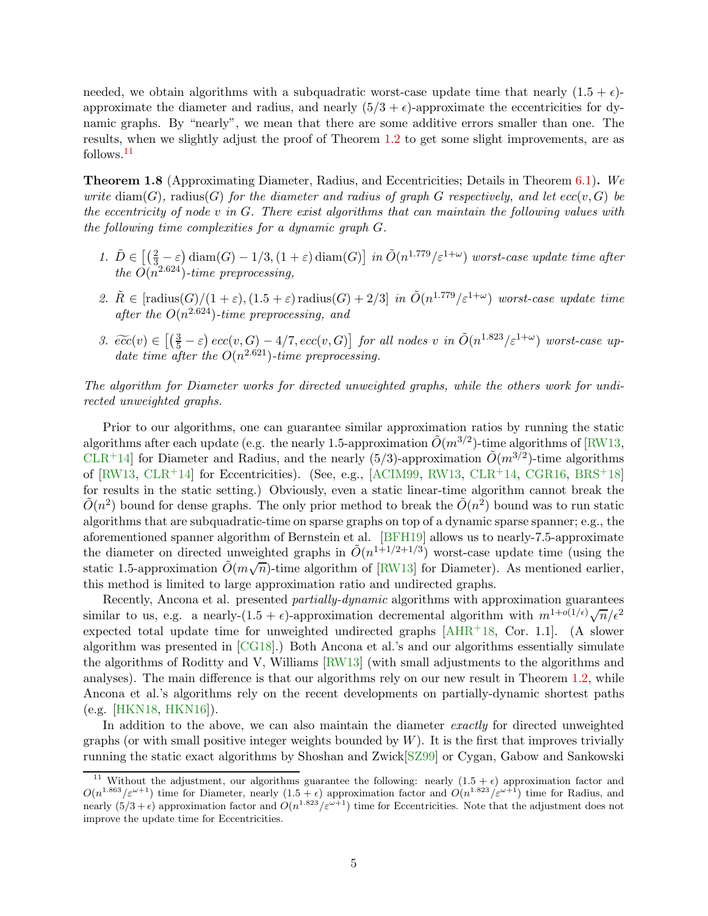needed, we obtain algorithms with a subquadratic worst-case update time that nearly $(1.5+\epsilon)$-approximate the diameter and radius, and nearly $(5/3+\epsilon)$-approximate the eccentricities for dynamic graphs. By "nearly", we mean that there are some additive errors smaller than one. The results, when we slightly adjust the proof of Theorem 1.2 to get some slight improvements, are as follows.[11]

**Theorem 1.8** (Approximating Diameter, Radius, and Eccentricities; Details in Theorem 6.1)**.** *We write* $\operatorname{diam}(G)$, $\operatorname{radius}(G)$ *for the diameter and radius of graph* $G$ *respectively, and let* $ecc(v, G)$ *be the eccentricity of node* $v$ *in* $G$. *There exist algorithms that can maintain the following values with the following time complexities for a dynamic graph* $G$.

1. $\tilde{D} \in \left[\left(\frac{2}{3}-\varepsilon\right)\operatorname{diam}(G) - 1/3, (1+\varepsilon)\operatorname{diam}(G)\right]$ *in* $\tilde{O}(n^{1.779}/\varepsilon^{1+\omega})$ *worst-case update time after the* $O(n^{2.624})$*-time preprocessing,*
2. $\tilde{R} \in [\operatorname{radius}(G)/(1+\varepsilon), (1.5+\varepsilon)\operatorname{radius}(G) + 2/3]$ *in* $\tilde{O}(n^{1.779}/\varepsilon^{1+\omega})$ *worst-case update time after the* $O(n^{2.624})$*-time preprocessing, and*
3. $\widetilde{ecc}(v) \in \left[\left(\frac{3}{5}-\varepsilon\right) ecc(v,G) - 4/7, ecc(v,G)\right]$ *for all nodes* $v$ *in* $\tilde{O}(n^{1.823}/\varepsilon^{1+\omega})$ *worst-case update time after the* $O(n^{2.621})$*-time preprocessing.*

*The algorithm for Diameter works for directed unweighted graphs, while the others work for undirected unweighted graphs.*

Prior to our algorithms, one can guarantee similar approximation ratios by running the static algorithms after each update (e.g. the nearly 1.5-approximation $\tilde{O}(m^{3/2})$-time algorithms of [RW13, CLR+14] for Diameter and Radius, and the nearly $(5/3)$-approximation $\tilde{O}(m^{3/2})$-time algorithms of [RW13, CLR+14] for Eccentricities). (See, e.g., [ACIM99, RW13, CLR+14, CGR16, BRS+18] for results in the static setting.) Obviously, even a static linear-time algorithm cannot break the $\tilde{O}(n^2)$ bound for dense graphs. The only prior method to break the $\tilde{O}(n^2)$ bound was to run static algorithms that are subquadratic-time on sparse graphs on top of a dynamic sparse spanner; e.g., the aforementioned spanner algorithm of Bernstein et al. [BFH19] allows us to nearly-7.5-approximate the diameter on directed unweighted graphs in $\tilde{O}(n^{1+1/2+1/3})$ worst-case update time (using the static 1.5-approximation $\tilde{O}(m\sqrt{n})$-time algorithm of [RW13] for Diameter). As mentioned earlier, this method is limited to large approximation ratio and undirected graphs.

Recently, Ancona et al. presented *partially-dynamic* algorithms with approximation guarantees similar to us, e.g. a nearly-$(1.5+\epsilon)$-approximation decremental algorithm with $m^{1+o(1/\epsilon)}\sqrt{n}/\epsilon^2$ expected total update time for unweighted undirected graphs [AHR+18, Cor. 1.1]. (A slower algorithm was presented in [CG18].) Both Ancona et al.'s and our algorithms essentially simulate the algorithms of Roditty and V. Williams [RW13] (with small adjustments to the algorithms and analyses). The main difference is that our algorithms rely on our new result in Theorem 1.2, while Ancona et al.'s algorithms rely on the recent developments on partially-dynamic shortest paths (e.g. [HKN18, HKN16]).

In addition to the above, we can also maintain the diameter *exactly* for directed unweighted graphs (or with small positive integer weights bounded by $W$). It is the first that improves trivially running the static exact algorithms by Shoshan and Zwick[SZ99] or Cygan, Gabow and Sankowski

[11] Without the adjustment, our algorithms guarantee the following: nearly $(1.5+\epsilon)$ approximation factor and $O(n^{1.863}/\varepsilon^{\omega+1})$ time for Diameter, nearly $(1.5+\epsilon)$ approximation factor and $O(n^{1.823}/\varepsilon^{\omega+1})$ time for Radius, and nearly $(5/3+\epsilon)$ approximation factor and $O(n^{1.823}/\varepsilon^{\omega+1})$ time for Eccentricities. Note that the adjustment does not improve the update time for Eccentricities.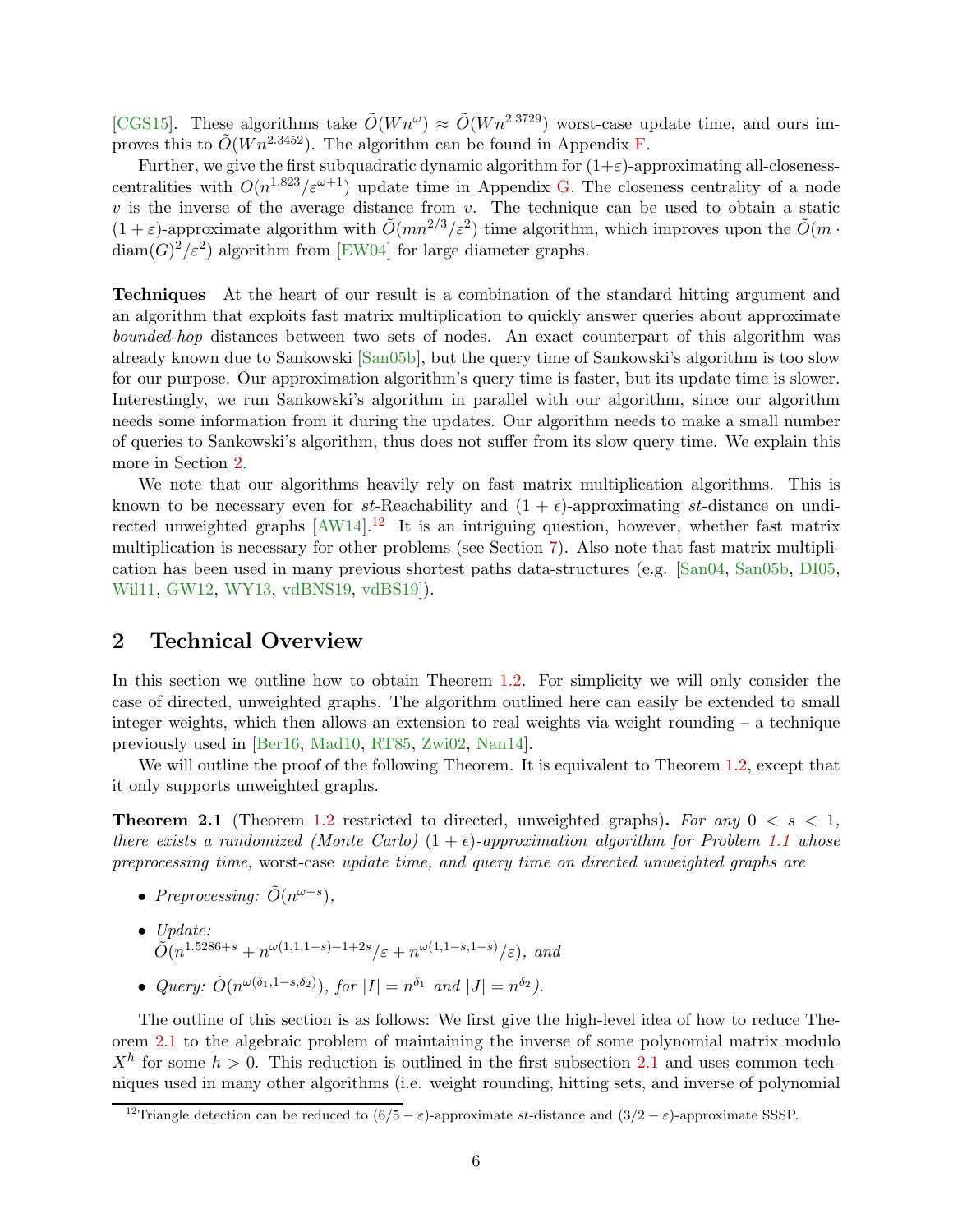[CGS15]. These algorithms take $\tilde{O}(Wn^{\omega}) \approx \tilde{O}(Wn^{2.3729})$ worst-case update time, and ours improves this to $\tilde{O}(Wn^{2.3452})$. The algorithm can be found in Appendix F.

Further, we give the first subquadratic dynamic algorithm for $(1+\varepsilon)$-approximating all-closeness-centralities with $O(n^{1.823}/\varepsilon^{\omega+1})$ update time in Appendix G. The closeness centrality of a node $v$ is the inverse of the average distance from $v$. The technique can be used to obtain a static $(1+\varepsilon)$-approximate algorithm with $\tilde{O}(mn^{2/3}/\varepsilon^2)$ time algorithm, which improves upon the $\tilde{O}(m \cdot \text{diam}(G)^2/\varepsilon^2)$ algorithm from [EW04] for large diameter graphs.

**Techniques** At the heart of our result is a combination of the standard hitting argument and an algorithm that exploits fast matrix multiplication to quickly answer queries about approximate *bounded-hop* distances between two sets of nodes. An exact counterpart of this algorithm was already known due to Sankowski [San05b], but the query time of Sankowski's algorithm is too slow for our purpose. Our approximation algorithm's query time is faster, but its update time is slower. Interestingly, we run Sankowski's algorithm in parallel with our algorithm, since our algorithm needs some information from it during the updates. Our algorithm needs to make a small number of queries to Sankowski's algorithm, thus does not suffer from its slow query time. We explain this more in Section 2.

We note that our algorithms heavily rely on fast matrix multiplication algorithms. This is known to be necessary even for $st$-Reachability and $(1+\epsilon)$-approximating $st$-distance on undirected unweighted graphs [AW14].[12] It is an intriguing question, however, whether fast matrix multiplication is necessary for other problems (see Section 7). Also note that fast matrix multiplication has been used in many previous shortest paths data-structures (e.g. [San04, San05b, DI05, Wil11, GW12, WY13, vdBNS19, vdBS19]).

## 2 Technical Overview

In this section we outline how to obtain Theorem 1.2. For simplicity we will only consider the case of directed, unweighted graphs. The algorithm outlined here can easily be extended to small integer weights, which then allows an extension to real weights via weight rounding – a technique previously used in [Ber16, Mad10, RT85, Zwi02, Nan14].

We will outline the proof of the following Theorem. It is equivalent to Theorem 1.2, except that it only supports unweighted graphs.

**Theorem 2.1** (Theorem 1.2 restricted to directed, unweighted graphs)**.** *For any $0 < s < 1$, there exists a randomized (Monte Carlo) $(1+\epsilon)$-approximation algorithm for Problem 1.1 whose preprocessing time,* worst-case *update time, and query time on directed unweighted graphs are*

- *Preprocessing: $\tilde{O}(n^{\omega+s})$,*
- *Update:*
  $\tilde{O}(n^{1.5286+s} + n^{\omega(1,1,1-s)-1+2s}/\varepsilon + n^{\omega(1,1-s,1-s)}/\varepsilon)$*, and*
- *Query: $\tilde{O}(n^{\omega(\delta_1,1-s,\delta_2)})$, for $|I| = n^{\delta_1}$ and $|J| = n^{\delta_2}$).*

The outline of this section is as follows: We first give the high-level idea of how to reduce Theorem 2.1 to the algebraic problem of maintaining the inverse of some polynomial matrix modulo $X^h$ for some $h > 0$. This reduction is outlined in the first subsection 2.1 and uses common techniques used in many other algorithms (i.e. weight rounding, hitting sets, and inverse of polynomial

[12] Triangle detection can be reduced to $(6/5-\varepsilon)$-approximate $st$-distance and $(3/2-\varepsilon)$-approximate SSSP.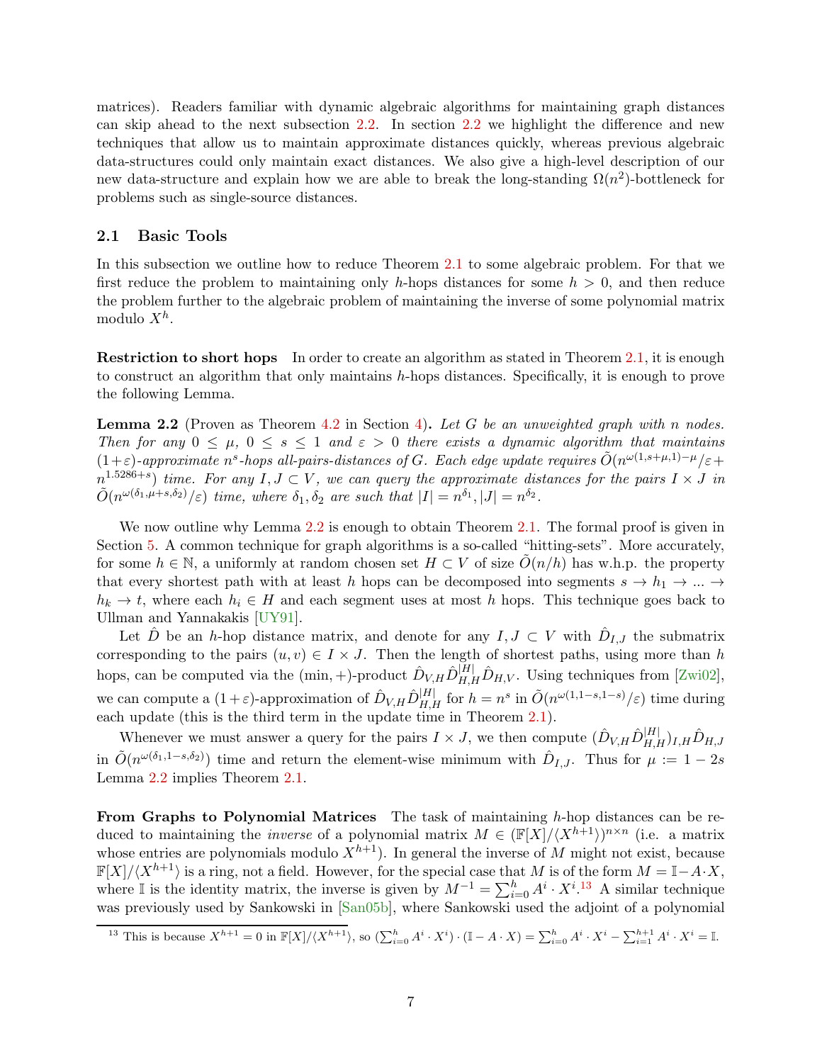matrices). Readers familiar with dynamic algebraic algorithms for maintaining graph distances can skip ahead to the next subsection 2.2. In section 2.2 we highlight the difference and new techniques that allow us to maintain approximate distances quickly, whereas previous algebraic data-structures could only maintain exact distances. We also give a high-level description of our new data-structure and explain how we are able to break the long-standing $\Omega(n^2)$-bottleneck for problems such as single-source distances.

## 2.1 Basic Tools

In this subsection we outline how to reduce Theorem 2.1 to some algebraic problem. For that we first reduce the problem to maintaining only $h$-hops distances for some $h > 0$, and then reduce the problem further to the algebraic problem of maintaining the inverse of some polynomial matrix modulo $X^h$.

**Restriction to short hops** In order to create an algorithm as stated in Theorem 2.1, it is enough to construct an algorithm that only maintains $h$-hops distances. Specifically, it is enough to prove the following Lemma.

**Lemma 2.2** (Proven as Theorem 4.2 in Section 4)**.** *Let $G$ be an unweighted graph with $n$ nodes. Then for any $0 \leq \mu$, $0 \leq s \leq 1$ and $\varepsilon > 0$ there exists a dynamic algorithm that maintains $(1+\varepsilon)$-approximate $n^s$-hops all-pairs-distances of $G$. Each edge update requires $\tilde{O}(n^{\omega(1,s+\mu,1)-\mu}/\varepsilon + n^{1.5286+s})$ time. For any $I, J \subset V$, we can query the approximate distances for the pairs $I \times J$ in $\tilde{O}(n^{\omega(\delta_1,\mu+s,\delta_2)}/\varepsilon)$ time, where $\delta_1, \delta_2$ are such that $|I| = n^{\delta_1}, |J| = n^{\delta_2}$.*

We now outline why Lemma 2.2 is enough to obtain Theorem 2.1. The formal proof is given in Section 5. A common technique for graph algorithms is a so-called "hitting-sets". More accurately, for some $h \in \mathbb{N}$, a uniformly at random chosen set $H \subset V$ of size $\tilde{O}(n/h)$ has w.h.p. the property that every shortest path with at least $h$ hops can be decomposed into segments $s \to h_1 \to ... \to h_k \to t$, where each $h_i \in H$ and each segment uses at most $h$ hops. This technique goes back to Ullman and Yannakakis [UY91].

Let $\hat{D}$ be an $h$-hop distance matrix, and denote for any $I, J \subset V$ with $\hat{D}_{I,J}$ the submatrix corresponding to the pairs $(u,v) \in I \times J$. Then the length of shortest paths, using more than $h$ hops, can be computed via the $(\min,+)$-product $\hat{D}_{V,H}\hat{D}_{H,H}^{|H|}\hat{D}_{H,V}$. Using techniques from [Zwi02], we can compute a $(1+\varepsilon)$-approximation of $\hat{D}_{V,H}\hat{D}_{H,H}^{|H|}$ for $h = n^s$ in $\tilde{O}(n^{\omega(1,1-s,1-s)}/\varepsilon)$ time during each update (this is the third term in the update time in Theorem 2.1).

Whenever we must answer a query for the pairs $I \times J$, we then compute $(\hat{D}_{V,H}\hat{D}_{H,H}^{|H|})_{I,H}\hat{D}_{H,J}$ in $\tilde{O}(n^{\omega(\delta_1,1-s,\delta_2)})$ time and return the element-wise minimum with $\hat{D}_{I,J}$. Thus for $\mu := 1-2s$ Lemma 2.2 implies Theorem 2.1.

**From Graphs to Polynomial Matrices** The task of maintaining $h$-hop distances can be reduced to maintaining the *inverse* of a polynomial matrix $M \in (\mathbb{F}[X]/\langle X^{h+1}\rangle)^{n\times n}$ (i.e. a matrix whose entries are polynomials modulo $X^{h+1}$). In general the inverse of $M$ might not exist, because $\mathbb{F}[X]/\langle X^{h+1}\rangle$ is a ring, not a field. However, for the special case that $M$ is of the form $M = \mathbb{I} - A\cdot X$, where $\mathbb{I}$ is the identity matrix, the inverse is given by $M^{-1} = \sum_{i=0}^{h} A^i \cdot X^i$.[13] A similar technique was previously used by Sankowski in [San05b], where Sankowski used the adjoint of a polynomial

[13] This is because $X^{h+1} = 0$ in $\mathbb{F}[X]/\langle X^{h+1}\rangle$, so $(\sum_{i=0}^{h} A^i \cdot X^i)\cdot(\mathbb{I} - A\cdot X) = \sum_{i=0}^{h} A^i \cdot X^i - \sum_{i=1}^{h+1} A^i \cdot X^i = \mathbb{I}$.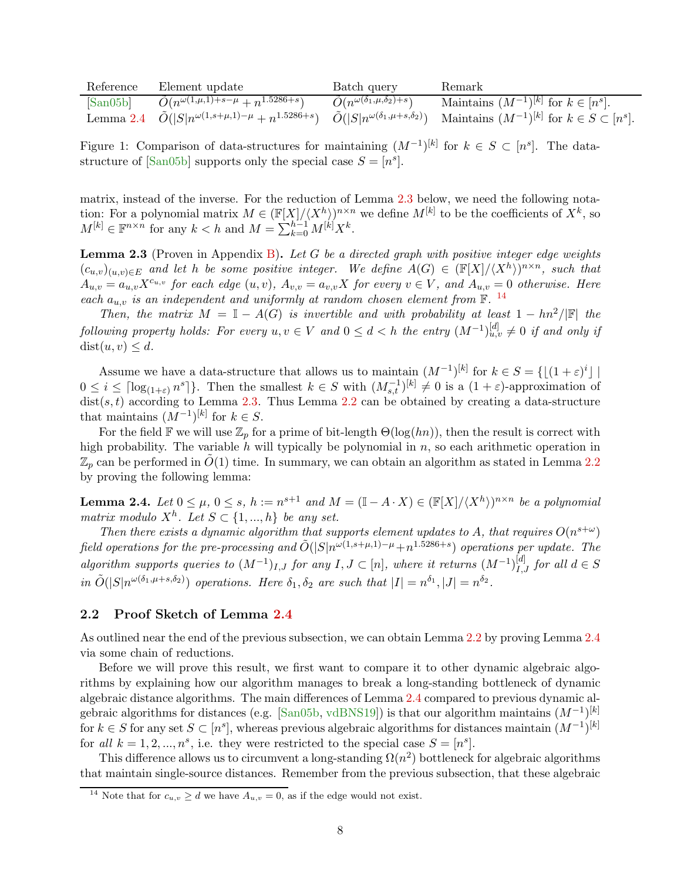| Reference | Element update | Batch query | Remark |
|---|---|---|---|
| [San05b] | $\tilde{O}(n^{\omega(1,\mu,1)+s-\mu} + n^{1.5286+s})$ | $\tilde{O}(n^{\omega(\delta_1,\mu,\delta_2)+s})$ | Maintains $(M^{-1})^{[k]}$ for $k \in [n^s]$. |
| Lemma 2.4 | $\tilde{O}(\lvert S\rvert n^{\omega(1,s+\mu,1)-\mu} + n^{1.5286+s})$ | $\tilde{O}(\lvert S\rvert n^{\omega(\delta_1,\mu+s,\delta_2)})$ | Maintains $(M^{-1})^{[k]}$ for $k \in S \subset [n^s]$. |

Figure 1: Comparison of data-structures for maintaining $(M^{-1})^{[k]}$ for $k \in S \subset [n^s]$. The data-structure of [San05b] supports only the special case $S = [n^s]$.

matrix, instead of the inverse. For the reduction of Lemma 2.3 below, we need the following notation: For a polynomial matrix $M \in (\mathbb{F}[X]/\langle X^h \rangle)^{n\times n}$ we define $M^{[k]}$ to be the coefficients of $X^k$, so $M^{[k]} \in \mathbb{F}^{n\times n}$ for any $k < h$ and $M = \sum_{k=0}^{h-1} M^{[k]} X^k$.

**Lemma 2.3** (Proven in Appendix B)**.** *Let $G$ be a directed graph with positive integer edge weights $(c_{u,v})_{(u,v)\in E}$ and let $h$ be some positive integer. We define $A(G) \in (\mathbb{F}[X]/\langle X^h \rangle)^{n\times n}$, such that $A_{u,v} = a_{u,v}X^{c_{u,v}}$ for each edge $(u,v)$, $A_{v,v} = a_{v,v}X$ for every $v \in V$, and $A_{u,v} = 0$ otherwise. Here each $a_{u,v}$ is an independent and uniformly at random chosen element from $\mathbb{F}$.* [14]

*Then, the matrix $M = \mathbb{I} - A(G)$ is invertible and with probability at least $1 - hn^2/|\mathbb{F}|$ the following property holds: For every $u, v \in V$ and $0 \le d < h$ the entry $(M^{-1})^{[d]}_{u,v} \neq 0$ if and only if $\operatorname{dist}(u,v) \le d$.*

Assume we have a data-structure that allows us to maintain $(M^{-1})^{[k]}$ for $k \in S = \{\lfloor (1+\varepsilon)^i \rfloor \mid 0 \le i \le \lceil \log_{(1+\varepsilon)} n^s \rceil\}$. Then the smallest $k \in S$ with $(M^{-1}_{s,t})^{[k]} \neq 0$ is a $(1+\varepsilon)$-approximation of $\operatorname{dist}(s,t)$ according to Lemma 2.3. Thus Lemma 2.2 can be obtained by creating a data-structure that maintains $(M^{-1})^{[k]}$ for $k \in S$.

For the field $\mathbb{F}$ we will use $\mathbb{Z}_p$ for a prime of bit-length $\Theta(\log(hn))$, then the result is correct with high probability. The variable $h$ will typically be polynomial in $n$, so each arithmetic operation in $\mathbb{Z}_p$ can be performed in $\tilde{O}(1)$ time. In summary, we can obtain an algorithm as stated in Lemma 2.2 by proving the following lemma:

**Lemma 2.4.** *Let $0 \le \mu$, $0 \le s$, $h := n^{s+1}$ and $M = (\mathbb{I} - A \cdot X) \in (\mathbb{F}[X]/\langle X^h \rangle)^{n\times n}$ be a polynomial matrix modulo $X^h$. Let $S \subset \{1, ..., h\}$ be any set.*

*Then there exists a dynamic algorithm that supports element updates to $A$, that requires $O(n^{s+\omega})$ field operations for the pre-processing and $\tilde{O}(|S|n^{\omega(1,s+\mu,1)-\mu} + n^{1.5286+s})$ operations per update. The algorithm supports queries to $(M^{-1})_{I,J}$ for any $I, J \subset [n]$, where it returns $(M^{-1})^{[d]}_{I,J}$ for all $d \in S$ in $\tilde{O}(|S|n^{\omega(\delta_1,\mu+s,\delta_2)})$ operations. Here $\delta_1, \delta_2$ are such that $|I| = n^{\delta_1}, |J| = n^{\delta_2}$.*

## 2.2 Proof Sketch of Lemma 2.4

As outlined near the end of the previous subsection, we can obtain Lemma 2.2 by proving Lemma 2.4 via some chain of reductions.

Before we will prove this result, we first want to compare it to other dynamic algebraic algorithms by explaining how our algorithm manages to break a long-standing bottleneck of dynamic algebraic distance algorithms. The main differences of Lemma 2.4 compared to previous dynamic algebraic algorithms for distances (e.g. [San05b, vdBNS19]) is that our algorithm maintains $(M^{-1})^{[k]}$ for $k \in S$ for any set $S \subset [n^s]$, whereas previous algebraic algorithms for distances maintain $(M^{-1})^{[k]}$ for *all* $k = 1, 2, ..., n^s$, i.e. they were restricted to the special case $S = [n^s]$.

This difference allows us to circumvent a long-standing $\Omega(n^2)$ bottleneck for algebraic algorithms that maintain single-source distances. Remember from the previous subsection, that these algebraic

[14] Note that for $c_{u,v} \ge d$ we have $A_{u,v} = 0$, as if the edge would not exist.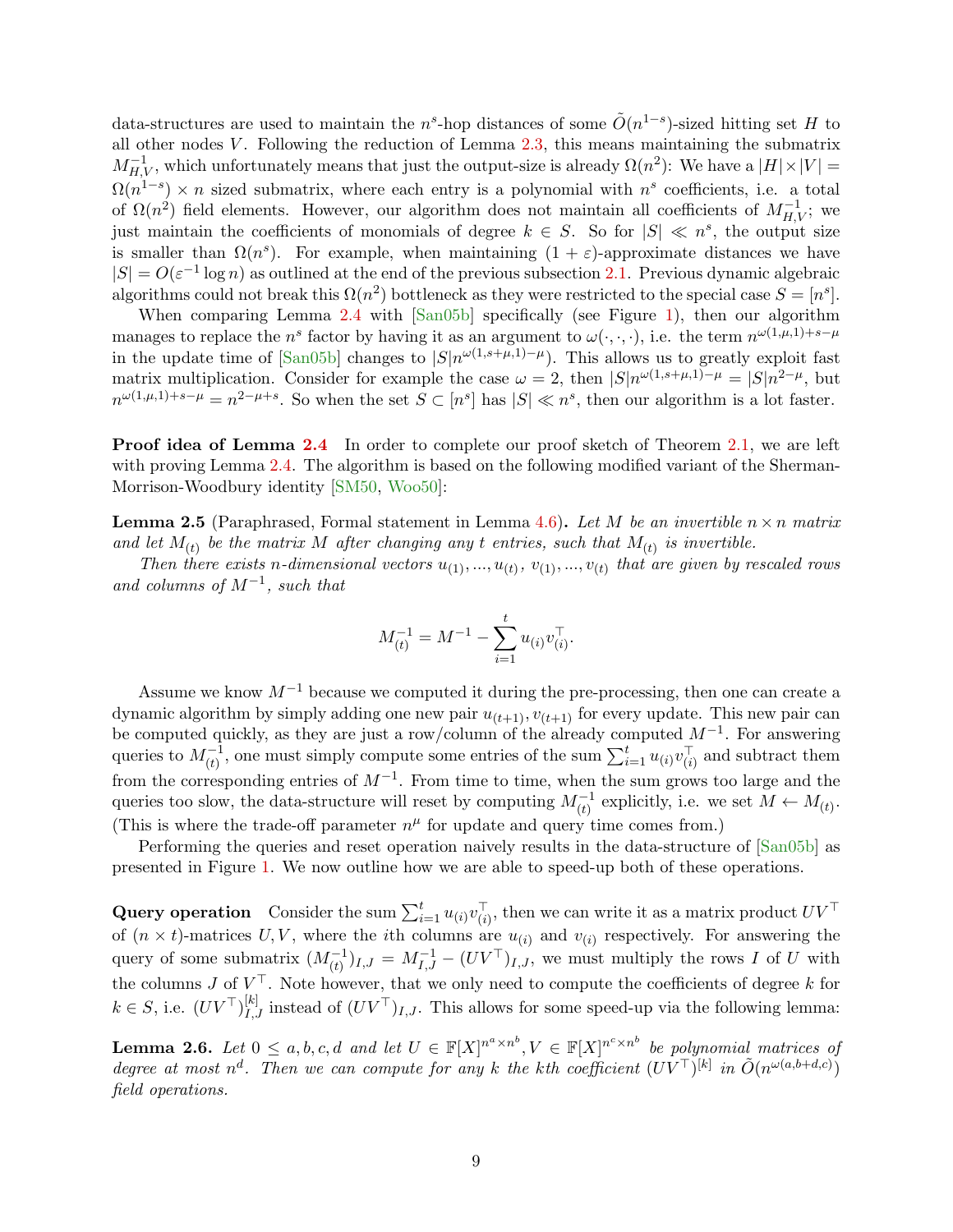data-structures are used to maintain the $n^s$-hop distances of some $\tilde{O}(n^{1-s})$-sized hitting set $H$ to all other nodes $V$. Following the reduction of Lemma 2.3, this means maintaining the submatrix $M_{H,V}^{-1}$, which unfortunately means that just the output-size is already $\Omega(n^2)$: We have a $|H| \times |V| = \Omega(n^{1-s}) \times n$ sized submatrix, where each entry is a polynomial with $n^s$ coefficients, i.e. a total of $\Omega(n^2)$ field elements. However, our algorithm does not maintain all coefficients of $M_{H,V}^{-1}$; we just maintain the coefficients of monomials of degree $k \in S$. So for $|S| \ll n^s$, the output size is smaller than $\Omega(n^s)$. For example, when maintaining $(1+\varepsilon)$-approximate distances we have $|S| = O(\varepsilon^{-1} \log n)$ as outlined at the end of the previous subsection 2.1. Previous dynamic algebraic algorithms could not break this $\Omega(n^2)$ bottleneck as they were restricted to the special case $S = [n^s]$.

When comparing Lemma 2.4 with [San05b] specifically (see Figure 1), then our algorithm manages to replace the $n^s$ factor by having it as an argument to $\omega(\cdot,\cdot,\cdot)$, i.e. the term $n^{\omega(1,\mu,1)+s-\mu}$ in the update time of [San05b] changes to $|S|n^{\omega(1,s+\mu,1)-\mu}$. This allows us to greatly exploit fast matrix multiplication. Consider for example the case $\omega = 2$, then $|S|n^{\omega(1,s+\mu,1)-\mu} = |S|n^{2-\mu}$, but $n^{\omega(1,\mu,1)+s-\mu} = n^{2-\mu+s}$. So when the set $S \subset [n^s]$ has $|S| \ll n^s$, then our algorithm is a lot faster.

**Proof idea of Lemma 2.4** In order to complete our proof sketch of Theorem 2.1, we are left with proving Lemma 2.4. The algorithm is based on the following modified variant of the Sherman-Morrison-Woodbury identity [SM50, Woo50]:

**Lemma 2.5** (Paraphrased, Formal statement in Lemma 4.6)**.** *Let $M$ be an invertible $n \times n$ matrix and let $M_{(t)}$ be the matrix $M$ after changing any $t$ entries, such that $M_{(t)}$ is invertible.*

*Then there exists $n$-dimensional vectors $u_{(1)}, ..., u_{(t)}$, $v_{(1)}, ..., v_{(t)}$ that are given by rescaled rows and columns of $M^{-1}$, such that*

$$M_{(t)}^{-1} = M^{-1} - \sum_{i=1}^{t} u_{(i)} v_{(i)}^\top.$$

Assume we know $M^{-1}$ because we computed it during the pre-processing, then one can create a dynamic algorithm by simply adding one new pair $u_{(t+1)}, v_{(t+1)}$ for every update. This new pair can be computed quickly, as they are just a row/column of the already computed $M^{-1}$. For answering queries to $M_{(t)}^{-1}$, one must simply compute some entries of the sum $\sum_{i=1}^{t} u_{(i)} v_{(i)}^\top$ and subtract them from the corresponding entries of $M^{-1}$. From time to time, when the sum grows too large and the queries too slow, the data-structure will reset by computing $M_{(t)}^{-1}$ explicitly, i.e. we set $M \leftarrow M_{(t)}$. (This is where the trade-off parameter $n^\mu$ for update and query time comes from.)

Performing the queries and reset operation naively results in the data-structure of [San05b] as presented in Figure 1. We now outline how we are able to speed-up both of these operations.

**Query operation** Consider the sum $\sum_{i=1}^{t} u_{(i)} v_{(i)}^\top$, then we can write it as a matrix product $UV^\top$ of $(n \times t)$-matrices $U, V$, where the $i$th columns are $u_{(i)}$ and $v_{(i)}$ respectively. For answering the query of some submatrix $(M_{(t)}^{-1})_{I,J} = M_{I,J}^{-1} - (UV^\top)_{I,J}$, we must multiply the rows $I$ of $U$ with the columns $J$ of $V^\top$. Note however, that we only need to compute the coefficients of degree $k$ for $k \in S$, i.e. $(UV^\top)_{I,J}^{[k]}$ instead of $(UV^\top)_{I,J}$. This allows for some speed-up via the following lemma:

**Lemma 2.6.** *Let $0 \le a, b, c, d$ and let $U \in \mathbb{F}[X]^{n^a \times n^b}, V \in \mathbb{F}[X]^{n^c \times n^b}$ be polynomial matrices of degree at most $n^d$. Then we can compute for any $k$ the $k$th coefficient $(UV^\top)^{[k]}$ in $\tilde{O}(n^{\omega(a,b+d,c)})$ field operations.*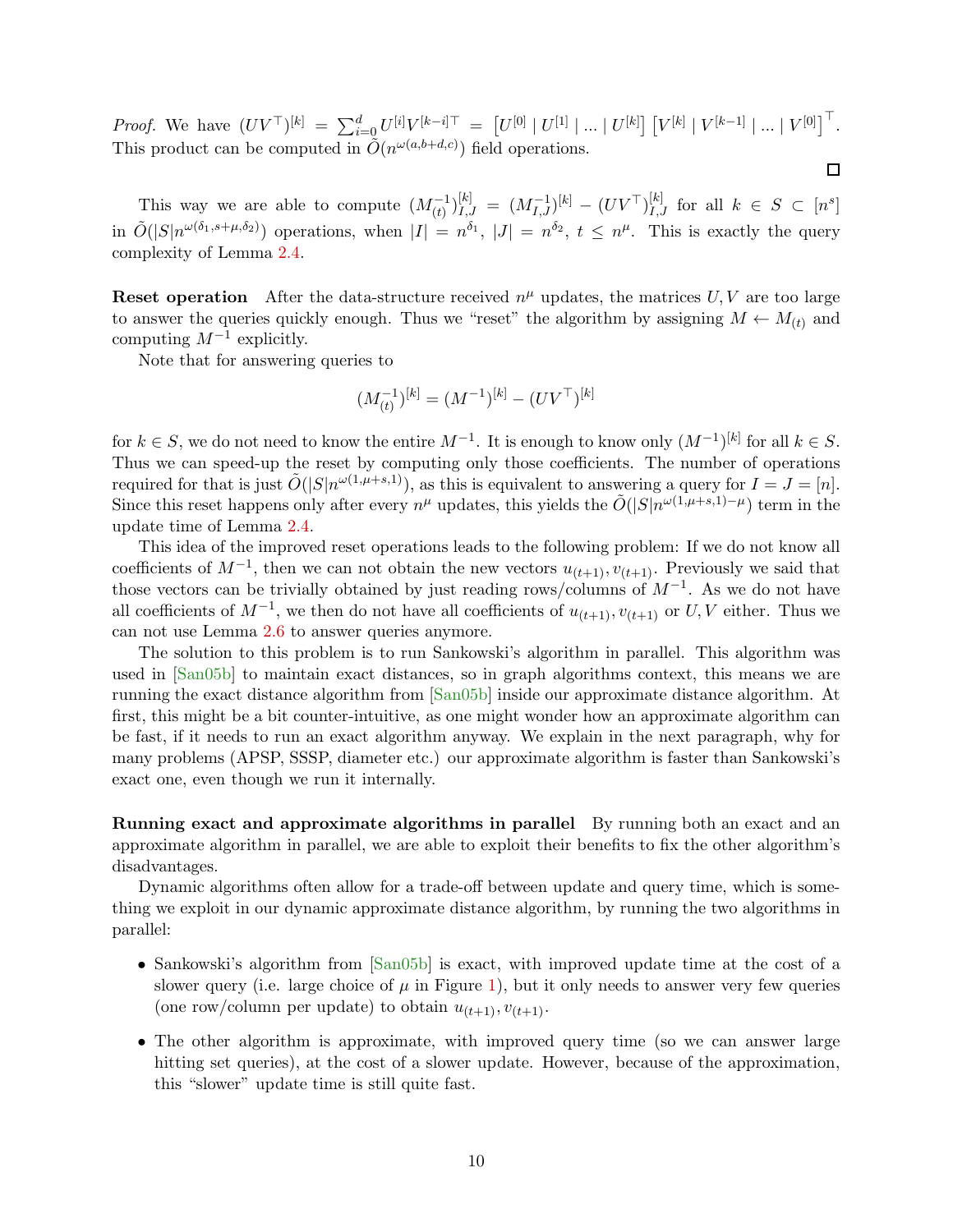*Proof.* We have $(UV^\top)^{[k]} = \sum_{i=0}^{d} U^{[i]} V^{[k-i]\top} = \left[U^{[0]} \mid U^{[1]} \mid ... \mid U^{[k]}\right] \left[V^{[k]} \mid V^{[k-1]} \mid ... \mid V^{[0]}\right]^\top$. This product can be computed in $\tilde{O}(n^{\omega(a,b+d,c)})$ field operations. □

This way we are able to compute $(M_{(t)}^{-1})_{I,J}^{[k]} = (M_{I,J}^{-1})^{[k]} - (UV^\top)_{I,J}^{[k]}$ for all $k \in S \subset [n^s]$ in $\tilde{O}(|S| n^{\omega(\delta_1, s+\mu, \delta_2)})$ operations, when $|I| = n^{\delta_1}$, $|J| = n^{\delta_2}$, $t \leq n^\mu$. This is exactly the query complexity of Lemma 2.4.

**Reset operation** After the data-structure received $n^\mu$ updates, the matrices $U, V$ are too large to answer the queries quickly enough. Thus we "reset" the algorithm by assigning $M \leftarrow M_{(t)}$ and computing $M^{-1}$ explicitly.

Note that for answering queries to

$$(M_{(t)}^{-1})^{[k]} = (M^{-1})^{[k]} - (UV^\top)^{[k]}$$

for $k \in S$, we do not need to know the entire $M^{-1}$. It is enough to know only $(M^{-1})^{[k]}$ for all $k \in S$. Thus we can speed-up the reset by computing only those coefficients. The number of operations required for that is just $\tilde{O}(|S| n^{\omega(1,\mu+s,1)})$, as this is equivalent to answering a query for $I = J = [n]$. Since this reset happens only after every $n^\mu$ updates, this yields the $\tilde{O}(|S| n^{\omega(1,\mu+s,1)-\mu})$ term in the update time of Lemma 2.4.

This idea of the improved reset operations leads to the following problem: If we do not know all coefficients of $M^{-1}$, then we can not obtain the new vectors $u_{(t+1)}, v_{(t+1)}$. Previously we said that those vectors can be trivially obtained by just reading rows/columns of $M^{-1}$. As we do not have all coefficients of $M^{-1}$, we then do not have all coefficients of $u_{(t+1)}, v_{(t+1)}$ or $U, V$ either. Thus we can not use Lemma 2.6 to answer queries anymore.

The solution to this problem is to run Sankowski's algorithm in parallel. This algorithm was used in [San05b] to maintain exact distances, so in graph algorithms context, this means we are running the exact distance algorithm from [San05b] inside our approximate distance algorithm. At first, this might be a bit counter-intuitive, as one might wonder how an approximate algorithm can be fast, if it needs to run an exact algorithm anyway. We explain in the next paragraph, why for many problems (APSP, SSSP, diameter etc.) our approximate algorithm is faster than Sankowski's exact one, even though we run it internally.

**Running exact and approximate algorithms in parallel** By running both an exact and an approximate algorithm in parallel, we are able to exploit their benefits to fix the other algorithm's disadvantages.

Dynamic algorithms often allow for a trade-off between update and query time, which is something we exploit in our dynamic approximate distance algorithm, by running the two algorithms in parallel:

- Sankowski's algorithm from [San05b] is exact, with improved update time at the cost of a slower query (i.e. large choice of $\mu$ in Figure 1), but it only needs to answer very few queries (one row/column per update) to obtain $u_{(t+1)}, v_{(t+1)}$.
- The other algorithm is approximate, with improved query time (so we can answer large hitting set queries), at the cost of a slower update. However, because of the approximation, this "slower" update time is still quite fast.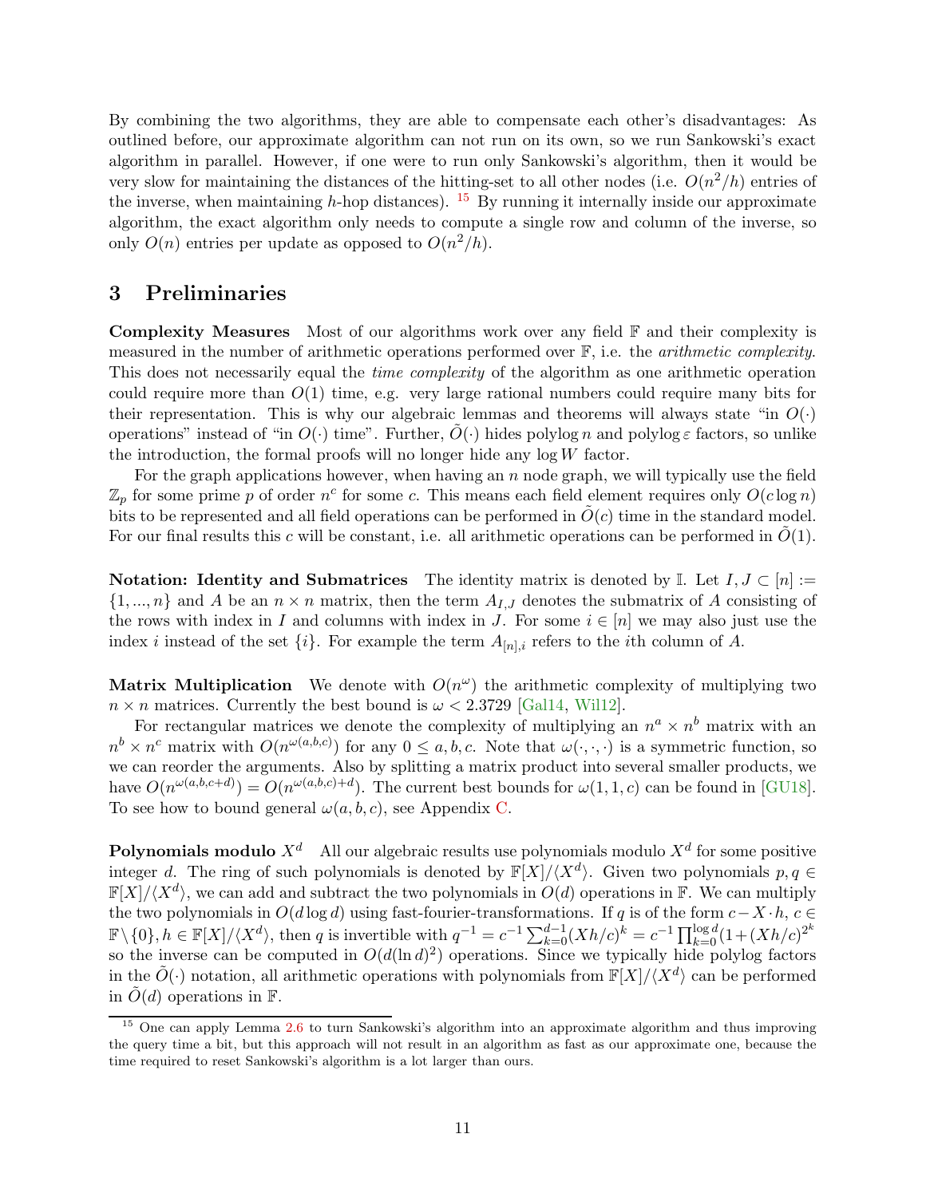By combining the two algorithms, they are able to compensate each other's disadvantages: As outlined before, our approximate algorithm can not run on its own, so we run Sankowski's exact algorithm in parallel. However, if one were to run only Sankowski's algorithm, then it would be very slow for maintaining the distances of the hitting-set to all other nodes (i.e. $O(n^2/h)$ entries of the inverse, when maintaining $h$-hop distances). [15] By running it internally inside our approximate algorithm, the exact algorithm only needs to compute a single row and column of the inverse, so only $O(n)$ entries per update as opposed to $O(n^2/h)$.

## 3 Preliminaries

**Complexity Measures** Most of our algorithms work over any field $\mathbb{F}$ and their complexity is measured in the number of arithmetic operations performed over $\mathbb{F}$, i.e. the *arithmetic complexity*. This does not necessarily equal the *time complexity* of the algorithm as one arithmetic operation could require more than $O(1)$ time, e.g. very large rational numbers could require many bits for their representation. This is why our algebraic lemmas and theorems will always state "in $O(\cdot)$ operations" instead of "in $O(\cdot)$ time". Further, $\tilde{O}(\cdot)$ hides polylog $n$ and polylog $\varepsilon$ factors, so unlike the introduction, the formal proofs will no longer hide any $\log W$ factor.

For the graph applications however, when having an $n$ node graph, we will typically use the field $\mathbb{Z}_p$ for some prime $p$ of order $n^c$ for some $c$. This means each field element requires only $O(c \log n)$ bits to be represented and all field operations can be performed in $\tilde{O}(c)$ time in the standard model. For our final results this $c$ will be constant, i.e. all arithmetic operations can be performed in $\tilde{O}(1)$.

**Notation: Identity and Submatrices** The identity matrix is denoted by $\mathbb{I}$. Let $I, J \subset [n] := \{1, ..., n\}$ and $A$ be an $n \times n$ matrix, then the term $A_{I,J}$ denotes the submatrix of $A$ consisting of the rows with index in $I$ and columns with index in $J$. For some $i \in [n]$ we may also just use the index $i$ instead of the set $\{i\}$. For example the term $A_{[n],i}$ refers to the $i$th column of $A$.

**Matrix Multiplication** We denote with $O(n^\omega)$ the arithmetic complexity of multiplying two $n \times n$ matrices. Currently the best bound is $\omega < 2.3729$ [Gal14, Wil12].

For rectangular matrices we denote the complexity of multiplying an $n^a \times n^b$ matrix with an $n^b \times n^c$ matrix with $O(n^{\omega(a,b,c)})$ for any $0 \leq a, b, c$. Note that $\omega(\cdot, \cdot, \cdot)$ is a symmetric function, so we can reorder the arguments. Also by splitting a matrix product into several smaller products, we have $O(n^{\omega(a,b,c+d)}) = O(n^{\omega(a,b,c)+d})$. The current best bounds for $\omega(1, 1, c)$ can be found in [GU18]. To see how to bound general $\omega(a, b, c)$, see Appendix C.

**Polynomials modulo $X^d$** All our algebraic results use polynomials modulo $X^d$ for some positive integer $d$. The ring of such polynomials is denoted by $\mathbb{F}[X]/\langle X^d \rangle$. Given two polynomials $p, q \in \mathbb{F}[X]/\langle X^d \rangle$, we can add and subtract the two polynomials in $O(d)$ operations in $\mathbb{F}$. We can multiply the two polynomials in $O(d \log d)$ using fast-fourier-transformations. If $q$ is of the form $c - X \cdot h$, $c \in \mathbb{F} \setminus \{0\}, h \in \mathbb{F}[X]/\langle X^d \rangle$, then $q$ is invertible with $q^{-1} = c^{-1} \sum_{k=0}^{d-1} (Xh/c)^k = c^{-1} \prod_{k=0}^{\log d} (1 + (Xh/c)^{2^k}$ so the inverse can be computed in $O(d(\ln d)^2)$ operations. Since we typically hide polylog factors in the $\tilde{O}(\cdot)$ notation, all arithmetic operations with polynomials from $\mathbb{F}[X]/\langle X^d \rangle$ can be performed in $\tilde{O}(d)$ operations in $\mathbb{F}$.

[15] One can apply Lemma 2.6 to turn Sankowski's algorithm into an approximate algorithm and thus improving the query time a bit, but this approach will not result in an algorithm as fast as our approximate one, because the time required to reset Sankowski's algorithm is a lot larger than ours.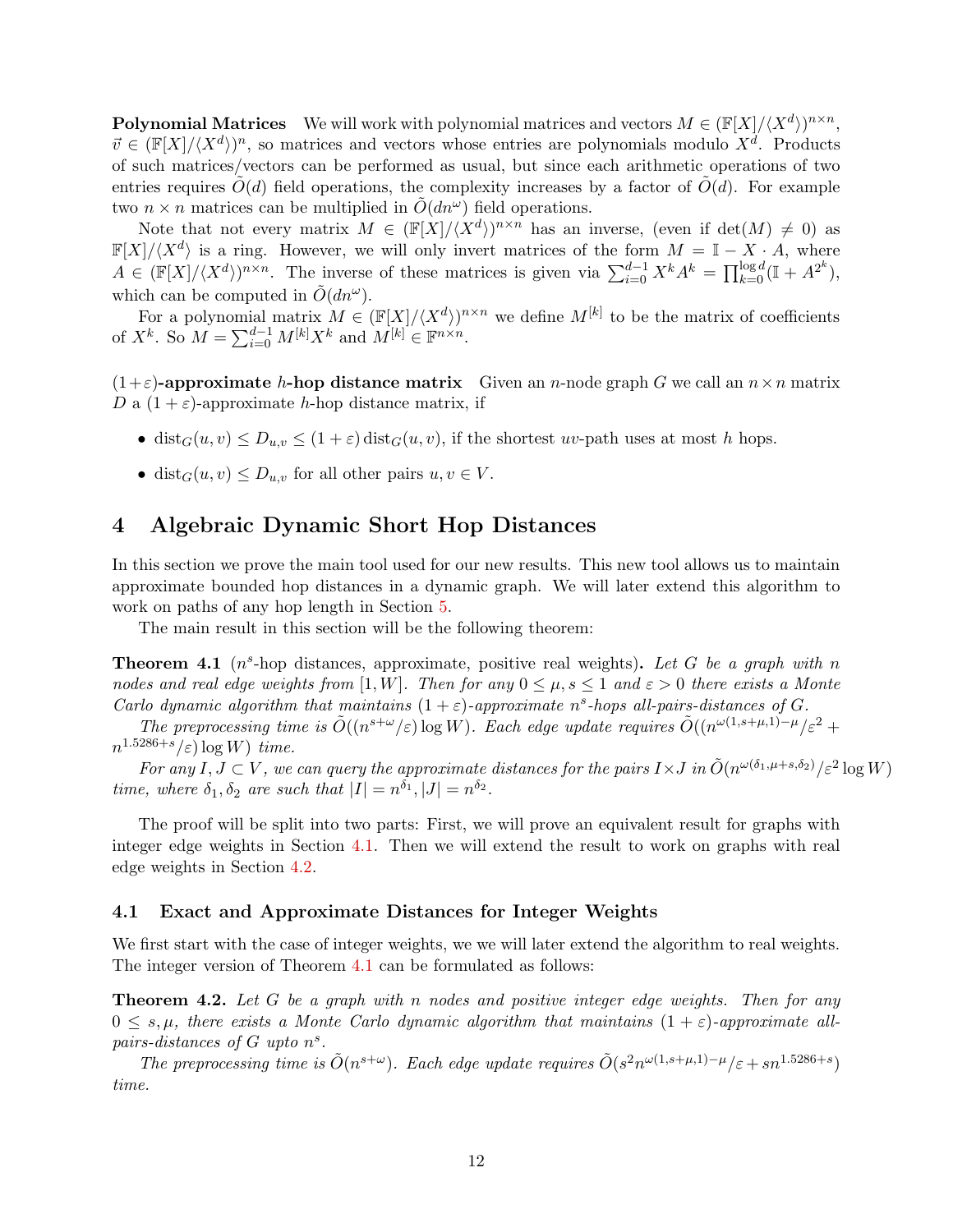**Polynomial Matrices** We will work with polynomial matrices and vectors $M \in (\mathbb{F}[X]/\langle X^d \rangle)^{n \times n}$, $\vec{v} \in (\mathbb{F}[X]/\langle X^d \rangle)^n$, so matrices and vectors whose entries are polynomials modulo $X^d$. Products of such matrices/vectors can be performed as usual, but since each arithmetic operations of two entries requires $\tilde{O}(d)$ field operations, the complexity increases by a factor of $\tilde{O}(d)$. For example two $n \times n$ matrices can be multiplied in $\tilde{O}(dn^\omega)$ field operations.

Note that not every matrix $M \in (\mathbb{F}[X]/\langle X^d \rangle)^{n \times n}$ has an inverse, (even if $\det(M) \neq 0$) as $\mathbb{F}[X]/\langle X^d \rangle$ is a ring. However, we will only invert matrices of the form $M = \mathbb{I} - X \cdot A$, where $A \in (\mathbb{F}[X]/\langle X^d \rangle)^{n \times n}$. The inverse of these matrices is given via $\sum_{i=0}^{d-1} X^k A^k = \prod_{k=0}^{\log d} (\mathbb{I} + A^{2^k})$, which can be computed in $\tilde{O}(dn^\omega)$.

For a polynomial matrix $M \in (\mathbb{F}[X]/\langle X^d \rangle)^{n \times n}$ we define $M^{[k]}$ to be the matrix of coefficients of $X^k$. So $M = \sum_{i=0}^{d-1} M^{[k]} X^k$ and $M^{[k]} \in \mathbb{F}^{n \times n}$.

**$(1+\varepsilon)$-approximate $h$-hop distance matrix** Given an $n$-node graph $G$ we call an $n \times n$ matrix $D$ a $(1+\varepsilon)$-approximate $h$-hop distance matrix, if

- $\operatorname{dist}_G(u,v) \le D_{u,v} \le (1+\varepsilon)\operatorname{dist}_G(u,v)$, if the shortest $uv$-path uses at most $h$ hops.
- $\operatorname{dist}_G(u,v) \le D_{u,v}$ for all other pairs $u, v \in V$.

# 4 Algebraic Dynamic Short Hop Distances

In this section we prove the main tool used for our new results. This new tool allows us to maintain approximate bounded hop distances in a dynamic graph. We will later extend this algorithm to work on paths of any hop length in Section 5.

The main result in this section will be the following theorem:

**Theorem 4.1** ($n^s$-hop distances, approximate, positive real weights)**.** *Let $G$ be a graph with $n$ nodes and real edge weights from $[1, W]$. Then for any $0 \le \mu, s \le 1$ and $\varepsilon > 0$ there exists a Monte Carlo dynamic algorithm that maintains $(1+\varepsilon)$-approximate $n^s$-hops all-pairs-distances of $G$.*

*The preprocessing time is $\tilde{O}((n^{s+\omega}/\varepsilon)\log W)$. Each edge update requires $\tilde{O}((n^{\omega(1,s+\mu,1)-\mu}/\varepsilon^2 + n^{1.5286+s}/\varepsilon)\log W)$ time.*

*For any $I, J \subset V$, we can query the approximate distances for the pairs $I \times J$ in $\tilde{O}(n^{\omega(\delta_1,\mu+s,\delta_2)}/\varepsilon^2 \log W)$ time, where $\delta_1, \delta_2$ are such that $|I| = n^{\delta_1}, |J| = n^{\delta_2}$.*

The proof will be split into two parts: First, we will prove an equivalent result for graphs with integer edge weights in Section 4.1. Then we will extend the result to work on graphs with real edge weights in Section 4.2.

## 4.1 Exact and Approximate Distances for Integer Weights

We first start with the case of integer weights, we we will later extend the algorithm to real weights. The integer version of Theorem 4.1 can be formulated as follows:

**Theorem 4.2.** *Let $G$ be a graph with $n$ nodes and positive integer edge weights. Then for any $0 \le s, \mu$, there exists a Monte Carlo dynamic algorithm that maintains $(1+\varepsilon)$-approximate all-pairs-distances of $G$ upto $n^s$.*

*The preprocessing time is $\tilde{O}(n^{s+\omega})$. Each edge update requires $\tilde{O}(s^2 n^{\omega(1,s+\mu,1)-\mu}/\varepsilon + sn^{1.5286+s})$ time.*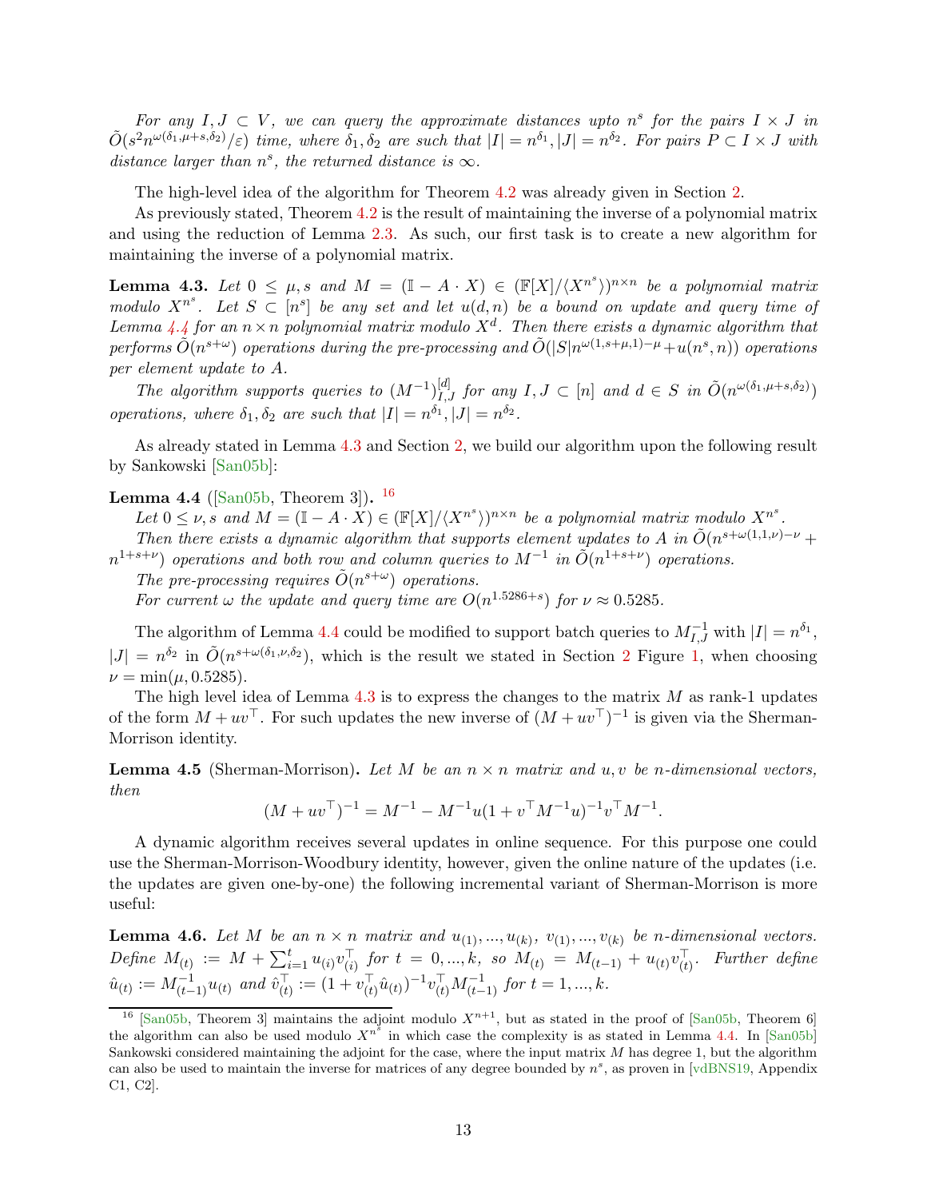*For any $I, J \subset V$, we can query the approximate distances upto $n^s$ for the pairs $I \times J$ in $\tilde{O}(s^2 n^{\omega(\delta_1,\mu+s,\delta_2)}/\varepsilon)$ time, where $\delta_1, \delta_2$ are such that $|I| = n^{\delta_1}, |J| = n^{\delta_2}$. For pairs $P \subset I \times J$ with distance larger than $n^s$, the returned distance is $\infty$.*

The high-level idea of the algorithm for Theorem 4.2 was already given in Section 2.

As previously stated, Theorem 4.2 is the result of maintaining the inverse of a polynomial matrix and using the reduction of Lemma 2.3. As such, our first task is to create a new algorithm for maintaining the inverse of a polynomial matrix.

**Lemma 4.3.** *Let $0 \le \mu, s$ and $M = (\mathbb{I} - A \cdot X) \in (\mathbb{F}[X]/\langle X^{n^s}\rangle)^{n \times n}$ be a polynomial matrix modulo $X^{n^s}$. Let $S \subset [n^s]$ be any set and let $u(d,n)$ be a bound on update and query time of Lemma 4.4 for an $n \times n$ polynomial matrix modulo $X^d$. Then there exists a dynamic algorithm that performs $\tilde{O}(n^{s+\omega})$ operations during the pre-processing and $\tilde{O}(|S| n^{\omega(1,s+\mu,1)-\mu} + u(n^s, n))$ operations per element update to $A$.*

*The algorithm supports queries to $(M^{-1})^{[d]}_{I,J}$ for any $I, J \subset [n]$ and $d \in S$ in $\tilde{O}(n^{\omega(\delta_1,\mu+s,\delta_2)})$ operations, where $\delta_1, \delta_2$ are such that $|I| = n^{\delta_1}, |J| = n^{\delta_2}$.*

As already stated in Lemma 4.3 and Section 2, we build our algorithm upon the following result by Sankowski [San05b]:

**Lemma 4.4** ([San05b, Theorem 3])**.** [16]

*Let $0 \le \nu, s$ and $M = (\mathbb{I} - A \cdot X) \in (\mathbb{F}[X]/\langle X^{n^s}\rangle)^{n \times n}$ be a polynomial matrix modulo $X^{n^s}$.*

*Then there exists a dynamic algorithm that supports element updates to $A$ in $\tilde{O}(n^{s+\omega(1,1,\nu)-\nu} + n^{1+s+\nu})$ operations and both row and column queries to $M^{-1}$ in $\tilde{O}(n^{1+s+\nu})$ operations.*

*The pre-processing requires $\tilde{O}(n^{s+\omega})$ operations.*

*For current $\omega$ the update and query time are $O(n^{1.5286+s})$ for $\nu \approx 0.5285$.*

The algorithm of Lemma 4.4 could be modified to support batch queries to $M^{-1}_{I,J}$ with $|I| = n^{\delta_1}$, $|J| = n^{\delta_2}$ in $\tilde{O}(n^{s+\omega(\delta_1,\nu,\delta_2)})$, which is the result we stated in Section 2 Figure 1, when choosing $\nu = \min(\mu, 0.5285)$.

The high level idea of Lemma 4.3 is to express the changes to the matrix $M$ as rank-1 updates of the form $M + uv^\top$. For such updates the new inverse of $(M + uv^\top)^{-1}$ is given via the Sherman-Morrison identity.

**Lemma 4.5** (Sherman-Morrison)**.** *Let $M$ be an $n \times n$ matrix and $u, v$ be $n$-dimensional vectors, then*

$$(M + uv^\top)^{-1} = M^{-1} - M^{-1}u(1 + v^\top M^{-1} u)^{-1} v^\top M^{-1}.$$

A dynamic algorithm receives several updates in online sequence. For this purpose one could use the Sherman-Morrison-Woodbury identity, however, given the online nature of the updates (i.e. the updates are given one-by-one) the following incremental variant of Sherman-Morrison is more useful:

**Lemma 4.6.** *Let $M$ be an $n \times n$ matrix and $u_{(1)}, ..., u_{(k)}$, $v_{(1)}, ..., v_{(k)}$ be $n$-dimensional vectors. Define $M_{(t)} := M + \sum_{i=1}^t u_{(i)} v_{(i)}^\top$ for $t = 0, ..., k$, so $M_{(t)} = M_{(t-1)} + u_{(t)} v_{(t)}^\top$. Further define $\hat{u}_{(t)} := M_{(t-1)}^{-1} u_{(t)}$ and $\hat{v}_{(t)}^\top := (1 + v_{(t)}^\top \hat{u}_{(t)})^{-1} v_{(t)}^\top M_{(t-1)}^{-1}$ for $t = 1, ..., k$.*

[16] [San05b, Theorem 3] maintains the adjoint modulo $X^{n+1}$, but as stated in the proof of [San05b, Theorem 6] the algorithm can also be used modulo $X^{n^s}$ in which case the complexity is as stated in Lemma 4.4. In [San05b] Sankowski considered maintaining the adjoint for the case, where the input matrix $M$ has degree 1, but the algorithm can also be used to maintain the inverse for matrices of any degree bounded by $n^s$, as proven in [vdBNS19, Appendix C1, C2].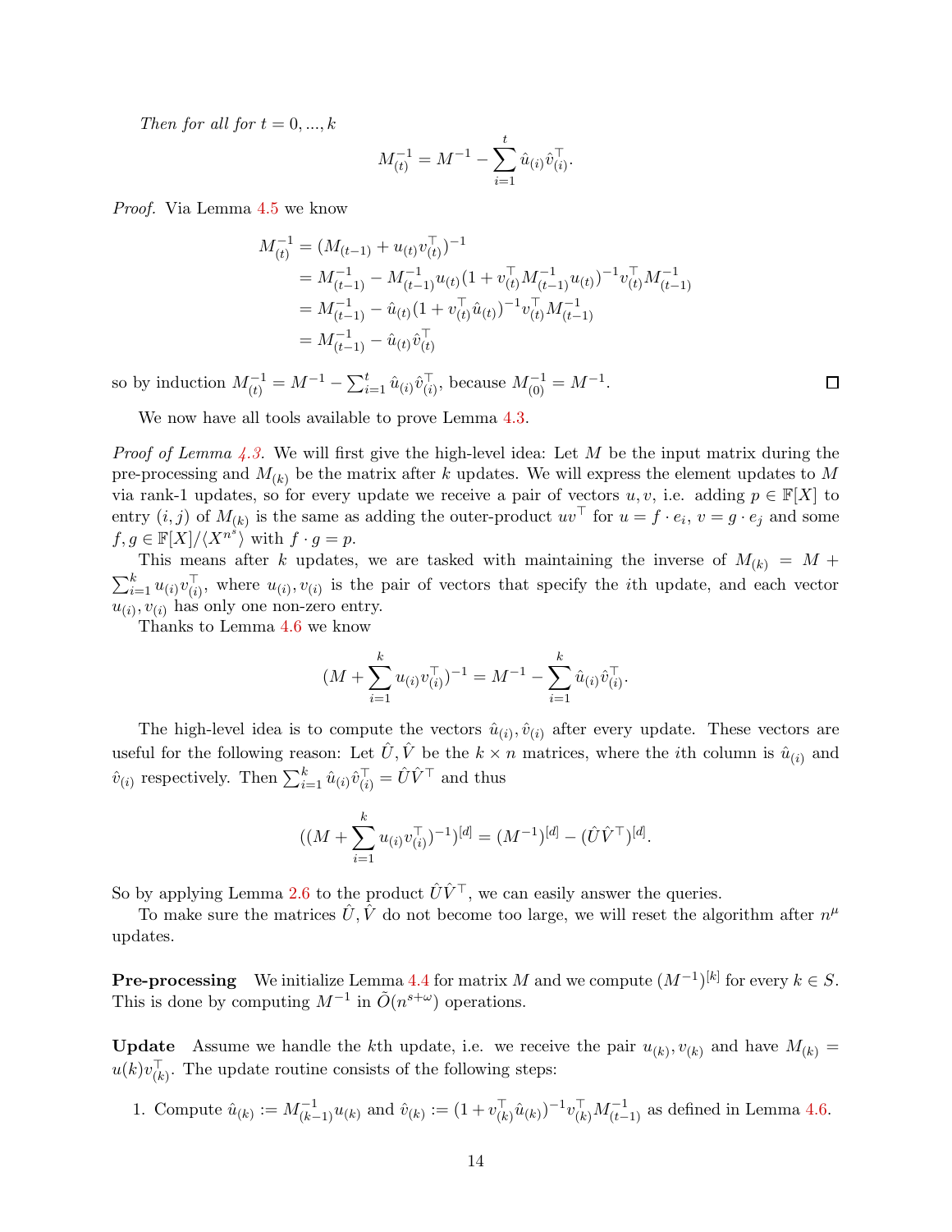*Then for all for $t = 0, ..., k$*

$$M_{(t)}^{-1} = M^{-1} - \sum_{i=1}^{t} \hat{u}_{(i)} \hat{v}_{(i)}^\top.$$

*Proof.* Via Lemma 4.5 we know

$$\begin{aligned}
M_{(t)}^{-1} &= (M_{(t-1)} + u_{(t)} v_{(t)}^\top)^{-1} \\
&= M_{(t-1)}^{-1} - M_{(t-1)}^{-1} u_{(t)} (1 + v_{(t)}^\top M_{(t-1)}^{-1} u_{(t)})^{-1} v_{(t)}^\top M_{(t-1)}^{-1} \\
&= M_{(t-1)}^{-1} - \hat{u}_{(t)} (1 + v_{(t)}^\top \hat{u}_{(t)})^{-1} v_{(t)}^\top M_{(t-1)}^{-1} \\
&= M_{(t-1)}^{-1} - \hat{u}_{(t)} \hat{v}_{(t)}^\top
\end{aligned}$$

so by induction $M_{(t)}^{-1} = M^{-1} - \sum_{i=1}^{t} \hat{u}_{(i)} \hat{v}_{(i)}^\top$, because $M_{(0)}^{-1} = M^{-1}$. □

We now have all tools available to prove Lemma 4.3.

*Proof of Lemma 4.3.* We will first give the high-level idea: Let $M$ be the input matrix during the pre-processing and $M_{(k)}$ be the matrix after $k$ updates. We will express the element updates to $M$ via rank-1 updates, so for every update we receive a pair of vectors $u, v$, i.e. adding $p \in \mathbb{F}[X]$ to entry $(i, j)$ of $M_{(k)}$ is the same as adding the outer-product $uv^\top$ for $u = f \cdot e_i$, $v = g \cdot e_j$ and some $f, g \in \mathbb{F}[X]/\langle X^{n^s} \rangle$ with $f \cdot g = p$.

This means after $k$ updates, we are tasked with maintaining the inverse of $M_{(k)} = M + \sum_{i=1}^{k} u_{(i)} v_{(i)}^\top$, where $u_{(i)}, v_{(i)}$ is the pair of vectors that specify the $i$th update, and each vector $u_{(i)}, v_{(i)}$ has only one non-zero entry.

Thanks to Lemma 4.6 we know

$$(M + \sum_{i=1}^{k} u_{(i)} v_{(i)}^\top)^{-1} = M^{-1} - \sum_{i=1}^{k} \hat{u}_{(i)} \hat{v}_{(i)}^\top.$$

The high-level idea is to compute the vectors $\hat{u}_{(i)}, \hat{v}_{(i)}$ after every update. These vectors are useful for the following reason: Let $\hat{U}, \hat{V}$ be the $k \times n$ matrices, where the $i$th column is $\hat{u}_{(i)}$ and $\hat{v}_{(i)}$ respectively. Then $\sum_{i=1}^{k} \hat{u}_{(i)} \hat{v}_{(i)}^\top = \hat{U} \hat{V}^\top$ and thus

$$((M + \sum_{i=1}^{k} u_{(i)} v_{(i)}^\top)^{-1})^{[d]} = (M^{-1})^{[d]} - (\hat{U} \hat{V}^\top)^{[d]}.$$

So by applying Lemma 2.6 to the product $\hat{U} \hat{V}^\top$, we can easily answer the queries.

To make sure the matrices $\hat{U}, \hat{V}$ do not become too large, we will reset the algorithm after $n^\mu$ updates.

**Pre-processing** We initialize Lemma 4.4 for matrix $M$ and we compute $(M^{-1})^{[k]}$ for every $k \in S$. This is done by computing $M^{-1}$ in $\tilde{O}(n^{s+\omega})$ operations.

**Update** Assume we handle the $k$th update, i.e. we receive the pair $u_{(k)}, v_{(k)}$ and have $M_{(k)} = u(k) v_{(k)}^\top$. The update routine consists of the following steps:

1. Compute $\hat{u}_{(k)} := M_{(k-1)}^{-1} u_{(k)}$ and $\hat{v}_{(k)} := (1 + v_{(k)}^\top \hat{u}_{(k)})^{-1} v_{(k)}^\top M_{(t-1)}^{-1}$ as defined in Lemma 4.6.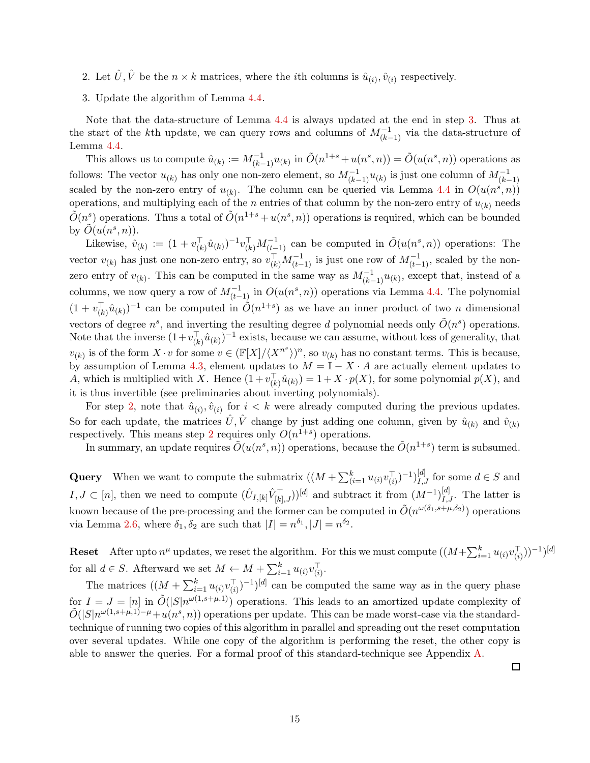2. Let $\hat{U}, \hat{V}$ be the $n \times k$ matrices, where the $i$th columns is $\hat{u}_{(i)}, \hat{v}_{(i)}$ respectively.
3. Update the algorithm of Lemma 4.4.

Note that the data-structure of Lemma 4.4 is always updated at the end in step 3. Thus at the start of the $k$th update, we can query rows and columns of $M^{-1}_{(k-1)}$ via the data-structure of Lemma 4.4.

This allows us to compute $\hat{u}_{(k)} := M^{-1}_{(k-1)} u_{(k)}$ in $\tilde{O}(n^{1+s} + u(n^s, n)) = \tilde{O}(u(n^s, n))$ operations as follows: The vector $u_{(k)}$ has only one non-zero element, so $M^{-1}_{(k-1)} u_{(k)}$ is just one column of $M^{-1}_{(k-1)}$ scaled by the non-zero entry of $u_{(k)}$. The column can be queried via Lemma 4.4 in $O(u(n^s, n))$ operations, and multiplying each of the $n$ entries of that column by the non-zero entry of $u_{(k)}$ needs $\tilde{O}(n^s)$ operations. Thus a total of $\tilde{O}(n^{1+s} + u(n^s, n))$ operations is required, which can be bounded by $\tilde{O}(u(n^s, n))$.

Likewise, $\hat{v}_{(k)} := (1 + v_{(k)}^\top \hat{u}_{(k)})^{-1} v_{(k)}^\top M^{-1}_{(t-1)}$ can be computed in $\tilde{O}(u(n^s, n))$ operations: The vector $v_{(k)}$ has just one non-zero entry, so $v_{(k)}^\top M^{-1}_{(t-1)}$ is just one row of $M^{-1}_{(t-1)}$, scaled by the non-zero entry of $v_{(k)}$. This can be computed in the same way as $M^{-1}_{(k-1)} u_{(k)}$, except that, instead of a columns, we now query a row of $M^{-1}_{(t-1)}$ in $O(u(n^s, n))$ operations via Lemma 4.4. The polynomial $(1 + v_{(k)}^\top \hat{u}_{(k)})^{-1}$ can be computed in $\tilde{O}(n^{1+s})$ as we have an inner product of two $n$ dimensional vectors of degree $n^s$, and inverting the resulting degree $d$ polynomial needs only $\tilde{O}(n^s)$ operations. Note that the inverse $(1 + v_{(k)}^\top \hat{u}_{(k)})^{-1}$ exists, because we can assume, without loss of generality, that $v_{(k)}$ is of the form $X \cdot v$ for some $v \in (\mathbb{F}[X]/\langle X^{n^s} \rangle)^n$, so $v_{(k)}$ has no constant terms. This is because, by assumption of Lemma 4.3, element updates to $M = \mathbb{I} - X \cdot A$ are actually element updates to $A$, which is multiplied with $X$. Hence $(1 + v_{(k)}^\top \hat{u}_{(k)}) = 1 + X \cdot p(X)$, for some polynomial $p(X)$, and it is thus invertible (see preliminaries about inverting polynomials).

For step 2, note that $\hat{u}_{(i)}, \hat{v}_{(i)}$ for $i < k$ were already computed during the previous updates. So for each update, the matrices $\hat{U}, \hat{V}$ change by just adding one column, given by $\hat{u}_{(k)}$ and $\hat{v}_{(k)}$ respectively. This means step 2 requires only $O(n^{1+s})$ operations.

In summary, an update requires $\tilde{O}(u(n^s, n))$ operations, because the $\tilde{O}(n^{1+s})$ term is subsumed.

**Query** When we want to compute the submatrix $((M + \sum_{(i=1}^k u_{(i)} v_{(i)}^\top)^{-1})^{[d]}_{I,J}$ for some $d \in S$ and $I, J \subset [n]$, then we need to compute $(\hat{U}_{I,[k]} \hat{V}_{[k],J}^\top))^{[d]}$ and subtract it from $(M^{-1})^{[d]}_{I,J}$. The latter is known because of the pre-processing and the former can be computed in $\tilde{O}(n^{\omega(\delta_1, s+\mu, \delta_2)})$ operations via Lemma 2.6, where $\delta_1, \delta_2$ are such that $|I| = n^{\delta_1}, |J| = n^{\delta_2}$.

**Reset** After upto $n^\mu$ updates, we reset the algorithm. For this we must compute $((M + \sum_{i=1}^k u_{(i)} v_{(i)}^\top))^{-1})^{[d]}$ for all $d \in S$. Afterward we set $M \leftarrow M + \sum_{i=1}^k u_{(i)} v_{(i)}^\top$.

The matrices $((M + \sum_{i=1}^k u_{(i)} v_{(i)}^\top)^{-1})^{[d]}$ can be computed the same way as in the query phase for $I = J = [n]$ in $\tilde{O}(|S| n^{\omega(1, s+\mu, 1)})$ operations. This leads to an amortized update complexity of $\tilde{O}(|S| n^{\omega(1, s+\mu, 1) - \mu} + u(n^s, n))$ operations per update. This can be made worst-case via the standard-technique of running two copies of this algorithm in parallel and spreading out the reset computation over several updates. While one copy of the algorithm is performing the reset, the other copy is able to answer the queries. For a formal proof of this standard-technique see Appendix A.

□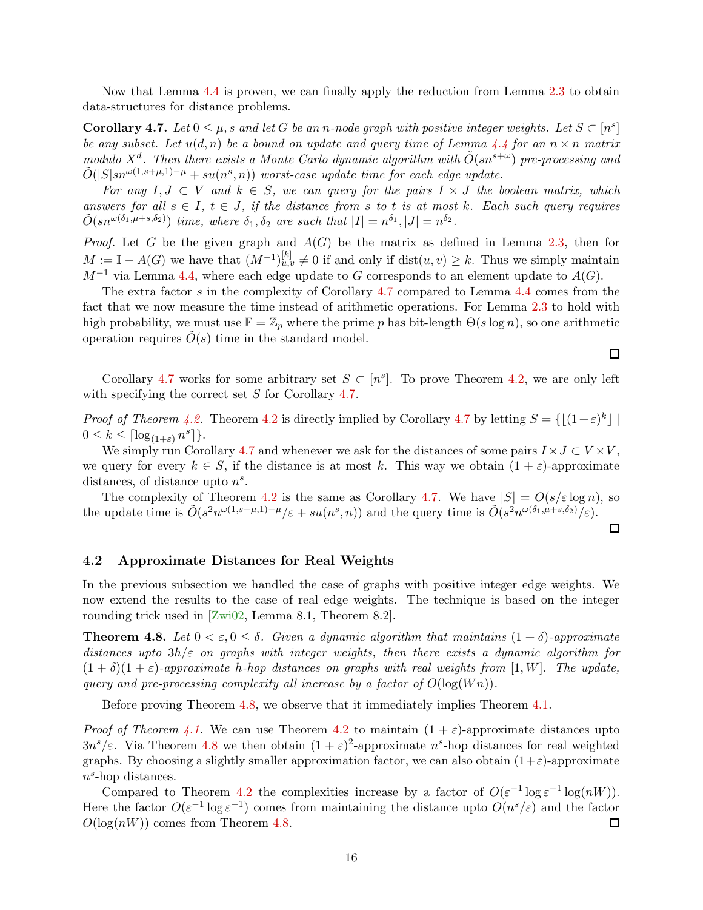Now that Lemma 4.4 is proven, we can finally apply the reduction from Lemma 2.3 to obtain data-structures for distance problems.

**Corollary 4.7.** *Let $0 \leq \mu, s$ and let $G$ be an $n$-node graph with positive integer weights. Let $S \subset [n^s]$ be any subset. Let $u(d,n)$ be a bound on update and query time of Lemma 4.4 for an $n \times n$ matrix modulo $X^d$. Then there exists a Monte Carlo dynamic algorithm with $\tilde{O}(sn^{s+\omega})$ pre-processing and $\tilde{O}(|S|sn^{\omega(1,s+\mu,1)-\mu} + su(n^s,n))$ worst-case update time for each edge update.*

*For any $I, J \subset V$ and $k \in S$, we can query for the pairs $I \times J$ the boolean matrix, which answers for all $s \in I$, $t \in J$, if the distance from $s$ to $t$ is at most $k$. Each such query requires $\tilde{O}(sn^{\omega(\delta_1,\mu+s,\delta_2)})$ time, where $\delta_1, \delta_2$ are such that $|I| = n^{\delta_1}, |J| = n^{\delta_2}$.*

*Proof.* Let $G$ be the given graph and $A(G)$ be the matrix as defined in Lemma 2.3, then for $M := \mathbb{I} - A(G)$ we have that $(M^{-1})^{[k]}_{u,v} \neq 0$ if and only if $\operatorname{dist}(u,v) \geq k$. Thus we simply maintain $M^{-1}$ via Lemma 4.4, where each edge update to $G$ corresponds to an element update to $A(G)$.

The extra factor $s$ in the complexity of Corollary 4.7 compared to Lemma 4.4 comes from the fact that we now measure the time instead of arithmetic operations. For Lemma 2.3 to hold with high probability, we must use $\mathbb{F} = \mathbb{Z}_p$ where the prime $p$ has bit-length $\Theta(s \log n)$, so one arithmetic operation requires $\tilde{O}(s)$ time in the standard model. ◻

Corollary 4.7 works for some arbitrary set $S \subset [n^s]$. To prove Theorem 4.2, we are only left with specifying the correct set $S$ for Corollary 4.7.

*Proof of Theorem 4.2.* Theorem 4.2 is directly implied by Corollary 4.7 by letting $S = \{\lfloor (1+\varepsilon)^k \rfloor \mid 0 \leq k \leq \lceil \log_{(1+\varepsilon)} n^s \rceil\}$.

We simply run Corollary 4.7 and whenever we ask for the distances of some pairs $I \times J \subset V \times V$, we query for every $k \in S$, if the distance is at most $k$. This way we obtain $(1+\varepsilon)$-approximate distances, of distance upto $n^s$.

The complexity of Theorem 4.2 is the same as Corollary 4.7. We have $|S| = O(s/\varepsilon \log n)$, so the update time is $\tilde{O}(s^2 n^{\omega(1,s+\mu,1)-\mu}/\varepsilon + su(n^s,n))$ and the query time is $\tilde{O}(s^2 n^{\omega(\delta_1,\mu+s,\delta_2)}/\varepsilon)$. ◻

## 4.2 Approximate Distances for Real Weights

In the previous subsection we handled the case of graphs with positive integer edge weights. We now extend the results to the case of real edge weights. The technique is based on the integer rounding trick used in [Zwi02, Lemma 8.1, Theorem 8.2].

**Theorem 4.8.** *Let $0 < \varepsilon, 0 \leq \delta$. Given a dynamic algorithm that maintains $(1+\delta)$-approximate distances upto $3h/\varepsilon$ on graphs with integer weights, then there exists a dynamic algorithm for $(1+\delta)(1+\varepsilon)$-approximate $h$-hop distances on graphs with real weights from $[1, W]$. The update, query and pre-processing complexity all increase by a factor of $O(\log(Wn))$.*

Before proving Theorem 4.8, we observe that it immediately implies Theorem 4.1.

*Proof of Theorem 4.1.* We can use Theorem 4.2 to maintain $(1+\varepsilon)$-approximate distances upto $3n^s/\varepsilon$. Via Theorem 4.8 we then obtain $(1+\varepsilon)^2$-approximate $n^s$-hop distances for real weighted graphs. By choosing a slightly smaller approximation factor, we can also obtain $(1+\varepsilon)$-approximate $n^s$-hop distances.

Compared to Theorem 4.2 the complexities increase by a factor of $O(\varepsilon^{-1} \log \varepsilon^{-1} \log(nW))$. Here the factor $O(\varepsilon^{-1} \log \varepsilon^{-1})$ comes from maintaining the distance upto $O(n^s/\varepsilon)$ and the factor $O(\log(nW))$ comes from Theorem 4.8. ◻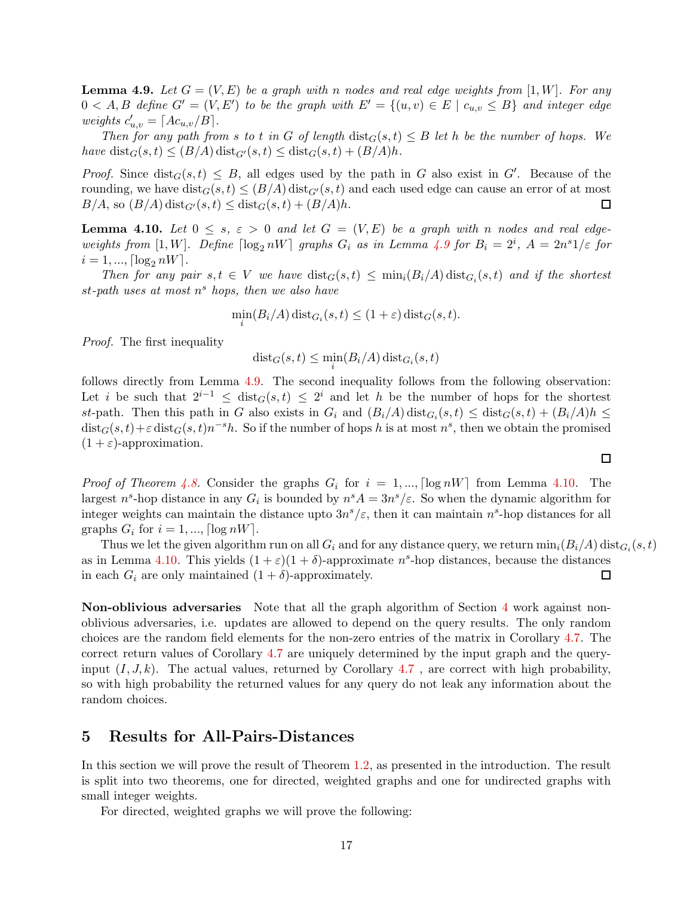**Lemma 4.9.** *Let $G = (V, E)$ be a graph with $n$ nodes and real edge weights from $[1, W]$. For any $0 < A, B$ define $G' = (V, E')$ to be the graph with $E' = \{(u, v) \in E \mid c_{u,v} \leq B\}$ and integer edge weights $c'_{u,v} = \lceil A c_{u,v}/B \rceil$.*

*Then for any path from $s$ to $t$ in $G$ of length $\operatorname{dist}_G(s,t) \leq B$ let $h$ be the number of hops. We have $\operatorname{dist}_G(s,t) \leq (B/A) \operatorname{dist}_{G'}(s,t) \leq \operatorname{dist}_G(s,t) + (B/A)h$.*

*Proof.* Since $\operatorname{dist}_G(s,t) \leq B$, all edges used by the path in $G$ also exist in $G'$. Because of the rounding, we have $\operatorname{dist}_G(s,t) \leq (B/A) \operatorname{dist}_{G'}(s,t)$ and each used edge can cause an error of at most $B/A$, so $(B/A) \operatorname{dist}_{G'}(s,t) \leq \operatorname{dist}_G(s,t) + (B/A)h$. $\square$

**Lemma 4.10.** *Let $0 \leq s$, $\varepsilon > 0$ and let $G = (V, E)$ be a graph with $n$ nodes and real edge-weights from $[1, W]$. Define $\lceil \log_2 nW \rceil$ graphs $G_i$ as in Lemma 4.9 for $B_i = 2^i$, $A = 2n^s 1/\varepsilon$ for $i = 1, ..., \lceil \log_2 nW \rceil$.*

*Then for any pair $s, t \in V$ we have $\operatorname{dist}_G(s,t) \leq \min_i (B_i/A) \operatorname{dist}_{G_i}(s,t)$ and if the shortest $st$-path uses at most $n^s$ hops, then we also have*

$$\min_i (B_i/A) \operatorname{dist}_{G_i}(s,t) \leq (1+\varepsilon) \operatorname{dist}_G(s,t).$$

*Proof.* The first inequality

$$\operatorname{dist}_G(s,t) \leq \min_i (B_i/A) \operatorname{dist}_{G_i}(s,t)$$

follows directly from Lemma 4.9. The second inequality follows from the following observation: Let $i$ be such that $2^{i-1} \leq \operatorname{dist}_G(s,t) \leq 2^i$ and let $h$ be the number of hops for the shortest $st$-path. Then this path in $G$ also exists in $G_i$ and $(B_i/A) \operatorname{dist}_{G_i}(s,t) \leq \operatorname{dist}_G(s,t) + (B_i/A)h \leq \operatorname{dist}_G(s,t) + \varepsilon \operatorname{dist}_G(s,t) n^{-s} h$. So if the number of hops $h$ is at most $n^s$, then we obtain the promised $(1+\varepsilon)$-approximation. $\square$

*Proof of Theorem 4.8.* Consider the graphs $G_i$ for $i = 1, ..., \lceil \log nW \rceil$ from Lemma 4.10. The largest $n^s$-hop distance in any $G_i$ is bounded by $n^s A = 3n^s/\varepsilon$. So when the dynamic algorithm for integer weights can maintain the distance upto $3n^s/\varepsilon$, then it can maintain $n^s$-hop distances for all graphs $G_i$ for $i = 1, ..., \lceil \log nW \rceil$.

Thus we let the given algorithm run on all $G_i$ and for any distance query, we return $\min_i (B_i/A) \operatorname{dist}_{G_i}(s,t)$ as in Lemma 4.10. This yields $(1+\varepsilon)(1+\delta)$-approximate $n^s$-hop distances, because the distances in each $G_i$ are only maintained $(1+\delta)$-approximately. $\square$

**Non-oblivious adversaries** Note that all the graph algorithm of Section 4 work against non-oblivious adversaries, i.e. updates are allowed to depend on the query results. The only random choices are the random field elements for the non-zero entries of the matrix in Corollary 4.7. The correct return values of Corollary 4.7 are uniquely determined by the input graph and the query-input $(I, J, k)$. The actual values, returned by Corollary 4.7 , are correct with high probability, so with high probability the returned values for any query do not leak any information about the random choices.

## 5 Results for All-Pairs-Distances

In this section we will prove the result of Theorem 1.2, as presented in the introduction. The result is split into two theorems, one for directed, weighted graphs and one for undirected graphs with small integer weights.

For directed, weighted graphs we will prove the following: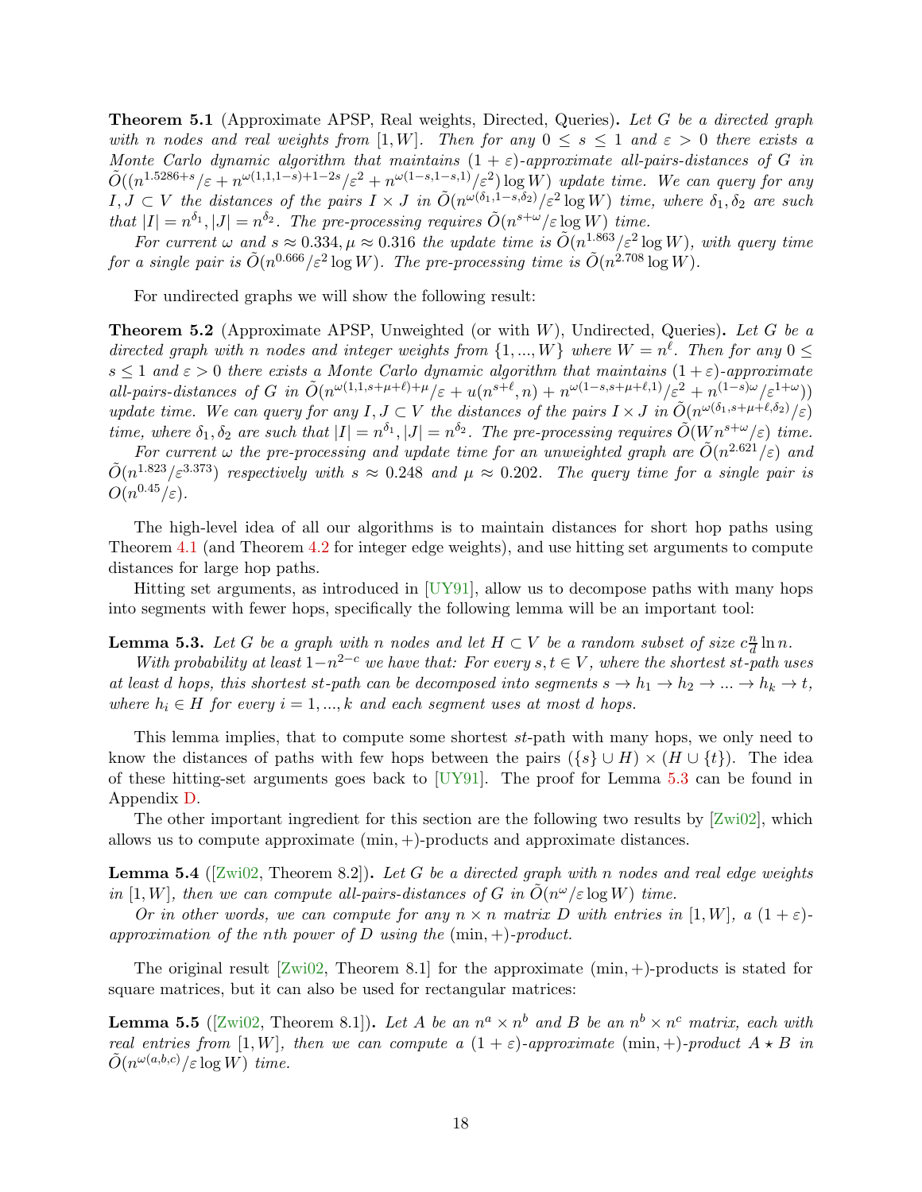**Theorem 5.1** (Approximate APSP, Real weights, Directed, Queries)**.** *Let $G$ be a directed graph with $n$ nodes and real weights from $[1, W]$. Then for any $0 \leq s \leq 1$ and $\varepsilon > 0$ there exists a Monte Carlo dynamic algorithm that maintains $(1+\varepsilon)$-approximate all-pairs-distances of $G$ in $\tilde{O}((n^{1.5286+s}/\varepsilon + n^{\omega(1,1,1-s)+1-2s}/\varepsilon^2 + n^{\omega(1-s,1-s,1)}/\varepsilon^2) \log W)$ update time. We can query for any $I, J \subset V$ the distances of the pairs $I \times J$ in $\tilde{O}(n^{\omega(\delta_1, 1-s, \delta_2)}/\varepsilon^2 \log W)$ time, where $\delta_1, \delta_2$ are such that $|I| = n^{\delta_1}, |J| = n^{\delta_2}$. The pre-processing requires $\tilde{O}(n^{s+\omega}/\varepsilon \log W)$ time.*

*For current $\omega$ and $s \approx 0.334, \mu \approx 0.316$ the update time is $\tilde{O}(n^{1.863}/\varepsilon^2 \log W)$, with query time for a single pair is $\tilde{O}(n^{0.666}/\varepsilon^2 \log W)$. The pre-processing time is $\tilde{O}(n^{2.708} \log W)$.*

For undirected graphs we will show the following result:

**Theorem 5.2** (Approximate APSP, Unweighted (or with $W$), Undirected, Queries)**.** *Let $G$ be a directed graph with $n$ nodes and integer weights from $\{1, ..., W\}$ where $W = n^\ell$. Then for any $0 \leq s \leq 1$ and $\varepsilon > 0$ there exists a Monte Carlo dynamic algorithm that maintains $(1+\varepsilon)$-approximate all-pairs-distances of $G$ in $\tilde{O}(n^{\omega(1,1,s+\mu+\ell)+\mu}/\varepsilon + u(n^{s+\ell}, n) + n^{\omega(1-s,s+\mu+\ell,1)}/\varepsilon^2 + n^{(1-s)\omega}/\varepsilon^{1+\omega}))$ update time. We can query for any $I, J \subset V$ the distances of the pairs $I \times J$ in $\tilde{O}(n^{\omega(\delta_1, s+\mu+\ell, \delta_2)}/\varepsilon)$ time, where $\delta_1, \delta_2$ are such that $|I| = n^{\delta_1}, |J| = n^{\delta_2}$. The pre-processing requires $\tilde{O}(W n^{s+\omega}/\varepsilon)$ time.*

*For current $\omega$ the pre-processing and update time for an unweighted graph are $\tilde{O}(n^{2.621}/\varepsilon)$ and $\tilde{O}(n^{1.823}/\varepsilon^{3.373})$ respectively with $s \approx 0.248$ and $\mu \approx 0.202$. The query time for a single pair is $O(n^{0.45}/\varepsilon)$.*

The high-level idea of all our algorithms is to maintain distances for short hop paths using Theorem 4.1 (and Theorem 4.2 for integer edge weights), and use hitting set arguments to compute distances for large hop paths.

Hitting set arguments, as introduced in [UY91], allow us to decompose paths with many hops into segments with fewer hops, specifically the following lemma will be an important tool:

**Lemma 5.3.** *Let $G$ be a graph with $n$ nodes and let $H \subset V$ be a random subset of size $c\frac{n}{d} \ln n$.*

*With probability at least $1 - n^{2-c}$ we have that: For every $s, t \in V$, where the shortest $st$-path uses at least $d$ hops, this shortest $st$-path can be decomposed into segments $s \to h_1 \to h_2 \to ... \to h_k \to t$, where $h_i \in H$ for every $i = 1, ..., k$ and each segment uses at most $d$ hops.*

This lemma implies, that to compute some shortest $st$-path with many hops, we only need to know the distances of paths with few hops between the pairs $(\{s\} \cup H) \times (H \cup \{t\})$. The idea of these hitting-set arguments goes back to [UY91]. The proof for Lemma 5.3 can be found in Appendix D.

The other important ingredient for this section are the following two results by [Zwi02], which allows us to compute approximate $(\min, +)$-products and approximate distances.

**Lemma 5.4** ([Zwi02, Theorem 8.2])**.** *Let $G$ be a directed graph with $n$ nodes and real edge weights in $[1, W]$, then we can compute all-pairs-distances of $G$ in $\tilde{O}(n^\omega/\varepsilon \log W)$ time.*

*Or in other words, we can compute for any $n \times n$ matrix $D$ with entries in $[1, W]$, a $(1+\varepsilon)$-approximation of the $n$th power of $D$ using the $(\min, +)$-product.*

The original result [Zwi02, Theorem 8.1] for the approximate $(\min, +)$-products is stated for square matrices, but it can also be used for rectangular matrices:

**Lemma 5.5** ([Zwi02, Theorem 8.1])**.** *Let $A$ be an $n^a \times n^b$ and $B$ be an $n^b \times n^c$ matrix, each with real entries from $[1, W]$, then we can compute a $(1+\varepsilon)$-approximate $(\min, +)$-product $A \star B$ in $\tilde{O}(n^{\omega(a,b,c)}/\varepsilon \log W)$ time.*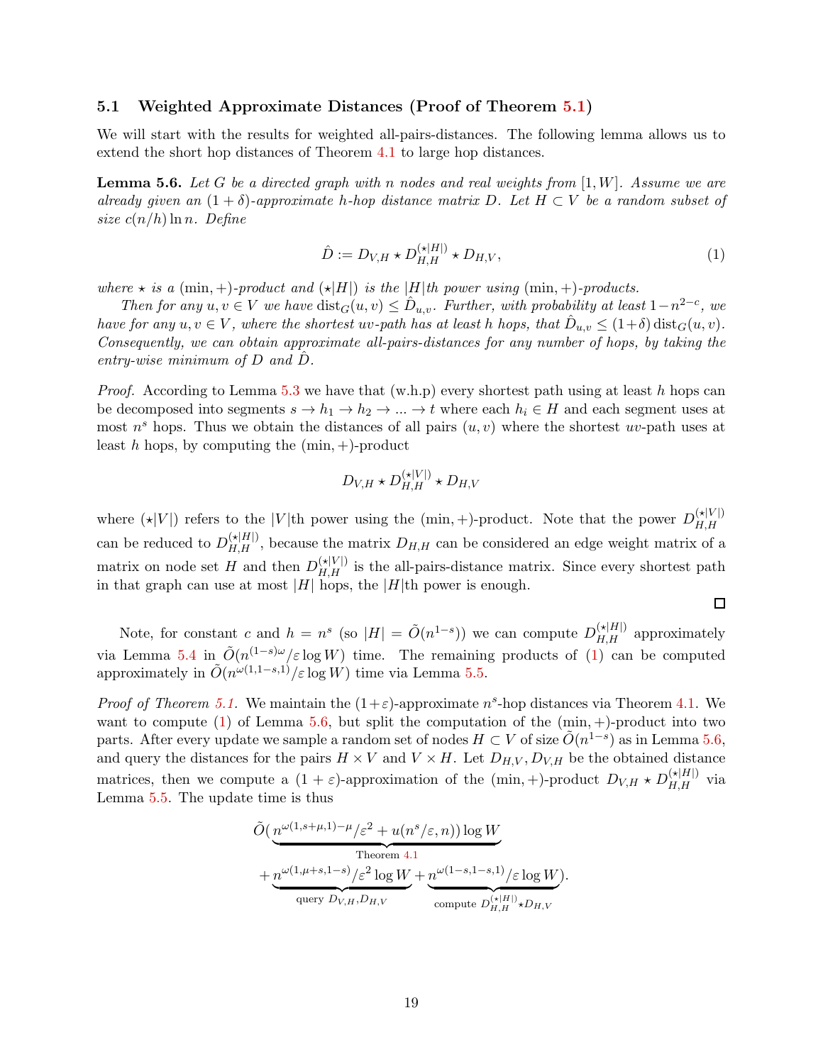### 5.1 Weighted Approximate Distances (Proof of Theorem 5.1)

We will start with the results for weighted all-pairs-distances. The following lemma allows us to extend the short hop distances of Theorem 4.1 to large hop distances.

**Lemma 5.6.** *Let $G$ be a directed graph with $n$ nodes and real weights from $[1, W]$. Assume we are already given an $(1+\delta)$-approximate $h$-hop distance matrix $D$. Let $H \subset V$ be a random subset of size $c(n/h)\ln n$. Define*

$$\hat{D} := D_{V,H} \star D_{H,H}^{(\star|H|)} \star D_{H,V}, \tag{1}$$

*where $\star$ is a $(\min, +)$-product and $(\star|H|)$ is the $|H|$th power using $(\min, +)$-products.*

*Then for any $u, v \in V$ we have $\operatorname{dist}_G(u, v) \leq \hat{D}_{u,v}$. Further, with probability at least $1-n^{2-c}$, we have for any $u, v \in V$, where the shortest $uv$-path has at least $h$ hops, that $\hat{D}_{u,v} \leq (1+\delta)\operatorname{dist}_G(u, v)$. Consequently, we can obtain approximate all-pairs-distances for any number of hops, by taking the entry-wise minimum of $D$ and $\hat{D}$.*

*Proof.* According to Lemma 5.3 we have that (w.h.p) every shortest path using at least $h$ hops can be decomposed into segments $s \to h_1 \to h_2 \to ... \to t$ where each $h_i \in H$ and each segment uses at most $n^s$ hops. Thus we obtain the distances of all pairs $(u, v)$ where the shortest $uv$-path uses at least $h$ hops, by computing the $(\min, +)$-product

$$D_{V,H} \star D_{H,H}^{(\star|V|)} \star D_{H,V}$$

where $(\star|V|)$ refers to the $|V|$th power using the $(\min, +)$-product. Note that the power $D_{H,H}^{(\star|V|)}$ can be reduced to $D_{H,H}^{(\star|H|)}$, because the matrix $D_{H,H}$ can be considered an edge weight matrix of a matrix on node set $H$ and then $D_{H,H}^{(\star|V|)}$ is the all-pairs-distance matrix. Since every shortest path in that graph can use at most $|H|$ hops, the $|H|$th power is enough. □

Note, for constant $c$ and $h = n^s$ (so $|H| = \tilde{O}(n^{1-s})$) we can compute $D_{H,H}^{(\star|H|)}$ approximately via Lemma 5.4 in $\tilde{O}(n^{(1-s)\omega}/\varepsilon \log W)$ time. The remaining products of (1) can be computed approximately in $\tilde{O}(n^{\omega(1,1-s,1)}/\varepsilon \log W)$ time via Lemma 5.5.

*Proof of Theorem 5.1.* We maintain the $(1+\varepsilon)$-approximate $n^s$-hop distances via Theorem 4.1. We want to compute (1) of Lemma 5.6, but split the computation of the $(\min, +)$-product into two parts. After every update we sample a random set of nodes $H \subset V$ of size $\tilde{O}(n^{1-s})$ as in Lemma 5.6, and query the distances for the pairs $H \times V$ and $V \times H$. Let $D_{H,V}, D_{V,H}$ be the obtained distance matrices, then we compute a $(1+\varepsilon)$-approximation of the $(\min, +)$-product $D_{V,H} \star D_{H,H}^{(\star|H|)}$ via Lemma 5.5. The update time is thus

$$\tilde{O}(\underbrace{n^{\omega(1,s+\mu,1)-\mu}/\varepsilon^2 + u(n^s/\varepsilon, n)) \log W}_{\text{Theorem 4.1}}$$
$$+ \underbrace{n^{\omega(1,\mu+s,1-s)}/\varepsilon^2 \log W}_{\text{query } D_{V,H}, D_{H,V}} + \underbrace{n^{\omega(1-s,1-s,1)}/\varepsilon \log W}_{\text{compute } D_{H,H}^{(\star|H|)} \star D_{H,V}}).$$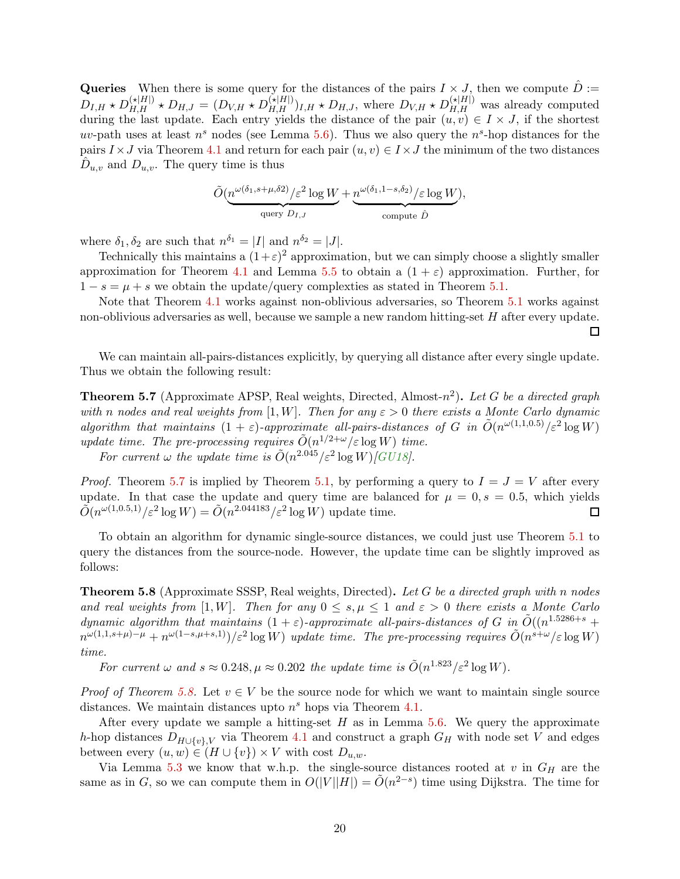**Queries** When there is some query for the distances of the pairs $I \times J$, then we compute $\hat{D} := D_{I,H} \star D_{H,H}^{(\star|H|)} \star D_{H,J} = (D_{V,H} \star D_{H,H}^{(\star|H|)})_{I,H} \star D_{H,J}$, where $D_{V,H} \star D_{H,H}^{(\star|H|)}$ was already computed during the last update. Each entry yields the distance of the pair $(u,v) \in I \times J$, if the shortest $uv$-path uses at least $n^s$ nodes (see Lemma 5.6). Thus we also query the $n^s$-hop distances for the pairs $I \times J$ via Theorem 4.1 and return for each pair $(u,v) \in I \times J$ the minimum of the two distances $\hat{D}_{u,v}$ and $D_{u,v}$. The query time is thus

$$\tilde{O}(\underbrace{n^{\omega(\delta_1, s+\mu, \delta 2)}/\varepsilon^2 \log W}_{\text{query } D_{I,J}} + \underbrace{n^{\omega(\delta_1, 1-s, \delta_2)}/\varepsilon \log W}_{\text{compute } \hat{D}}),$$

where $\delta_1, \delta_2$ are such that $n^{\delta_1} = |I|$ and $n^{\delta_2} = |J|$.

Technically this maintains a $(1+\varepsilon)^2$ approximation, but we can simply choose a slightly smaller approximation for Theorem 4.1 and Lemma 5.5 to obtain a $(1+\varepsilon)$ approximation. Further, for $1 - s = \mu + s$ we obtain the update/query complexties as stated in Theorem 5.1.

Note that Theorem 4.1 works against non-oblivious adversaries, so Theorem 5.1 works against non-oblivious adversaries as well, because we sample a new random hitting-set $H$ after every update. ◻

We can maintain all-pairs-distances explicitly, by querying all distance after every single update. Thus we obtain the following result:

**Theorem 5.7** (Approximate APSP, Real weights, Directed, Almost-$n^2$)**.** *Let $G$ be a directed graph with $n$ nodes and real weights from $[1, W]$. Then for any $\varepsilon > 0$ there exists a Monte Carlo dynamic algorithm that maintains $(1+\varepsilon)$-approximate all-pairs-distances of $G$ in $\tilde{O}(n^{\omega(1,1,0.5)}/\varepsilon^2 \log W)$ update time. The pre-processing requires $\tilde{O}(n^{1/2+\omega}/\varepsilon \log W)$ time.*

*For current $\omega$ the update time is $\tilde{O}(n^{2.045}/\varepsilon^2 \log W)$[GU18].*

*Proof.* Theorem 5.7 is implied by Theorem 5.1, by performing a query to $I = J = V$ after every update. In that case the update and query time are balanced for $\mu = 0, s = 0.5$, which yields $\tilde{O}(n^{\omega(1,0.5,1)}/\varepsilon^2 \log W) = \tilde{O}(n^{2.044183}/\varepsilon^2 \log W)$ update time. ◻

To obtain an algorithm for dynamic single-source distances, we could just use Theorem 5.1 to query the distances from the source-node. However, the update time can be slightly improved as follows:

**Theorem 5.8** (Approximate SSSP, Real weights, Directed)**.** *Let $G$ be a directed graph with $n$ nodes and real weights from $[1, W]$. Then for any $0 \leq s, \mu \leq 1$ and $\varepsilon > 0$ there exists a Monte Carlo dynamic algorithm that maintains $(1+\varepsilon)$-approximate all-pairs-distances of $G$ in $\tilde{O}((n^{1.5286+s} + n^{\omega(1,1,s+\mu)-\mu} + n^{\omega(1-s,\mu+s,1)})/\varepsilon^2 \log W)$ update time. The pre-processing requires $\tilde{O}(n^{s+\omega}/\varepsilon \log W)$ time.*

*For current $\omega$ and $s \approx 0.248, \mu \approx 0.202$ the update time is $\tilde{O}(n^{1.823}/\varepsilon^2 \log W)$.*

*Proof of Theorem 5.8.* Let $v \in V$ be the source node for which we want to maintain single source distances. We maintain distances upto $n^s$ hops via Theorem 4.1.

After every update we sample a hitting-set $H$ as in Lemma 5.6. We query the approximate $h$-hop distances $D_{H \cup \{v\}, V}$ via Theorem 4.1 and construct a graph $G_H$ with node set $V$ and edges between every $(u,w) \in (H \cup \{v\}) \times V$ with cost $D_{u,w}$.

Via Lemma 5.3 we know that w.h.p. the single-source distances rooted at $v$ in $G_H$ are the same as in $G$, so we can compute them in $O(|V||H|) = \tilde{O}(n^{2-s})$ time using Dijkstra. The time for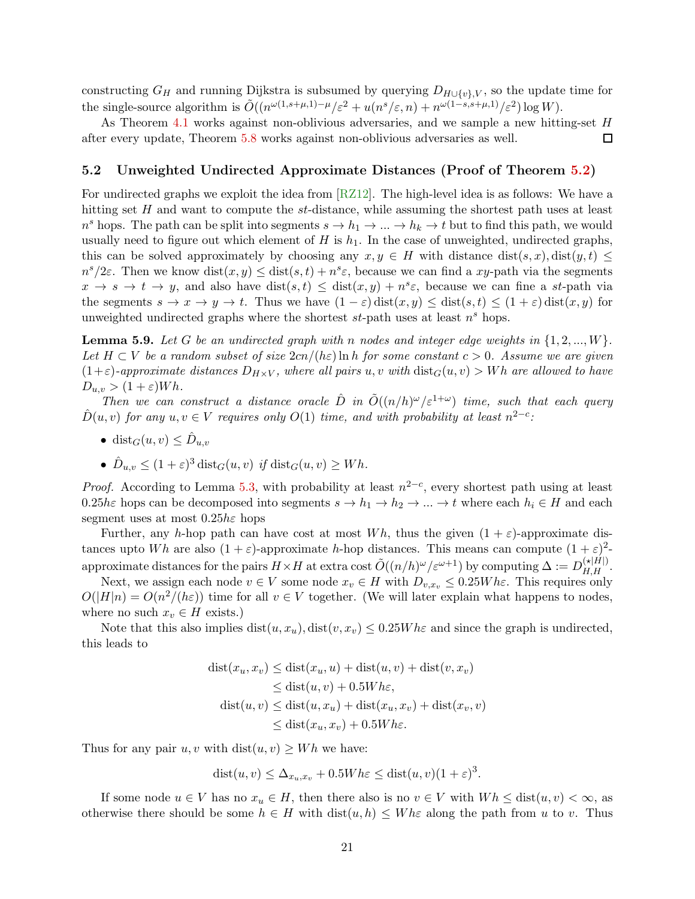constructing $G_H$ and running Dijkstra is subsumed by querying $D_{H\cup\{v\},V}$, so the update time for the single-source algorithm is $\tilde{O}((n^{\omega(1,s+\mu,1)-\mu}/\varepsilon^2 + u(n^s/\varepsilon, n) + n^{\omega(1-s,s+\mu,1)}/\varepsilon^2)\log W)$.

As Theorem 4.1 works against non-oblivious adversaries, and we sample a new hitting-set $H$ after every update, Theorem 5.8 works against non-oblivious adversaries as well. $\square$

## 5.2 Unweighted Undirected Approximate Distances (Proof of Theorem 5.2)

For undirected graphs we exploit the idea from [RZ12]. The high-level idea is as follows: We have a hitting set $H$ and want to compute the $st$-distance, while assuming the shortest path uses at least $n^s$ hops. The path can be split into segments $s \to h_1 \to ... \to h_k \to t$ but to find this path, we would usually need to figure out which element of $H$ is $h_1$. In the case of unweighted, undirected graphs, this can be solved approximately by choosing any $x, y \in H$ with distance $\operatorname{dist}(s,x), \operatorname{dist}(y,t) \leq n^s/2\varepsilon$. Then we know $\operatorname{dist}(x,y) \leq \operatorname{dist}(s,t) + n^s\varepsilon$, because we can find a $xy$-path via the segments $x \to s \to t \to y$, and also have $\operatorname{dist}(s,t) \leq \operatorname{dist}(x,y) + n^s\varepsilon$, because we can fine a $st$-path via the segments $s \to x \to y \to t$. Thus we have $(1-\varepsilon)\operatorname{dist}(x,y) \leq \operatorname{dist}(s,t) \leq (1+\varepsilon)\operatorname{dist}(x,y)$ for unweighted undirected graphs where the shortest $st$-path uses at least $n^s$ hops.

**Lemma 5.9.** *Let $G$ be an undirected graph with $n$ nodes and integer edge weights in $\{1, 2, ..., W\}$. Let $H \subset V$ be a random subset of size $2cn/(h\varepsilon)\ln h$ for some constant $c > 0$. Assume we are given $(1+\varepsilon)$-approximate distances $D_{H\times V}$, where all pairs $u, v$ with $\operatorname{dist}_G(u,v) > Wh$ are allowed to have $D_{u,v} > (1+\varepsilon)Wh$.*

*Then we can construct a distance oracle $\hat{D}$ in $\tilde{O}((n/h)^\omega/\varepsilon^{1+\omega})$ time, such that each query $\hat{D}(u,v)$ for any $u, v \in V$ requires only $O(1)$ time, and with probability at least $n^{2-c}$:*

- $\operatorname{dist}_G(u,v) \leq \hat{D}_{u,v}$
- $\hat{D}_{u,v} \leq (1+\varepsilon)^3 \operatorname{dist}_G(u,v)$ *if* $\operatorname{dist}_G(u,v) \geq Wh$.

*Proof.* According to Lemma 5.3, with probability at least $n^{2-c}$, every shortest path using at least $0.25h\varepsilon$ hops can be decomposed into segments $s \to h_1 \to h_2 \to ... \to t$ where each $h_i \in H$ and each segment uses at most $0.25h\varepsilon$ hops

Further, any $h$-hop path can have cost at most $Wh$, thus the given $(1+\varepsilon)$-approximate distances upto $Wh$ are also $(1+\varepsilon)$-approximate $h$-hop distances. This means can compute $(1+\varepsilon)^2$-approximate distances for the pairs $H \times H$ at extra cost $\tilde{O}((n/h)^\omega/\varepsilon^{\omega+1})$ by computing $\Delta := D_{H,H}^{(\star|H|)}$.

Next, we assign each node $v \in V$ some node $x_v \in H$ with $D_{v,x_v} \leq 0.25Wh\varepsilon$. This requires only $O(|H|n) = O(n^2/(h\varepsilon))$ time for all $v \in V$ together. (We will later explain what happens to nodes, where no such $x_v \in H$ exists.)

Note that this also implies $\operatorname{dist}(u,x_u), \operatorname{dist}(v,x_v) \leq 0.25Wh\varepsilon$ and since the graph is undirected, this leads to

$$
\begin{aligned}
\operatorname{dist}(x_u,x_v) &\leq \operatorname{dist}(x_u,u) + \operatorname{dist}(u,v) + \operatorname{dist}(v,x_v) \\
&\leq \operatorname{dist}(u,v) + 0.5Wh\varepsilon, \\
\operatorname{dist}(u,v) &\leq \operatorname{dist}(u,x_u) + \operatorname{dist}(x_u,x_v) + \operatorname{dist}(x_v,v) \\
&\leq \operatorname{dist}(x_u,x_v) + 0.5Wh\varepsilon.
\end{aligned}
$$

Thus for any pair $u, v$ with $\operatorname{dist}(u,v) \geq Wh$ we have:

$$
\operatorname{dist}(u,v) \leq \Delta_{x_u,x_v} + 0.5Wh\varepsilon \leq \operatorname{dist}(u,v)(1+\varepsilon)^3.
$$

If some node $u \in V$ has no $x_u \in H$, then there also is no $v \in V$ with $Wh \leq \operatorname{dist}(u,v) < \infty$, as otherwise there should be some $h \in H$ with $\operatorname{dist}(u,h) \leq Wh\varepsilon$ along the path from $u$ to $v$. Thus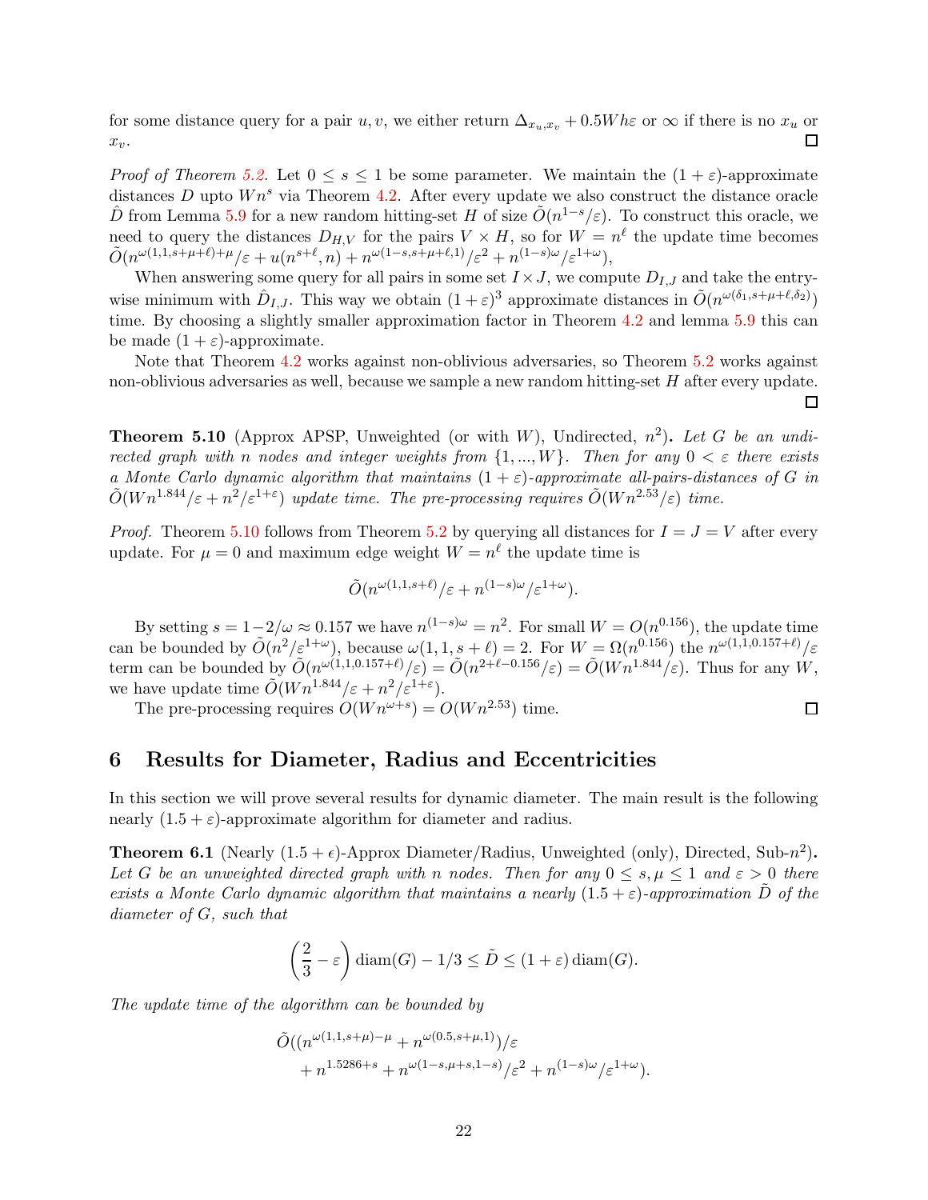for some distance query for a pair $u, v$, we either return $\Delta_{x_u,x_v} + 0.5Wh\varepsilon$ or $\infty$ if there is no $x_u$ or $x_v$. □

*Proof of Theorem 5.2.* Let $0 \leq s \leq 1$ be some parameter. We maintain the $(1+\varepsilon)$-approximate distances $D$ upto $Wn^s$ via Theorem 4.2. After every update we also construct the distance oracle $\hat{D}$ from Lemma 5.9 for a new random hitting-set $H$ of size $\tilde{O}(n^{1-s}/\varepsilon)$. To construct this oracle, we need to query the distances $D_{H,V}$ for the pairs $V \times H$, so for $W = n^\ell$ the update time becomes $\tilde{O}(n^{\omega(1,1,s+\mu+\ell)+\mu}/\varepsilon + u(n^{s+\ell}, n) + n^{\omega(1-s,s+\mu+\ell,1)}/\varepsilon^2 + n^{(1-s)\omega}/\varepsilon^{1+\omega})$,

When answering some query for all pairs in some set $I \times J$, we compute $D_{I,J}$ and take the entry-wise minimum with $\hat{D}_{I,J}$. This way we obtain $(1+\varepsilon)^3$ approximate distances in $\tilde{O}(n^{\omega(\delta_1,s+\mu+\ell,\delta_2)})$ time. By choosing a slightly smaller approximation factor in Theorem 4.2 and lemma 5.9 this can be made $(1+\varepsilon)$-approximate.

Note that Theorem 4.2 works against non-oblivious adversaries, so Theorem 5.2 works against non-oblivious adversaries as well, because we sample a new random hitting-set $H$ after every update. □

**Theorem 5.10** (Approx APSP, Unweighted (or with $W$), Undirected, $n^2$)**.** *Let $G$ be an undirected graph with $n$ nodes and integer weights from $\{1, ..., W\}$. Then for any $0 < \varepsilon$ there exists a Monte Carlo dynamic algorithm that maintains $(1+\varepsilon)$-approximate all-pairs-distances of $G$ in $\tilde{O}(Wn^{1.844}/\varepsilon + n^2/\varepsilon^{1+\varepsilon})$ update time. The pre-processing requires $\tilde{O}(Wn^{2.53}/\varepsilon)$ time.*

*Proof.* Theorem 5.10 follows from Theorem 5.2 by querying all distances for $I = J = V$ after every update. For $\mu = 0$ and maximum edge weight $W = n^\ell$ the update time is

$$\tilde{O}(n^{\omega(1,1,s+\ell)}/\varepsilon + n^{(1-s)\omega}/\varepsilon^{1+\omega}).$$

By setting $s = 1 - 2/\omega \approx 0.157$ we have $n^{(1-s)\omega} = n^2$. For small $W = O(n^{0.156})$, the update time can be bounded by $\tilde{O}(n^2/\varepsilon^{1+\omega})$, because $\omega(1,1,s+\ell) = 2$. For $W = \Omega(n^{0.156})$ the $n^{\omega(1,1,0.157+\ell)}/\varepsilon$ term can be bounded by $\tilde{O}(n^{\omega(1,1,0.157+\ell)}/\varepsilon) = \tilde{O}(n^{2+\ell-0.156}/\varepsilon) = \tilde{O}(Wn^{1.844}/\varepsilon)$. Thus for any $W$, we have update time $\tilde{O}(Wn^{1.844}/\varepsilon + n^2/\varepsilon^{1+\varepsilon})$.

The pre-processing requires $O(Wn^{\omega+s}) = O(Wn^{2.53})$ time. □

# 6 Results for Diameter, Radius and Eccentricities

In this section we will prove several results for dynamic diameter. The main result is the following nearly $(1.5+\varepsilon)$-approximate algorithm for diameter and radius.

**Theorem 6.1** (Nearly $(1.5+\epsilon)$-Approx Diameter/Radius, Unweighted (only), Directed, Sub-$n^2$)**.** *Let $G$ be an unweighted directed graph with $n$ nodes. Then for any $0 \leq s, \mu \leq 1$ and $\varepsilon > 0$ there exists a Monte Carlo dynamic algorithm that maintains a nearly $(1.5+\varepsilon)$-approximation $\tilde{D}$ of the diameter of $G$, such that*

$$\left(\frac{2}{3} - \varepsilon\right) \operatorname{diam}(G) - 1/3 \leq \tilde{D} \leq (1+\varepsilon) \operatorname{diam}(G).$$

*The update time of the algorithm can be bounded by*

$$\tilde{O}((n^{\omega(1,1,s+\mu)-\mu} + n^{\omega(0.5,s+\mu,1)})/\varepsilon + n^{1.5286+s} + n^{\omega(1-s,\mu+s,1-s)}/\varepsilon^2 + n^{(1-s)\omega}/\varepsilon^{1+\omega}).$$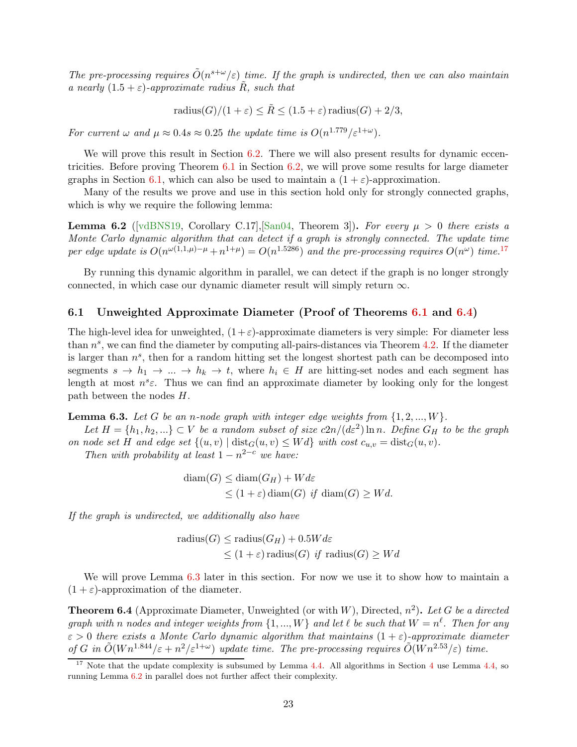*The pre-processing requires $\tilde{O}(n^{s+\omega}/\varepsilon)$ time. If the graph is undirected, then we can also maintain a nearly $(1.5+\varepsilon)$-approximate radius $\tilde{R}$, such that*

$$\text{radius}(G)/(1+\varepsilon) \leq \tilde{R} \leq (1.5+\varepsilon)\,\text{radius}(G) + 2/3,$$

*For current $\omega$ and $\mu \approx 0.4s \approx 0.25$ the update time is $O(n^{1.779}/\varepsilon^{1+\omega})$.*

We will prove this result in Section 6.2. There we will also present results for dynamic eccentricities. Before proving Theorem 6.1 in Section 6.2, we will prove some results for large diameter graphs in Section 6.1, which can also be used to maintain a $(1+\varepsilon)$-approximation.

Many of the results we prove and use in this section hold only for strongly connected graphs, which is why we require the following lemma:

**Lemma 6.2** ([vdBNS19, Corollary C.17],[San04, Theorem 3])**.** *For every $\mu > 0$ there exists a Monte Carlo dynamic algorithm that can detect if a graph is strongly connected. The update time per edge update is $O(n^{\omega(1,1,\mu)-\mu} + n^{1+\mu}) = O(n^{1.5286})$ and the pre-processing requires $O(n^{\omega})$ time.*[17]

By running this dynamic algorithm in parallel, we can detect if the graph is no longer strongly connected, in which case our dynamic diameter result will simply return $\infty$.

## 6.1 Unweighted Approximate Diameter (Proof of Theorems 6.1 and 6.4)

The high-level idea for unweighted, $(1+\varepsilon)$-approximate diameters is very simple: For diameter less than $n^s$, we can find the diameter by computing all-pairs-distances via Theorem 4.2. If the diameter is larger than $n^s$, then for a random hitting set the longest shortest path can be decomposed into segments $s \to h_1 \to \ldots \to h_k \to t$, where $h_i \in H$ are hitting-set nodes and each segment has length at most $n^s\varepsilon$. Thus we can find an approximate diameter by looking only for the longest path between the nodes $H$.

**Lemma 6.3.** *Let $G$ be an $n$-node graph with integer edge weights from $\{1, 2, ..., W\}$.*

*Let $H = \{h_1, h_2, ...\} \subset V$ be a random subset of size $c2n/(d\varepsilon^2)\ln n$. Define $G_H$ to be the graph on node set $H$ and edge set $\{(u, v) \mid \text{dist}_G(u, v) \leq Wd\}$ with cost $c_{u,v} = \text{dist}_G(u, v)$.*

*Then with probability at least $1 - n^{2-c}$ we have:*

$$\begin{aligned}
\text{diam}(G) &\leq \text{diam}(G_H) + Wd\varepsilon \\
&\leq (1+\varepsilon)\,\text{diam}(G) \text{ if } \text{diam}(G) \geq Wd.
\end{aligned}$$

*If the graph is undirected, we additionally also have*

$$\begin{aligned}
\text{radius}(G) &\leq \text{radius}(G_H) + 0.5Wd\varepsilon \\
&\leq (1+\varepsilon)\,\text{radius}(G) \text{ if } \text{radius}(G) \geq Wd
\end{aligned}$$

We will prove Lemma 6.3 later in this section. For now we use it to show how to maintain a $(1+\varepsilon)$-approximation of the diameter.

**Theorem 6.4** (Approximate Diameter, Unweighted (or with $W$), Directed, $n^2$)**.** *Let $G$ be a directed graph with $n$ nodes and integer weights from $\{1, ..., W\}$ and let $\ell$ be such that $W = n^{\ell}$. Then for any $\varepsilon > 0$ there exists a Monte Carlo dynamic algorithm that maintains $(1+\varepsilon)$-approximate diameter of $G$ in $\tilde{O}(Wn^{1.844}/\varepsilon + n^2/\varepsilon^{1+\omega})$ update time. The pre-processing requires $\tilde{O}(Wn^{2.53}/\varepsilon)$ time.*

[17] Note that the update complexity is subsumed by Lemma 4.4. All algorithms in Section 4 use Lemma 4.4, so running Lemma 6.2 in parallel does not further affect their complexity.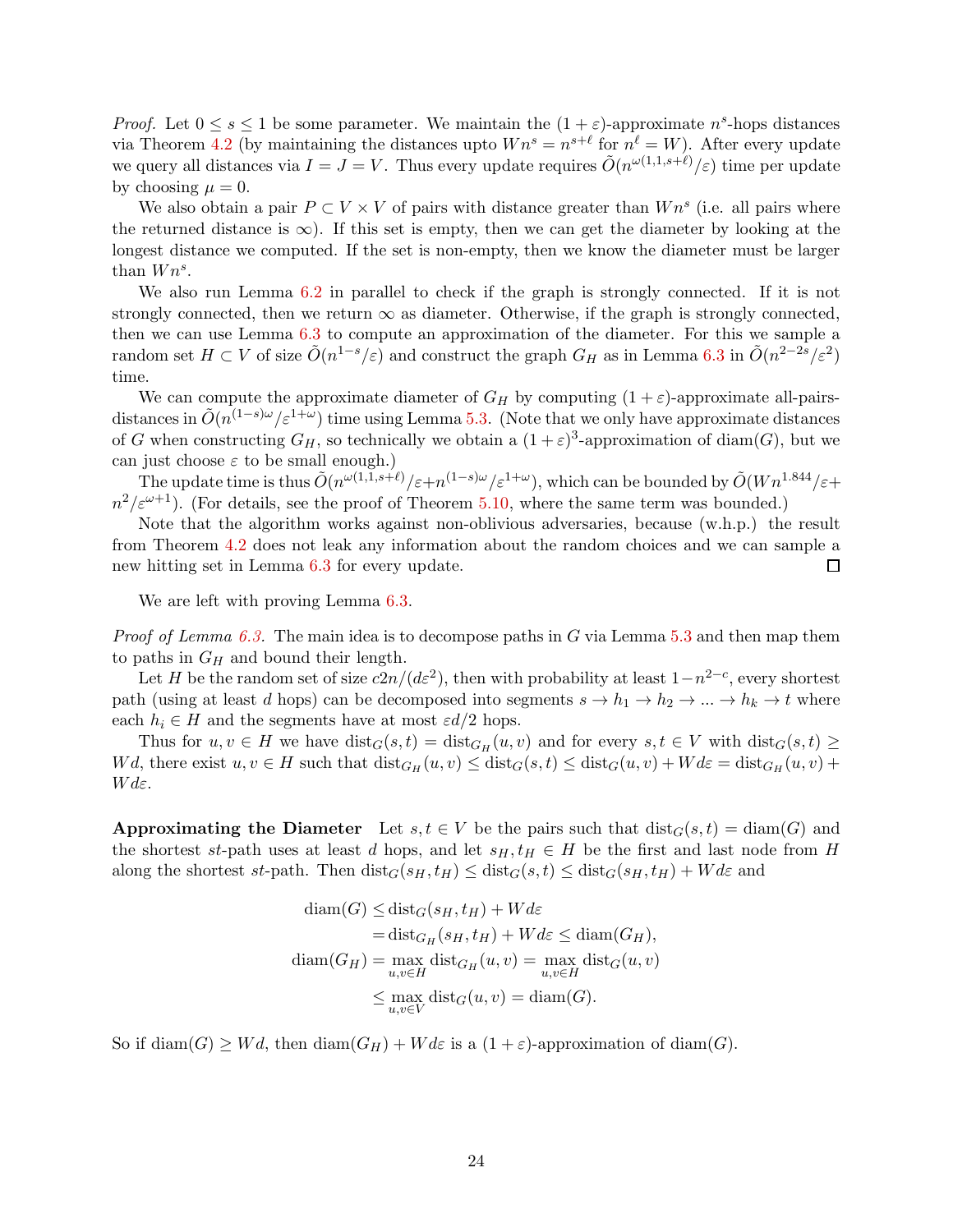*Proof.* Let $0 \le s \le 1$ be some parameter. We maintain the $(1+\varepsilon)$-approximate $n^s$-hops distances via Theorem 4.2 (by maintaining the distances upto $Wn^s = n^{s+\ell}$ for $n^\ell = W$). After every update we query all distances via $I = J = V$. Thus every update requires $\tilde{O}(n^{\omega(1,1,s+\ell)}/\varepsilon)$ time per update by choosing $\mu = 0$.

We also obtain a pair $P \subset V \times V$ of pairs with distance greater than $Wn^s$ (i.e. all pairs where the returned distance is $\infty$). If this set is empty, then we can get the diameter by looking at the longest distance we computed. If the set is non-empty, then we know the diameter must be larger than $Wn^s$.

We also run Lemma 6.2 in parallel to check if the graph is strongly connected. If it is not strongly connected, then we return $\infty$ as diameter. Otherwise, if the graph is strongly connected, then we can use Lemma 6.3 to compute an approximation of the diameter. For this we sample a random set $H \subset V$ of size $\tilde{O}(n^{1-s}/\varepsilon)$ and construct the graph $G_H$ as in Lemma 6.3 in $\tilde{O}(n^{2-2s}/\varepsilon^2)$ time.

We can compute the approximate diameter of $G_H$ by computing $(1+\varepsilon)$-approximate all-pairs-distances in $\tilde{O}(n^{(1-s)\omega}/\varepsilon^{1+\omega})$ time using Lemma 5.3. (Note that we only have approximate distances of $G$ when constructing $G_H$, so technically we obtain a $(1+\varepsilon)^3$-approximation of $\operatorname{diam}(G)$, but we can just choose $\varepsilon$ to be small enough.)

The update time is thus $\tilde{O}(n^{\omega(1,1,s+\ell)}/\varepsilon + n^{(1-s)\omega}/\varepsilon^{1+\omega})$, which can be bounded by $\tilde{O}(Wn^{1.844}/\varepsilon + n^2/\varepsilon^{\omega+1})$. (For details, see the proof of Theorem 5.10, where the same term was bounded.)

Note that the algorithm works against non-oblivious adversaries, because (w.h.p.) the result from Theorem 4.2 does not leak any information about the random choices and we can sample a new hitting set in Lemma 6.3 for every update. $\square$

We are left with proving Lemma 6.3.

*Proof of Lemma 6.3.* The main idea is to decompose paths in $G$ via Lemma 5.3 and then map them to paths in $G_H$ and bound their length.

Let $H$ be the random set of size $c2n/(d\varepsilon^2)$, then with probability at least $1 - n^{2-c}$, every shortest path (using at least $d$ hops) can be decomposed into segments $s \to h_1 \to h_2 \to \ldots \to h_k \to t$ where each $h_i \in H$ and the segments have at most $\varepsilon d/2$ hops.

Thus for $u, v \in H$ we have $\operatorname{dist}_G(s,t) = \operatorname{dist}_{G_H}(u,v)$ and for every $s, t \in V$ with $\operatorname{dist}_G(s,t) \ge Wd$, there exist $u, v \in H$ such that $\operatorname{dist}_{G_H}(u,v) \le \operatorname{dist}_G(s,t) \le \operatorname{dist}_G(u,v) + Wd\varepsilon = \operatorname{dist}_{G_H}(u,v) + Wd\varepsilon$.

**Approximating the Diameter** Let $s, t \in V$ be the pairs such that $\operatorname{dist}_G(s,t) = \operatorname{diam}(G)$ and the shortest $st$-path uses at least $d$ hops, and let $s_H, t_H \in H$ be the first and last node from $H$ along the shortest $st$-path. Then $\operatorname{dist}_G(s_H, t_H) \le \operatorname{dist}_G(s,t) \le \operatorname{dist}_G(s_H, t_H) + Wd\varepsilon$ and

$$\begin{aligned}
\operatorname{diam}(G) &\le \operatorname{dist}_G(s_H, t_H) + Wd\varepsilon \\
&= \operatorname{dist}_{G_H}(s_H, t_H) + Wd\varepsilon \le \operatorname{diam}(G_H), \\
\operatorname{diam}(G_H) &= \max_{u,v \in H} \operatorname{dist}_{G_H}(u,v) = \max_{u,v \in H} \operatorname{dist}_G(u,v) \\
&\le \max_{u,v \in V} \operatorname{dist}_G(u,v) = \operatorname{diam}(G).
\end{aligned}$$

So if $\operatorname{diam}(G) \ge Wd$, then $\operatorname{diam}(G_H) + Wd\varepsilon$ is a $(1+\varepsilon)$-approximation of $\operatorname{diam}(G)$.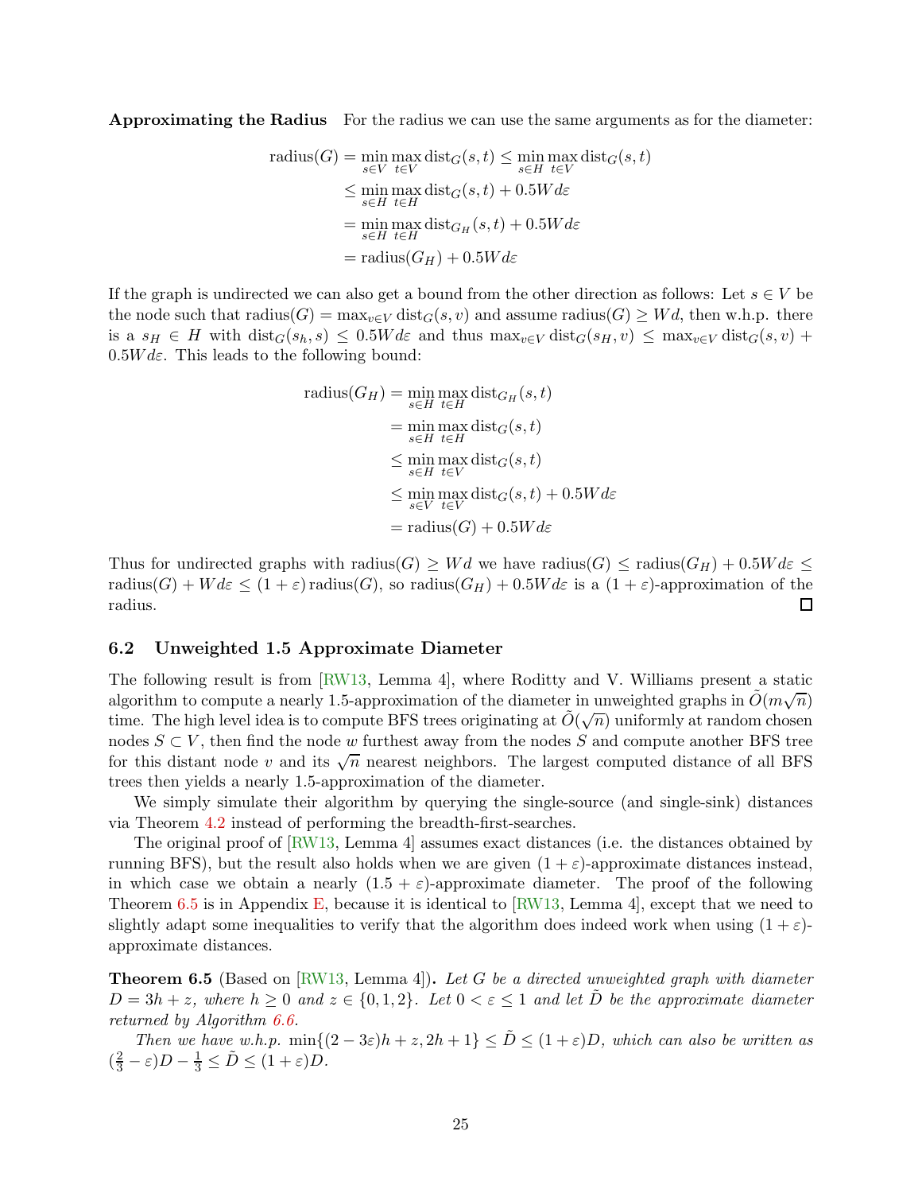**Approximating the Radius** For the radius we can use the same arguments as for the diameter:

$$
\begin{aligned}
\text{radius}(G) &= \min_{s \in V} \max_{t \in V} \text{dist}_G(s,t) \leq \min_{s \in H} \max_{t \in V} \text{dist}_G(s,t) \\
&\leq \min_{s \in H} \max_{t \in H} \text{dist}_G(s,t) + 0.5Wd\varepsilon \\
&= \min_{s \in H} \max_{t \in H} \text{dist}_{G_H}(s,t) + 0.5Wd\varepsilon \\
&= \text{radius}(G_H) + 0.5Wd\varepsilon
\end{aligned}
$$

If the graph is undirected we can also get a bound from the other direction as follows: Let $s \in V$ be the node such that $\text{radius}(G) = \max_{v \in V} \text{dist}_G(s,v)$ and assume $\text{radius}(G) \geq Wd$, then w.h.p. there is a $s_H \in H$ with $\text{dist}_G(s_h, s) \leq 0.5Wd\varepsilon$ and thus $\max_{v \in V} \text{dist}_G(s_H, v) \leq \max_{v \in V} \text{dist}_G(s,v) + 0.5Wd\varepsilon$. This leads to the following bound:

$$
\begin{aligned}
\text{radius}(G_H) &= \min_{s \in H} \max_{t \in H} \text{dist}_{G_H}(s,t) \\
&= \min_{s \in H} \max_{t \in H} \text{dist}_G(s,t) \\
&\leq \min_{s \in H} \max_{t \in V} \text{dist}_G(s,t) \\
&\leq \min_{s \in V} \max_{t \in V} \text{dist}_G(s,t) + 0.5Wd\varepsilon \\
&= \text{radius}(G) + 0.5Wd\varepsilon
\end{aligned}
$$

Thus for undirected graphs with $\text{radius}(G) \geq Wd$ we have $\text{radius}(G) \leq \text{radius}(G_H) + 0.5Wd\varepsilon \leq \text{radius}(G) + Wd\varepsilon \leq (1+\varepsilon)\,\text{radius}(G)$, so $\text{radius}(G_H) + 0.5Wd\varepsilon$ is a $(1+\varepsilon)$-approximation of the radius. ☐

### 6.2 Unweighted 1.5 Approximate Diameter

The following result is from [RW13, Lemma 4], where Roditty and V. Williams present a static algorithm to compute a nearly 1.5-approximation of the diameter in unweighted graphs in $\tilde{O}(m\sqrt{n})$ time. The high level idea is to compute BFS trees originating at $\tilde{O}(\sqrt{n})$ uniformly at random chosen nodes $S \subset V$, then find the node $w$ furthest away from the nodes $S$ and compute another BFS tree for this distant node $v$ and its $\sqrt{n}$ nearest neighbors. The largest computed distance of all BFS trees then yields a nearly 1.5-approximation of the diameter.

We simply simulate their algorithm by querying the single-source (and single-sink) distances via Theorem 4.2 instead of performing the breadth-first-searches.

The original proof of [RW13, Lemma 4] assumes exact distances (i.e. the distances obtained by running BFS), but the result also holds when we are given $(1+\varepsilon)$-approximate distances instead, in which case we obtain a nearly $(1.5+\varepsilon)$-approximate diameter. The proof of the following Theorem 6.5 is in Appendix E, because it is identical to [RW13, Lemma 4], except that we need to slightly adapt some inequalities to verify that the algorithm does indeed work when using $(1+\varepsilon)$-approximate distances.

**Theorem 6.5** (Based on [RW13, Lemma 4])**.** *Let $G$ be a directed unweighted graph with diameter $D = 3h + z$, where $h \geq 0$ and $z \in \{0,1,2\}$. Let $0 < \varepsilon \leq 1$ and let $\tilde{D}$ be the approximate diameter returned by Algorithm 6.6.*

*Then we have w.h.p. $\min\{(2-3\varepsilon)h + z, 2h+1\} \leq \tilde{D} \leq (1+\varepsilon)D$, which can also be written as $(\frac{2}{3} - \varepsilon)D - \frac{1}{3} \leq \tilde{D} \leq (1+\varepsilon)D$.*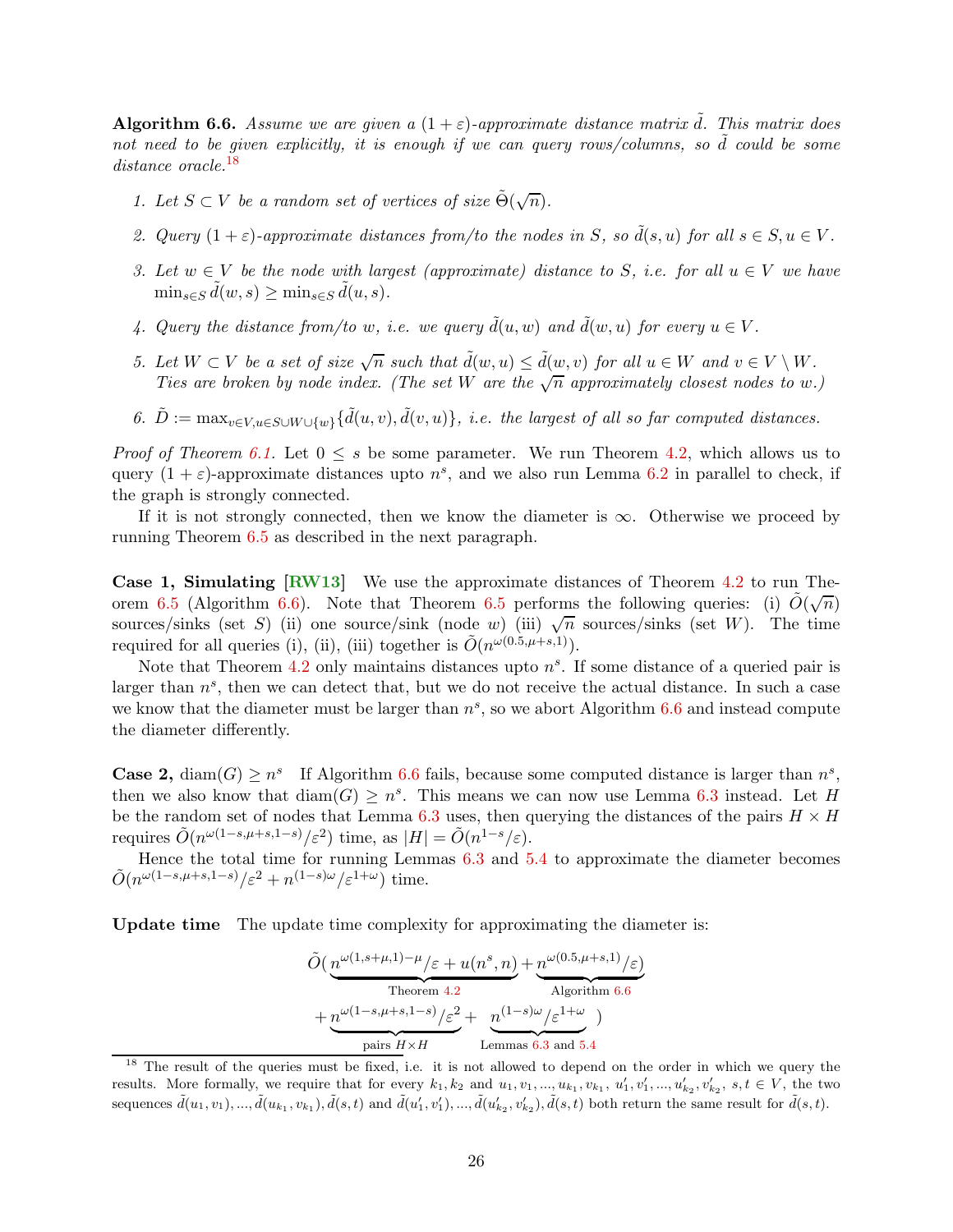**Algorithm 6.6.** *Assume we are given a $(1+\varepsilon)$-approximate distance matrix $\tilde{d}$. This matrix does not need to be given explicitly, it is enough if we can query rows/columns, so $\tilde{d}$ could be some distance oracle.*[18]

1. *Let $S \subset V$ be a random set of vertices of size $\tilde{\Theta}(\sqrt{n})$.*
2. *Query $(1+\varepsilon)$-approximate distances from/to the nodes in $S$, so $\tilde{d}(s,u)$ for all $s \in S, u \in V$.*
3. *Let $w \in V$ be the node with largest (approximate) distance to $S$, i.e. for all $u \in V$ we have $\min_{s \in S} \tilde{d}(w,s) \geq \min_{s \in S} \tilde{d}(u,s)$.*
4. *Query the distance from/to $w$, i.e. we query $\tilde{d}(u,w)$ and $\tilde{d}(w,u)$ for every $u \in V$.*
5. *Let $W \subset V$ be a set of size $\sqrt{n}$ such that $\tilde{d}(w,u) \leq \tilde{d}(w,v)$ for all $u \in W$ and $v \in V \setminus W$. Ties are broken by node index. (The set $W$ are the $\sqrt{n}$ approximately closest nodes to $w$.)*
6. *$\tilde{D} := \max_{v \in V, u \in S \cup W \cup \{w\}} \{\tilde{d}(u,v), \tilde{d}(v,u)\}$, i.e. the largest of all so far computed distances.*

*Proof of Theorem 6.1.* Let $0 \leq s$ be some parameter. We run Theorem 4.2, which allows us to query $(1+\varepsilon)$-approximate distances upto $n^s$, and we also run Lemma 6.2 in parallel to check, if the graph is strongly connected.

If it is not strongly connected, then we know the diameter is $\infty$. Otherwise we proceed by running Theorem 6.5 as described in the next paragraph.

**Case 1, Simulating [RW13]** We use the approximate distances of Theorem 4.2 to run Theorem 6.5 (Algorithm 6.6). Note that Theorem 6.5 performs the following queries: (i) $\tilde{O}(\sqrt{n})$ sources/sinks (set $S$) (ii) one source/sink (node $w$) (iii) $\sqrt{n}$ sources/sinks (set $W$). The time required for all queries (i), (ii), (iii) together is $\tilde{O}(n^{\omega(0.5,\mu+s,1)})$.

Note that Theorem 4.2 only maintains distances upto $n^s$. If some distance of a queried pair is larger than $n^s$, then we can detect that, but we do not receive the actual distance. In such a case we know that the diameter must be larger than $n^s$, so we abort Algorithm 6.6 and instead compute the diameter differently.

**Case 2, $\operatorname{diam}(G) \geq n^s$** If Algorithm 6.6 fails, because some computed distance is larger than $n^s$, then we also know that $\operatorname{diam}(G) \geq n^s$. This means we can now use Lemma 6.3 instead. Let $H$ be the random set of nodes that Lemma 6.3 uses, then querying the distances of the pairs $H \times H$ requires $\tilde{O}(n^{\omega(1-s,\mu+s,1-s)}/\varepsilon^2)$ time, as $|H| = \tilde{O}(n^{1-s}/\varepsilon)$.

Hence the total time for running Lemmas 6.3 and 5.4 to approximate the diameter becomes $\tilde{O}(n^{\omega(1-s,\mu+s,1-s)}/\varepsilon^2 + n^{(1-s)\omega}/\varepsilon^{1+\omega})$ time.

**Update time** The update time complexity for approximating the diameter is:

$$\tilde{O}(\underbrace{n^{\omega(1,s+\mu,1)-\mu}/\varepsilon + u(n^s,n)}_{\text{Theorem 4.2}} + \underbrace{n^{\omega(0.5,\mu+s,1)}/\varepsilon)}_{\text{Algorithm 6.6}}$$
$$+ \underbrace{n^{\omega(1-s,\mu+s,1-s)}/\varepsilon^2}_{\text{pairs } H\times H} + \underbrace{n^{(1-s)\omega}/\varepsilon^{1+\omega}}_{\text{Lemmas 6.3 and 5.4}} )$$

[18] The result of the queries must be fixed, i.e. it is not allowed to depend on the order in which we query the results. More formally, we require that for every $k_1, k_2$ and $u_1, v_1, ..., u_{k_1}, v_{k_1}, u'_1, v'_1, ..., u'_{k_2}, v'_{k_2}, s, t \in V$, the two sequences $\tilde{d}(u_1,v_1), ..., \tilde{d}(u_{k_1},v_{k_1}), \tilde{d}(s,t)$ and $\tilde{d}(u'_1,v'_1), ..., \tilde{d}(u'_{k_2},v'_{k_2}), \tilde{d}(s,t)$ both return the same result for $\tilde{d}(s,t)$.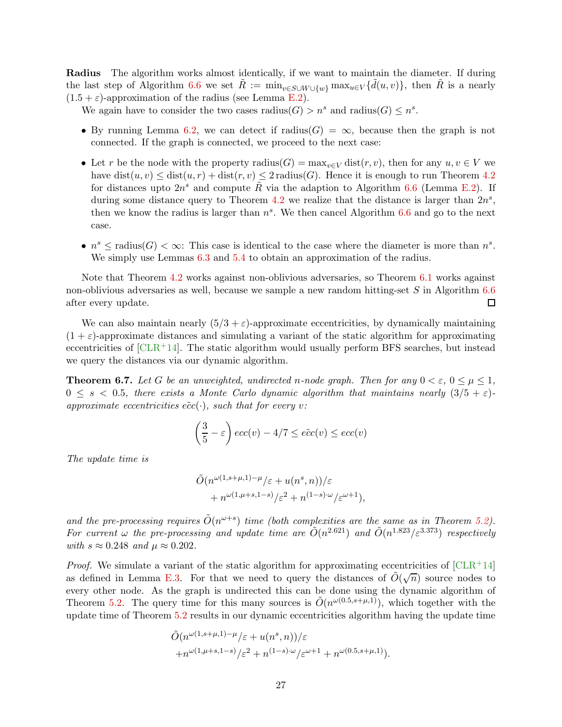**Radius** The algorithm works almost identically, if we want to maintain the diameter. If during the last step of Algorithm 6.6 we set $\tilde{R} := \min_{v \in S \cup W \cup \{w\}} \max_{u \in V} \{\tilde{d}(u,v)\}$, then $\tilde{R}$ is a nearly $(1.5+\varepsilon)$-approximation of the radius (see Lemma E.2).

We again have to consider the two cases radius$(G) > n^s$ and radius$(G) \leq n^s$.

- By running Lemma 6.2, we can detect if radius$(G) = \infty$, because then the graph is not connected. If the graph is connected, we proceed to the next case:
- Let $r$ be the node with the property radius$(G) = \max_{v \in V} \text{dist}(r,v)$, then for any $u, v \in V$ we have $\text{dist}(u,v) \leq \text{dist}(u,r) + \text{dist}(r,v) \leq 2\,\text{radius}(G)$. Hence it is enough to run Theorem 4.2 for distances upto $2n^s$ and compute $\tilde{R}$ via the adaption to Algorithm 6.6 (Lemma E.2). If during some distance query to Theorem 4.2 we realize that the distance is larger than $2n^s$, then we know the radius is larger than $n^s$. We then cancel Algorithm 6.6 and go to the next case.
- $n^s \leq \text{radius}(G) < \infty$: This case is identical to the case where the diameter is more than $n^s$. We simply use Lemmas 6.3 and 5.4 to obtain an approximation of the radius.

Note that Theorem 4.2 works against non-oblivious adversaries, so Theorem 6.1 works against non-oblivious adversaries as well, because we sample a new random hitting-set $S$ in Algorithm 6.6 after every update. ◻

We can also maintain nearly $(5/3+\varepsilon)$-approximate eccentricities, by dynamically maintaining $(1+\varepsilon)$-approximate distances and simulating a variant of the static algorithm for approximating eccentricities of [CLR+14]. The static algorithm would usually perform BFS searches, but instead we query the distances via our dynamic algorithm.

**Theorem 6.7.** *Let $G$ be an unweighted, undirected $n$-node graph. Then for any $0 < \varepsilon$, $0 \leq \mu \leq 1$, $0 \leq s < 0.5$, there exists a Monte Carlo dynamic algorithm that maintains nearly $(3/5+\varepsilon)$-approximate eccentricities $\tilde{ecc}(\cdot)$, such that for every $v$:*

$$\left(\frac{3}{5} - \varepsilon\right) ecc(v) - 4/7 \leq \tilde{ecc}(v) \leq ecc(v)$$

*The update time is*

$$\tilde{O}(n^{\omega(1,s+\mu,1)-\mu}/\varepsilon + u(n^s,n))/\varepsilon + n^{\omega(1,\mu+s,1-s)}/\varepsilon^2 + n^{(1-s)\cdot\omega}/\varepsilon^{\omega+1}),$$

*and the pre-processing requires $\tilde{O}(n^{\omega+s})$ time (both complexities are the same as in Theorem 5.2). For current $\omega$ the pre-processing and update time are $\tilde{O}(n^{2.621})$ and $\tilde{O}(n^{1.823}/\varepsilon^{3.373})$ respectively with $s \approx 0.248$ and $\mu \approx 0.202$.*

*Proof.* We simulate a variant of the static algorithm for approximating eccentricities of [CLR+14] as defined in Lemma E.3. For that we need to query the distances of $\tilde{O}(\sqrt{n})$ source nodes to every other node. As the graph is undirected this can be done using the dynamic algorithm of Theorem 5.2. The query time for this many sources is $\tilde{O}(n^{\omega(0.5,s+\mu,1)})$, which together with the update time of Theorem 5.2 results in our dynamic eccentricities algorithm having the update time

$$\tilde{O}(n^{\omega(1,s+\mu,1)-\mu}/\varepsilon + u(n^s,n))/\varepsilon + n^{\omega(1,\mu+s,1-s)}/\varepsilon^2 + n^{(1-s)\cdot\omega}/\varepsilon^{\omega+1} + n^{\omega(0.5,s+\mu,1)}).$$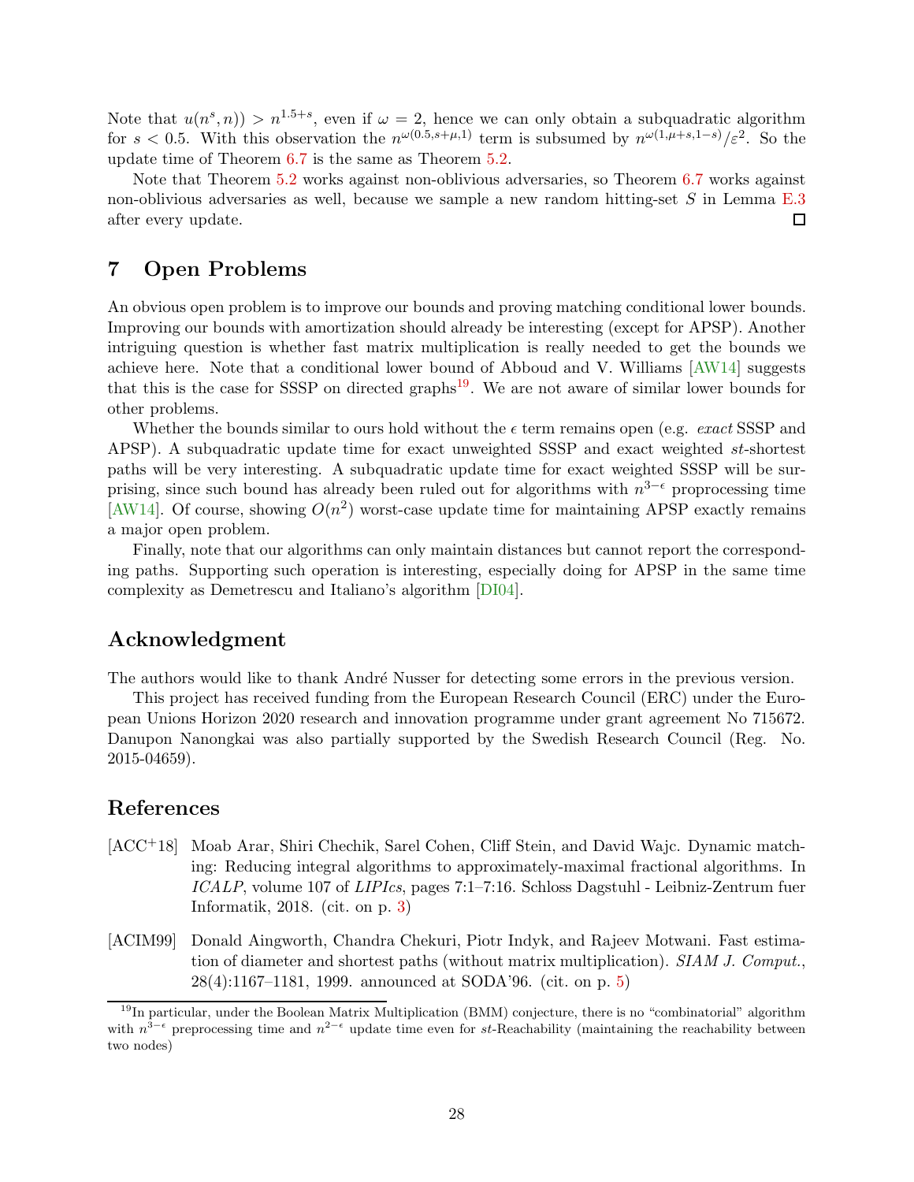Note that $u(n^s, n)) > n^{1.5+s}$, even if $\omega = 2$, hence we can only obtain a subquadratic algorithm for $s < 0.5$. With this observation the $n^{\omega(0.5,s+\mu,1)}$ term is subsumed by $n^{\omega(1,\mu+s,1-s)}/\varepsilon^2$. So the update time of Theorem 6.7 is the same as Theorem 5.2.

Note that Theorem 5.2 works against non-oblivious adversaries, so Theorem 6.7 works against non-oblivious adversaries as well, because we sample a new random hitting-set $S$ in Lemma E.3 after every update. □

# 7 Open Problems

An obvious open problem is to improve our bounds and proving matching conditional lower bounds. Improving our bounds with amortization should already be interesting (except for APSP). Another intriguing question is whether fast matrix multiplication is really needed to get the bounds we achieve here. Note that a conditional lower bound of Abboud and V. Williams [AW14] suggests that this is the case for SSSP on directed graphs[19]. We are not aware of similar lower bounds for other problems.

Whether the bounds similar to ours hold without the $\epsilon$ term remains open (e.g. *exact* SSSP and APSP). A subquadratic update time for exact unweighted SSSP and exact weighted $st$-shortest paths will be very interesting. A subquadratic update time for exact weighted SSSP will be surprising, since such bound has already been ruled out for algorithms with $n^{3-\epsilon}$ proprocessing time [AW14]. Of course, showing $O(n^2)$ worst-case update time for maintaining APSP exactly remains a major open problem.

Finally, note that our algorithms can only maintain distances but cannot report the corresponding paths. Supporting such operation is interesting, especially doing for APSP in the same time complexity as Demetrescu and Italiano's algorithm [DI04].

## Acknowledgment

The authors would like to thank André Nusser for detecting some errors in the previous version.

This project has received funding from the European Research Council (ERC) under the European Unions Horizon 2020 research and innovation programme under grant agreement No 715672. Danupon Nanongkai was also partially supported by the Swedish Research Council (Reg. No. 2015-04659).

## References

[ACC+18] Moab Arar, Shiri Chechik, Sarel Cohen, Cliff Stein, and David Wajc. Dynamic matching: Reducing integral algorithms to approximately-maximal fractional algorithms. In *ICALP*, volume 107 of *LIPIcs*, pages 7:1–7:16. Schloss Dagstuhl - Leibniz-Zentrum fuer Informatik, 2018. (cit. on p. 3)

[ACIM99] Donald Aingworth, Chandra Chekuri, Piotr Indyk, and Rajeev Motwani. Fast estimation of diameter and shortest paths (without matrix multiplication). *SIAM J. Comput.*, 28(4):1167–1181, 1999. announced at SODA'96. (cit. on p. 5)

[19] In particular, under the Boolean Matrix Multiplication (BMM) conjecture, there is no "combinatorial" algorithm with $n^{3-\epsilon}$ preprocessing time and $n^{2-\epsilon}$ update time even for $st$-Reachability (maintaining the reachability between two nodes)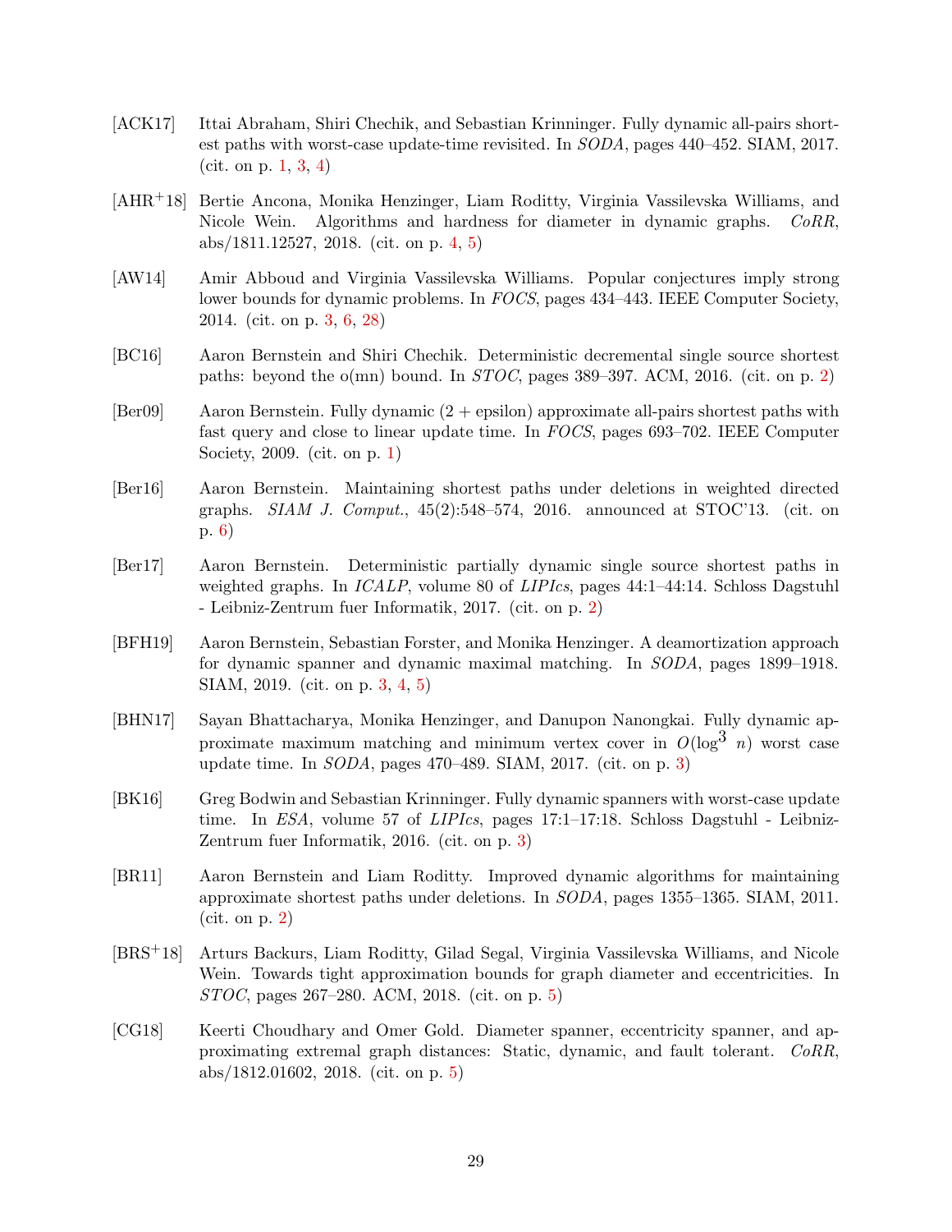[ACK17] Ittai Abraham, Shiri Chechik, and Sebastian Krinninger. Fully dynamic all-pairs shortest paths with worst-case update-time revisited. In *SODA*, pages 440–452. SIAM, 2017. (cit. on p. 1, 3, 4)

[AHR+18] Bertie Ancona, Monika Henzinger, Liam Roditty, Virginia Vassilevska Williams, and Nicole Wein. Algorithms and hardness for diameter in dynamic graphs. *CoRR*, abs/1811.12527, 2018. (cit. on p. 4, 5)

[AW14] Amir Abboud and Virginia Vassilevska Williams. Popular conjectures imply strong lower bounds for dynamic problems. In *FOCS*, pages 434–443. IEEE Computer Society, 2014. (cit. on p. 3, 6, 28)

[BC16] Aaron Bernstein and Shiri Chechik. Deterministic decremental single source shortest paths: beyond the o(mn) bound. In *STOC*, pages 389–397. ACM, 2016. (cit. on p. 2)

[Ber09] Aaron Bernstein. Fully dynamic (2 + epsilon) approximate all-pairs shortest paths with fast query and close to linear update time. In *FOCS*, pages 693–702. IEEE Computer Society, 2009. (cit. on p. 1)

[Ber16] Aaron Bernstein. Maintaining shortest paths under deletions in weighted directed graphs. *SIAM J. Comput.*, 45(2):548–574, 2016. announced at STOC'13. (cit. on p. 6)

[Ber17] Aaron Bernstein. Deterministic partially dynamic single source shortest paths in weighted graphs. In *ICALP*, volume 80 of *LIPIcs*, pages 44:1–44:14. Schloss Dagstuhl - Leibniz-Zentrum fuer Informatik, 2017. (cit. on p. 2)

[BFH19] Aaron Bernstein, Sebastian Forster, and Monika Henzinger. A deamortization approach for dynamic spanner and dynamic maximal matching. In *SODA*, pages 1899–1918. SIAM, 2019. (cit. on p. 3, 4, 5)

[BHN17] Sayan Bhattacharya, Monika Henzinger, and Danupon Nanongkai. Fully dynamic approximate maximum matching and minimum vertex cover in $O(\log^3 n)$ worst case update time. In *SODA*, pages 470–489. SIAM, 2017. (cit. on p. 3)

[BK16] Greg Bodwin and Sebastian Krinninger. Fully dynamic spanners with worst-case update time. In *ESA*, volume 57 of *LIPIcs*, pages 17:1–17:18. Schloss Dagstuhl - Leibniz-Zentrum fuer Informatik, 2016. (cit. on p. 3)

[BR11] Aaron Bernstein and Liam Roditty. Improved dynamic algorithms for maintaining approximate shortest paths under deletions. In *SODA*, pages 1355–1365. SIAM, 2011. (cit. on p. 2)

[BRS+18] Arturs Backurs, Liam Roditty, Gilad Segal, Virginia Vassilevska Williams, and Nicole Wein. Towards tight approximation bounds for graph diameter and eccentricities. In *STOC*, pages 267–280. ACM, 2018. (cit. on p. 5)

[CG18] Keerti Choudhary and Omer Gold. Diameter spanner, eccentricity spanner, and approximating extremal graph distances: Static, dynamic, and fault tolerant. *CoRR*, abs/1812.01602, 2018. (cit. on p. 5)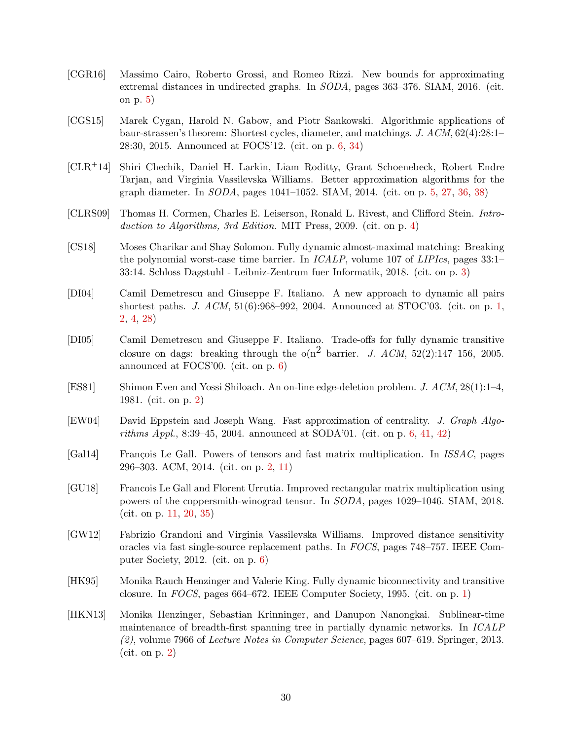[CGR16] Massimo Cairo, Roberto Grossi, and Romeo Rizzi. New bounds for approximating extremal distances in undirected graphs. In *SODA*, pages 363–376. SIAM, 2016. (cit. on p. 5)

[CGS15] Marek Cygan, Harold N. Gabow, and Piotr Sankowski. Algorithmic applications of baur-strassen's theorem: Shortest cycles, diameter, and matchings. *J. ACM*, 62(4):28:1–28:30, 2015. Announced at FOCS'12. (cit. on p. 6, 34)

[CLR+14] Shiri Chechik, Daniel H. Larkin, Liam Roditty, Grant Schoenebeck, Robert Endre Tarjan, and Virginia Vassilevska Williams. Better approximation algorithms for the graph diameter. In *SODA*, pages 1041–1052. SIAM, 2014. (cit. on p. 5, 27, 36, 38)

[CLRS09] Thomas H. Cormen, Charles E. Leiserson, Ronald L. Rivest, and Clifford Stein. *Introduction to Algorithms, 3rd Edition*. MIT Press, 2009. (cit. on p. 4)

[CS18] Moses Charikar and Shay Solomon. Fully dynamic almost-maximal matching: Breaking the polynomial worst-case time barrier. In *ICALP*, volume 107 of *LIPIcs*, pages 33:1–33:14. Schloss Dagstuhl - Leibniz-Zentrum fuer Informatik, 2018. (cit. on p. 3)

[DI04] Camil Demetrescu and Giuseppe F. Italiano. A new approach to dynamic all pairs shortest paths. *J. ACM*, 51(6):968–992, 2004. Announced at STOC'03. (cit. on p. 1, 2, 4, 28)

[DI05] Camil Demetrescu and Giuseppe F. Italiano. Trade-offs for fully dynamic transitive closure on dags: breaking through the $o(n^2$ barrier. *J. ACM*, 52(2):147–156, 2005. announced at FOCS'00. (cit. on p. 6)

[ES81] Shimon Even and Yossi Shiloach. An on-line edge-deletion problem. *J. ACM*, 28(1):1–4, 1981. (cit. on p. 2)

[EW04] David Eppstein and Joseph Wang. Fast approximation of centrality. *J. Graph Algorithms Appl.*, 8:39–45, 2004. announced at SODA'01. (cit. on p. 6, 41, 42)

[Gal14] François Le Gall. Powers of tensors and fast matrix multiplication. In *ISSAC*, pages 296–303. ACM, 2014. (cit. on p. 2, 11)

[GU18] Francois Le Gall and Florent Urrutia. Improved rectangular matrix multiplication using powers of the coppersmith-winograd tensor. In *SODA*, pages 1029–1046. SIAM, 2018. (cit. on p. 11, 20, 35)

[GW12] Fabrizio Grandoni and Virginia Vassilevska Williams. Improved distance sensitivity oracles via fast single-source replacement paths. In *FOCS*, pages 748–757. IEEE Computer Society, 2012. (cit. on p. 6)

[HK95] Monika Rauch Henzinger and Valerie King. Fully dynamic biconnectivity and transitive closure. In *FOCS*, pages 664–672. IEEE Computer Society, 1995. (cit. on p. 1)

[HKN13] Monika Henzinger, Sebastian Krinninger, and Danupon Nanongkai. Sublinear-time maintenance of breadth-first spanning tree in partially dynamic networks. In *ICALP (2)*, volume 7966 of *Lecture Notes in Computer Science*, pages 607–619. Springer, 2013. (cit. on p. 2)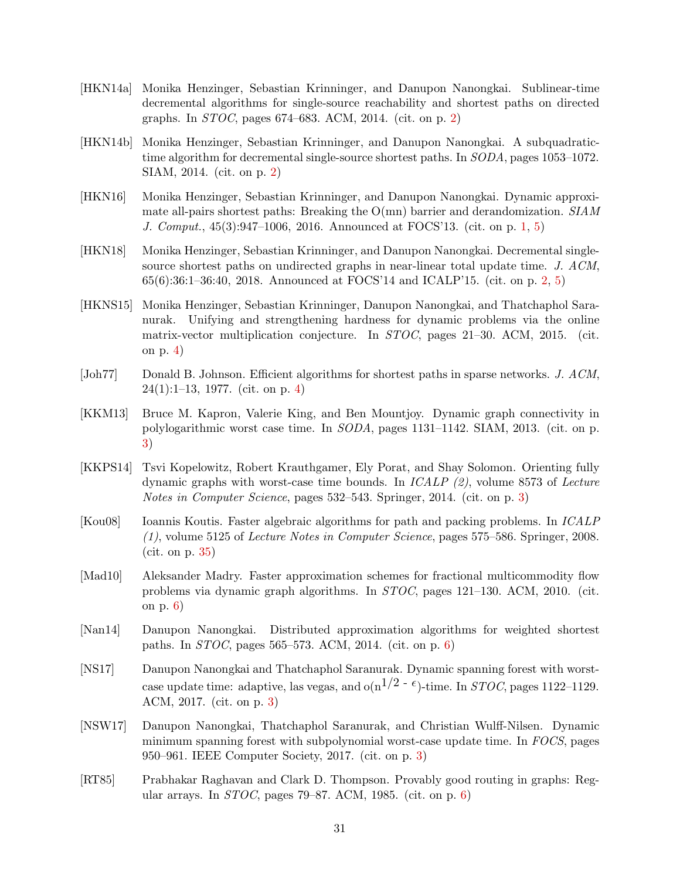[HKN14a] Monika Henzinger, Sebastian Krinninger, and Danupon Nanongkai. Sublinear-time decremental algorithms for single-source reachability and shortest paths on directed graphs. In *STOC*, pages 674–683. ACM, 2014. (cit. on p. 2)

[HKN14b] Monika Henzinger, Sebastian Krinninger, and Danupon Nanongkai. A subquadratic-time algorithm for decremental single-source shortest paths. In *SODA*, pages 1053–1072. SIAM, 2014. (cit. on p. 2)

[HKN16] Monika Henzinger, Sebastian Krinninger, and Danupon Nanongkai. Dynamic approximate all-pairs shortest paths: Breaking the O(mn) barrier and derandomization. *SIAM J. Comput.*, 45(3):947–1006, 2016. Announced at FOCS'13. (cit. on p. 1, 5)

[HKN18] Monika Henzinger, Sebastian Krinninger, and Danupon Nanongkai. Decremental single-source shortest paths on undirected graphs in near-linear total update time. *J. ACM*, 65(6):36:1–36:40, 2018. Announced at FOCS'14 and ICALP'15. (cit. on p. 2, 5)

[HKNS15] Monika Henzinger, Sebastian Krinninger, Danupon Nanongkai, and Thatchaphol Saranurak. Unifying and strengthening hardness for dynamic problems via the online matrix-vector multiplication conjecture. In *STOC*, pages 21–30. ACM, 2015. (cit. on p. 4)

[Joh77] Donald B. Johnson. Efficient algorithms for shortest paths in sparse networks. *J. ACM*, 24(1):1–13, 1977. (cit. on p. 4)

[KKM13] Bruce M. Kapron, Valerie King, and Ben Mountjoy. Dynamic graph connectivity in polylogarithmic worst case time. In *SODA*, pages 1131–1142. SIAM, 2013. (cit. on p. 3)

[KKPS14] Tsvi Kopelowitz, Robert Krauthgamer, Ely Porat, and Shay Solomon. Orienting fully dynamic graphs with worst-case time bounds. In *ICALP (2)*, volume 8573 of *Lecture Notes in Computer Science*, pages 532–543. Springer, 2014. (cit. on p. 3)

[Kou08] Ioannis Koutis. Faster algebraic algorithms for path and packing problems. In *ICALP (1)*, volume 5125 of *Lecture Notes in Computer Science*, pages 575–586. Springer, 2008. (cit. on p. 35)

[Mad10] Aleksander Madry. Faster approximation schemes for fractional multicommodity flow problems via dynamic graph algorithms. In *STOC*, pages 121–130. ACM, 2010. (cit. on p. 6)

[Nan14] Danupon Nanongkai. Distributed approximation algorithms for weighted shortest paths. In *STOC*, pages 565–573. ACM, 2014. (cit. on p. 6)

[NS17] Danupon Nanongkai and Thatchaphol Saranurak. Dynamic spanning forest with worst-case update time: adaptive, las vegas, and $o(n^{1/2 - \epsilon})$-time. In *STOC*, pages 1122–1129. ACM, 2017. (cit. on p. 3)

[NSW17] Danupon Nanongkai, Thatchaphol Saranurak, and Christian Wulff-Nilsen. Dynamic minimum spanning forest with subpolynomial worst-case update time. In *FOCS*, pages 950–961. IEEE Computer Society, 2017. (cit. on p. 3)

[RT85] Prabhakar Raghavan and Clark D. Thompson. Provably good routing in graphs: Regular arrays. In *STOC*, pages 79–87. ACM, 1985. (cit. on p. 6)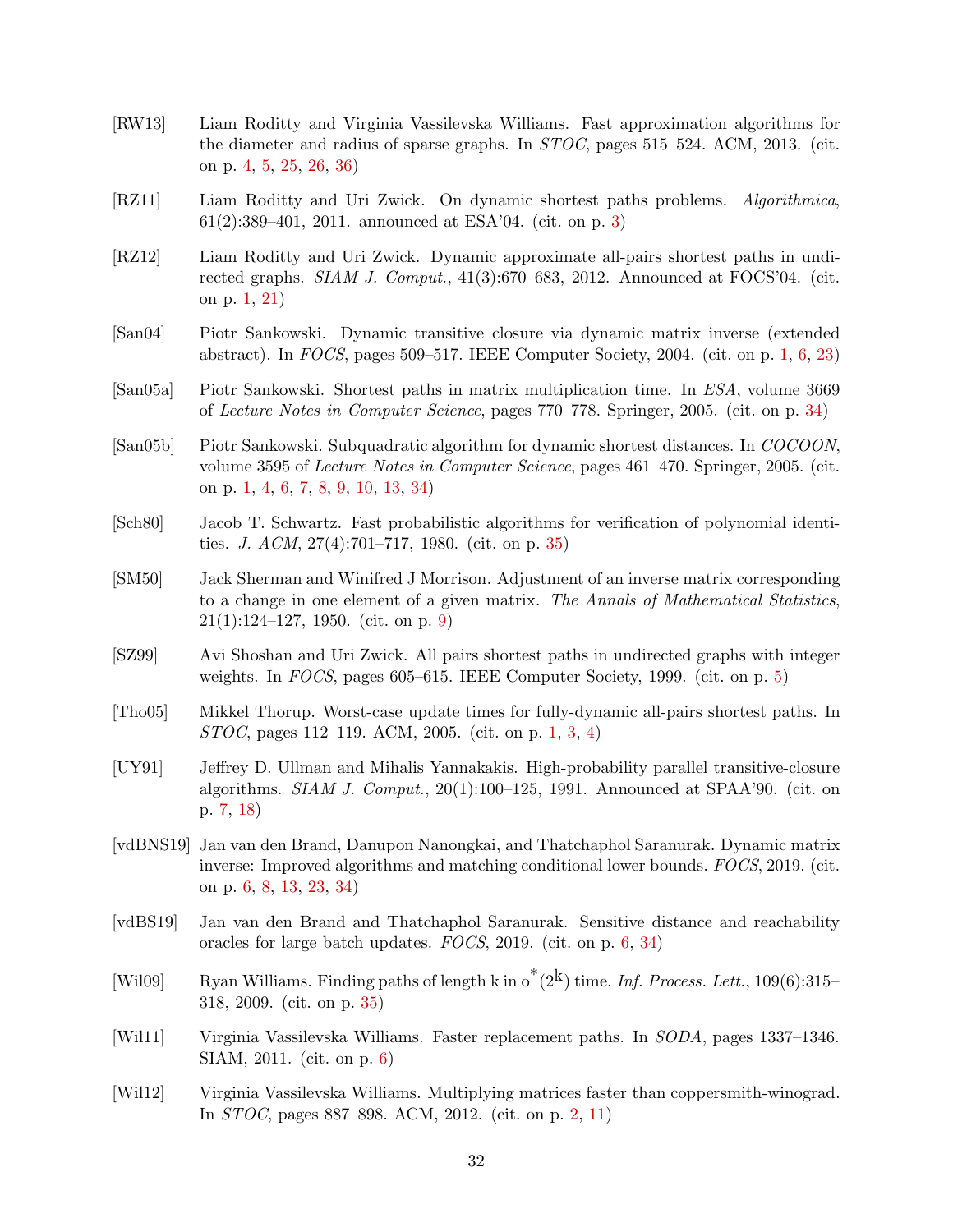[RW13] Liam Roditty and Virginia Vassilevska Williams. Fast approximation algorithms for the diameter and radius of sparse graphs. In *STOC*, pages 515–524. ACM, 2013. (cit. on p. 4, 5, 25, 26, 36)

[RZ11] Liam Roditty and Uri Zwick. On dynamic shortest paths problems. *Algorithmica*, 61(2):389–401, 2011. announced at ESA'04. (cit. on p. 3)

[RZ12] Liam Roditty and Uri Zwick. Dynamic approximate all-pairs shortest paths in undirected graphs. *SIAM J. Comput.*, 41(3):670–683, 2012. Announced at FOCS'04. (cit. on p. 1, 21)

[San04] Piotr Sankowski. Dynamic transitive closure via dynamic matrix inverse (extended abstract). In *FOCS*, pages 509–517. IEEE Computer Society, 2004. (cit. on p. 1, 6, 23)

[San05a] Piotr Sankowski. Shortest paths in matrix multiplication time. In *ESA*, volume 3669 of *Lecture Notes in Computer Science*, pages 770–778. Springer, 2005. (cit. on p. 34)

[San05b] Piotr Sankowski. Subquadratic algorithm for dynamic shortest distances. In *COCOON*, volume 3595 of *Lecture Notes in Computer Science*, pages 461–470. Springer, 2005. (cit. on p. 1, 4, 6, 7, 8, 9, 10, 13, 34)

[Sch80] Jacob T. Schwartz. Fast probabilistic algorithms for verification of polynomial identities. *J. ACM*, 27(4):701–717, 1980. (cit. on p. 35)

[SM50] Jack Sherman and Winifred J Morrison. Adjustment of an inverse matrix corresponding to a change in one element of a given matrix. *The Annals of Mathematical Statistics*, 21(1):124–127, 1950. (cit. on p. 9)

[SZ99] Avi Shoshan and Uri Zwick. All pairs shortest paths in undirected graphs with integer weights. In *FOCS*, pages 605–615. IEEE Computer Society, 1999. (cit. on p. 5)

[Tho05] Mikkel Thorup. Worst-case update times for fully-dynamic all-pairs shortest paths. In *STOC*, pages 112–119. ACM, 2005. (cit. on p. 1, 3, 4)

[UY91] Jeffrey D. Ullman and Mihalis Yannakakis. High-probability parallel transitive-closure algorithms. *SIAM J. Comput.*, 20(1):100–125, 1991. Announced at SPAA'90. (cit. on p. 7, 18)

[vdBNS19] Jan van den Brand, Danupon Nanongkai, and Thatchaphol Saranurak. Dynamic matrix inverse: Improved algorithms and matching conditional lower bounds. *FOCS*, 2019. (cit. on p. 6, 8, 13, 23, 34)

[vdBS19] Jan van den Brand and Thatchaphol Saranurak. Sensitive distance and reachability oracles for large batch updates. *FOCS*, 2019. (cit. on p. 6, 34)

[Wil09] Ryan Williams. Finding paths of length k in $o^*(2^k)$ time. *Inf. Process. Lett.*, 109(6):315–318, 2009. (cit. on p. 35)

[Wil11] Virginia Vassilevska Williams. Faster replacement paths. In *SODA*, pages 1337–1346. SIAM, 2011. (cit. on p. 6)

[Wil12] Virginia Vassilevska Williams. Multiplying matrices faster than coppersmith-winograd. In *STOC*, pages 887–898. ACM, 2012. (cit. on p. 2, 11)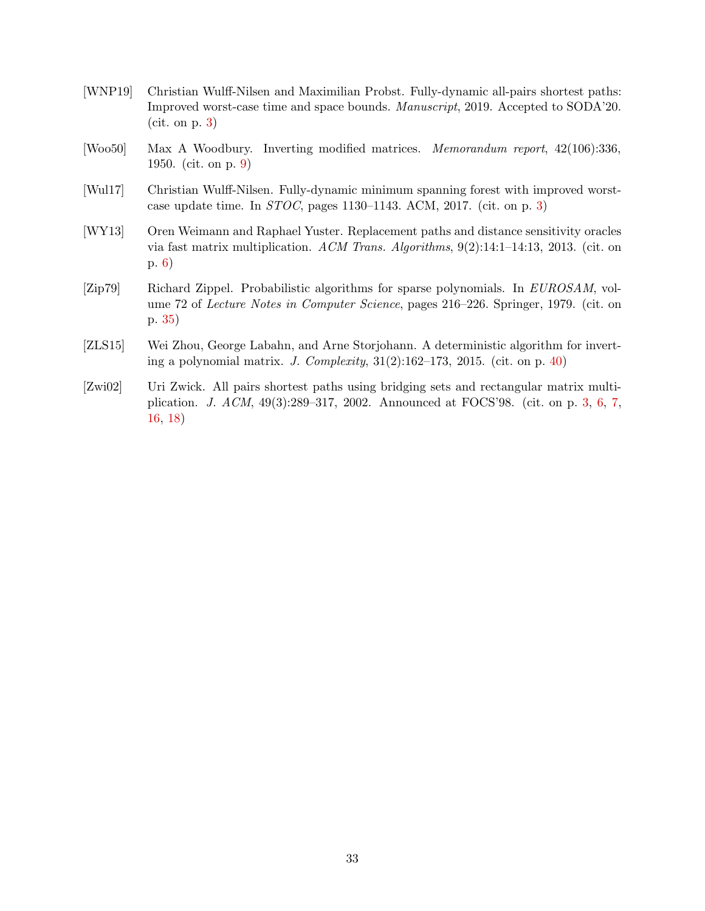[WNP19] Christian Wulff-Nilsen and Maximilian Probst. Fully-dynamic all-pairs shortest paths: Improved worst-case time and space bounds. *Manuscript*, 2019. Accepted to SODA'20. (cit. on p. 3)

[Woo50] Max A Woodbury. Inverting modified matrices. *Memorandum report*, 42(106):336, 1950. (cit. on p. 9)

[Wul17] Christian Wulff-Nilsen. Fully-dynamic minimum spanning forest with improved worst-case update time. In *STOC*, pages 1130–1143. ACM, 2017. (cit. on p. 3)

[WY13] Oren Weimann and Raphael Yuster. Replacement paths and distance sensitivity oracles via fast matrix multiplication. *ACM Trans. Algorithms*, 9(2):14:1–14:13, 2013. (cit. on p. 6)

[Zip79] Richard Zippel. Probabilistic algorithms for sparse polynomials. In *EUROSAM*, volume 72 of *Lecture Notes in Computer Science*, pages 216–226. Springer, 1979. (cit. on p. 35)

[ZLS15] Wei Zhou, George Labahn, and Arne Storjohann. A deterministic algorithm for inverting a polynomial matrix. *J. Complexity*, 31(2):162–173, 2015. (cit. on p. 40)

[Zwi02] Uri Zwick. All pairs shortest paths using bridging sets and rectangular matrix multiplication. *J. ACM*, 49(3):289–317, 2002. Announced at FOCS'98. (cit. on p. 3, 6, 7, 16, 18)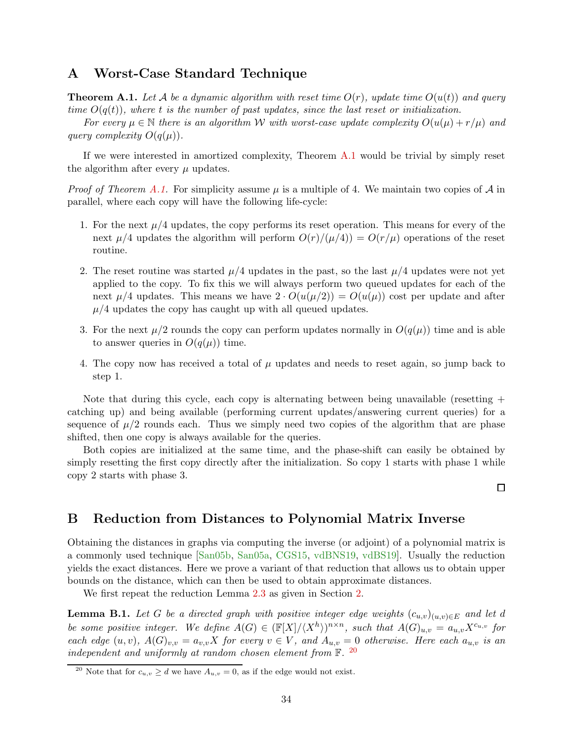# A Worst-Case Standard Technique

**Theorem A.1.** *Let $\mathcal{A}$ be a dynamic algorithm with reset time $O(r)$, update time $O(u(t))$ and query time $O(q(t))$, where $t$ is the number of past updates, since the last reset or initialization.*

*For every $\mu \in \mathbb{N}$ there is an algorithm $\mathcal{W}$ with worst-case update complexity $O(u(\mu) + r/\mu)$ and query complexity $O(q(\mu))$.*

If we were interested in amortized complexity, Theorem A.1 would be trivial by simply reset the algorithm after every $\mu$ updates.

*Proof of Theorem A.1.* For simplicity assume $\mu$ is a multiple of 4. We maintain two copies of $\mathcal{A}$ in parallel, where each copy will have the following life-cycle:

1. For the next $\mu/4$ updates, the copy performs its reset operation. This means for every of the next $\mu/4$ updates the algorithm will perform $O(r)/(\mu/4)) = O(r/\mu)$ operations of the reset routine.
2. The reset routine was started $\mu/4$ updates in the past, so the last $\mu/4$ updates were not yet applied to the copy. To fix this we will always perform two queued updates for each of the next $\mu/4$ updates. This means we have $2 \cdot O(u(\mu/2)) = O(u(\mu))$ cost per update and after $\mu/4$ updates the copy has caught up with all queued updates.
3. For the next $\mu/2$ rounds the copy can perform updates normally in $O(q(\mu))$ time and is able to answer queries in $O(q(\mu))$ time.
4. The copy now has received a total of $\mu$ updates and needs to reset again, so jump back to step 1.

Note that during this cycle, each copy is alternating between being unavailable (resetting + catching up) and being available (performing current updates/answering current queries) for a sequence of $\mu/2$ rounds each. Thus we simply need two copies of the algorithm that are phase shifted, then one copy is always available for the queries.

Both copies are initialized at the same time, and the phase-shift can easily be obtained by simply resetting the first copy directly after the initialization. So copy 1 starts with phase 1 while copy 2 starts with phase 3.

□

# B Reduction from Distances to Polynomial Matrix Inverse

Obtaining the distances in graphs via computing the inverse (or adjoint) of a polynomial matrix is a commonly used technique [San05b, San05a, CGS15, vdBNS19, vdBS19]. Usually the reduction yields the exact distances. Here we prove a variant of that reduction that allows us to obtain upper bounds on the distance, which can then be used to obtain approximate distances.

We first repeat the reduction Lemma 2.3 as given in Section 2.

**Lemma B.1.** *Let $G$ be a directed graph with positive integer edge weights $(c_{u,v})_{(u,v)\in E}$ and let $d$ be some positive integer. We define $A(G) \in (\mathbb{F}[X]/\langle X^h \rangle)^{n\times n}$, such that $A(G)_{u,v} = a_{u,v}X^{c_{u,v}}$ for each edge $(u,v)$, $A(G)_{v,v} = a_{v,v}X$ for every $v \in V$, and $A_{u,v} = 0$ otherwise. Here each $a_{u,v}$ is an independent and uniformly at random chosen element from $\mathbb{F}$.* [20]

[20] Note that for $c_{u,v} \geq d$ we have $A_{u,v} = 0$, as if the edge would not exist.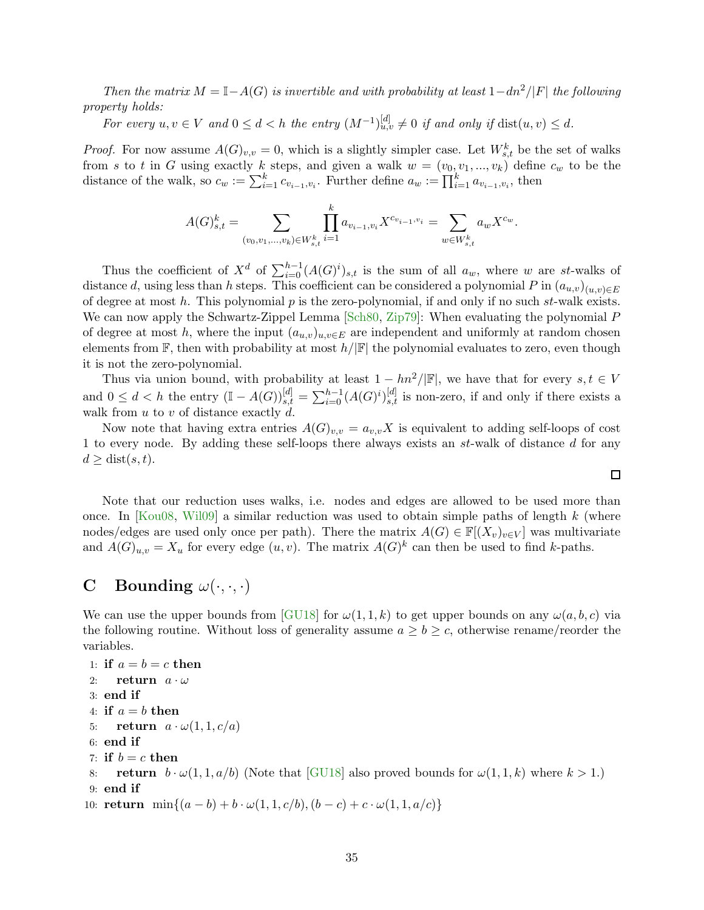*Then the matrix $M = \mathbb{I} - A(G)$ is invertible and with probability at least $1 - dn^2/|F|$ the following property holds:*

*For every $u, v \in V$ and $0 \leq d < h$ the entry $(M^{-1})^{[d]}_{u,v} \neq 0$ if and only if $\operatorname{dist}(u, v) \leq d$.*

*Proof.* For now assume $A(G)_{v,v} = 0$, which is a slightly simpler case. Let $W^k_{s,t}$ be the set of walks from $s$ to $t$ in $G$ using exactly $k$ steps, and given a walk $w = (v_0, v_1, ..., v_k)$ define $c_w$ to be the distance of the walk, so $c_w := \sum_{i=1}^k c_{v_{i-1},v_i}$. Further define $a_w := \prod_{i=1}^k a_{v_{i-1},v_i}$, then

$$A(G)^k_{s,t} = \sum_{(v_0,v_1,...,v_k) \in W^k_{s,t}} \prod_{i=1}^k a_{v_{i-1},v_i} X^{c_{v_{i-1},v_i}} = \sum_{w \in W^k_{s,t}} a_w X^{c_w}.$$

Thus the coefficient of $X^d$ of $\sum_{i=0}^{h-1} (A(G)^i)_{s,t}$ is the sum of all $a_w$, where $w$ are $st$-walks of distance $d$, using less than $h$ steps. This coefficient can be considered a polynomial $P$ in $(a_{u,v})_{(u,v) \in E}$ of degree at most $h$. This polynomial $p$ is the zero-polynomial, if and only if no such $st$-walk exists. We can now apply the Schwartz-Zippel Lemma [Sch80, Zip79]: When evaluating the polynomial $P$ of degree at most $h$, where the input $(a_{u,v})_{u,v \in E}$ are independent and uniformly at random chosen elements from $\mathbb{F}$, then with probability at most $h/|\mathbb{F}|$ the polynomial evaluates to zero, even though it is not the zero-polynomial.

Thus via union bound, with probability at least $1 - hn^2/|\mathbb{F}|$, we have that for every $s, t \in V$ and $0 \leq d < h$ the entry $(\mathbb{I} - A(G))^{[d]}_{s,t} = \sum_{i=0}^{h-1} (A(G)^i)^{[d]}_{s,t}$ is non-zero, if and only if there exists a walk from $u$ to $v$ of distance exactly $d$.

Now note that having extra entries $A(G)_{v,v} = a_{v,v}X$ is equivalent to adding self-loops of cost 1 to every node. By adding these self-loops there always exists an $st$-walk of distance $d$ for any $d \geq \operatorname{dist}(s, t)$. □

Note that our reduction uses walks, i.e. nodes and edges are allowed to be used more than once. In [Kou08, Wil09] a similar reduction was used to obtain simple paths of length $k$ (where nodes/edges are used only once per path). There the matrix $A(G) \in \mathbb{F}[(X_v)_{v \in V}]$ was multivariate and $A(G)_{u,v} = X_u$ for every edge $(u, v)$. The matrix $A(G)^k$ can then be used to find $k$-paths.

# C Bounding $\omega(\cdot, \cdot, \cdot)$

We can use the upper bounds from [GU18] for $\omega(1, 1, k)$ to get upper bounds on any $\omega(a, b, c)$ via the following routine. Without loss of generality assume $a \geq b \geq c$, otherwise rename/reorder the variables.

1: **if** $a = b = c$ **then**
2: **return** $a \cdot \omega$
3: **end if**
4: **if** $a = b$ **then**
5: **return** $a \cdot \omega(1, 1, c/a)$
6: **end if**
7: **if** $b = c$ **then**
8: **return** $b \cdot \omega(1, 1, a/b)$ (Note that [GU18] also proved bounds for $\omega(1, 1, k)$ where $k > 1$.)
9: **end if**
10: **return** $\min\{(a - b) + b \cdot \omega(1, 1, c/b), (b - c) + c \cdot \omega(1, 1, a/c)\}$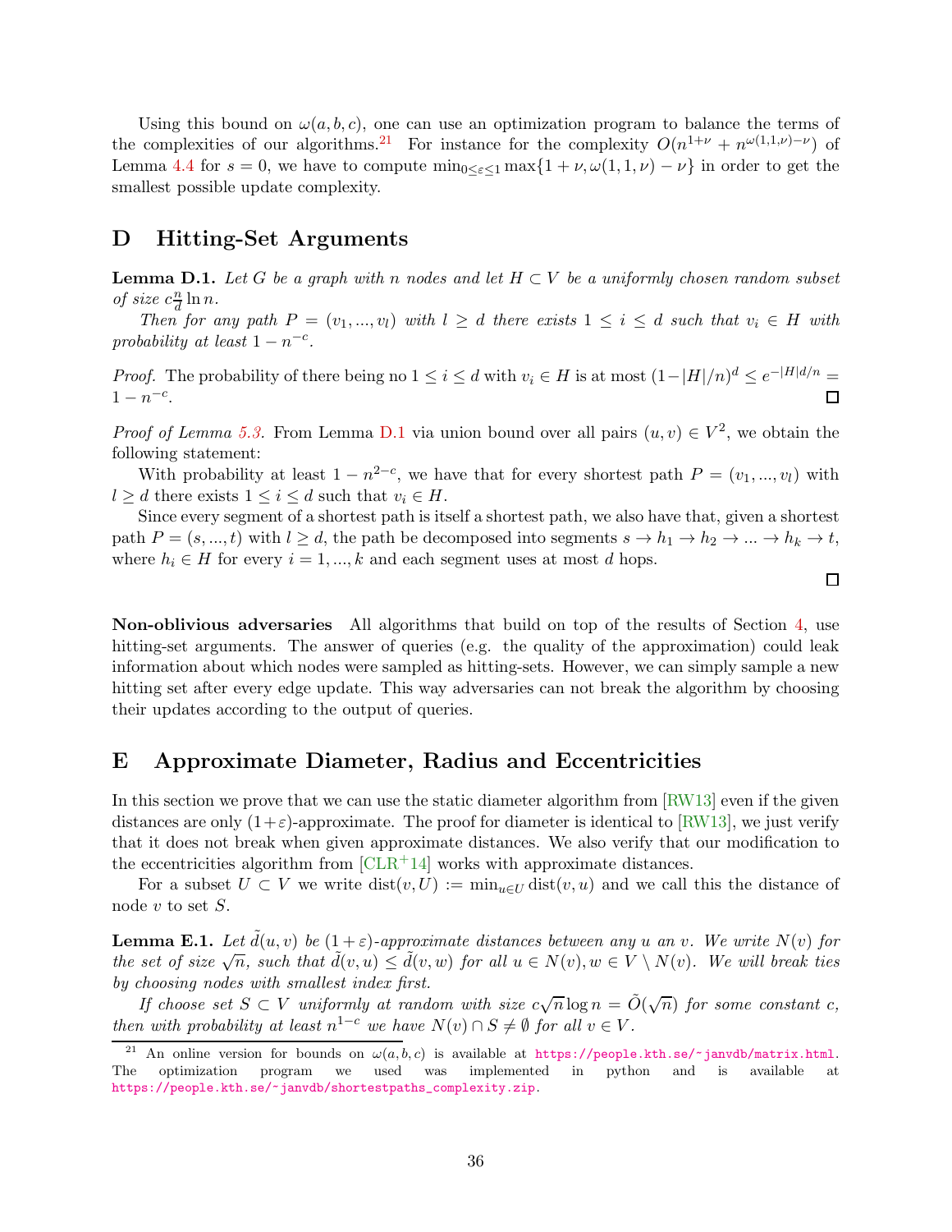Using this bound on $\omega(a, b, c)$, one can use an optimization program to balance the terms of the complexities of our algorithms.[21] For instance for the complexity $O(n^{1+\nu} + n^{\omega(1,1,\nu)-\nu})$ of Lemma 4.4 for $s = 0$, we have to compute $\min_{0\leq\varepsilon\leq 1} \max\{1 + \nu, \omega(1, 1, \nu) - \nu\}$ in order to get the smallest possible update complexity.

## D Hitting-Set Arguments

**Lemma D.1.** *Let $G$ be a graph with $n$ nodes and let $H \subset V$ be a uniformly chosen random subset of size $c\frac{n}{d}\ln n$.*

*Then for any path $P = (v_1, ..., v_l)$ with $l \geq d$ there exists $1 \leq i \leq d$ such that $v_i \in H$ with probability at least $1 - n^{-c}$.*

*Proof.* The probability of there being no $1 \leq i \leq d$ with $v_i \in H$ is at most $(1-|H|/n)^d \leq e^{-|H|d/n} = 1 - n^{-c}$. $\square$

*Proof of Lemma 5.3.* From Lemma D.1 via union bound over all pairs $(u, v) \in V^2$, we obtain the following statement:

With probability at least $1 - n^{2-c}$, we have that for every shortest path $P = (v_1, ..., v_l)$ with $l \geq d$ there exists $1 \leq i \leq d$ such that $v_i \in H$.

Since every segment of a shortest path is itself a shortest path, we also have that, given a shortest path $P = (s, ..., t)$ with $l \geq d$, the path be decomposed into segments $s \to h_1 \to h_2 \to ... \to h_k \to t$, where $h_i \in H$ for every $i = 1, ..., k$ and each segment uses at most $d$ hops. $\square$

**Non-oblivious adversaries** All algorithms that build on top of the results of Section 4, use hitting-set arguments. The answer of queries (e.g. the quality of the approximation) could leak information about which nodes were sampled as hitting-sets. However, we can simply sample a new hitting set after every edge update. This way adversaries can not break the algorithm by choosing their updates according to the output of queries.

## E Approximate Diameter, Radius and Eccentricities

In this section we prove that we can use the static diameter algorithm from [RW13] even if the given distances are only $(1+\varepsilon)$-approximate. The proof for diameter is identical to [RW13], we just verify that it does not break when given approximate distances. We also verify that our modification to the eccentricities algorithm from [CLR+14] works with approximate distances.

For a subset $U \subset V$ we write $\operatorname{dist}(v, U) := \min_{u\in U} \operatorname{dist}(v, u)$ and we call this the distance of node $v$ to set $S$.

**Lemma E.1.** *Let $\tilde{d}(u, v)$ be $(1 + \varepsilon)$-approximate distances between any $u$ an $v$. We write $N(v)$ for the set of size $\sqrt{n}$, such that $\tilde{d}(v, u) \leq \tilde{d}(v, w)$ for all $u \in N(v), w \in V \setminus N(v)$. We will break ties by choosing nodes with smallest index first.*

*If choose set $S \subset V$ uniformly at random with size $c\sqrt{n}\log n = \tilde{O}(\sqrt{n})$ for some constant $c$, then with probability at least $n^{1-c}$ we have $N(v) \cap S \neq \emptyset$ for all $v \in V$.*

[21] An online version for bounds on $\omega(a, b, c)$ is available at https://people.kth.se/~janvdb/matrix.html. The optimization program we used was implemented in python and is available at https://people.kth.se/~janvdb/shortestpaths_complexity.zip.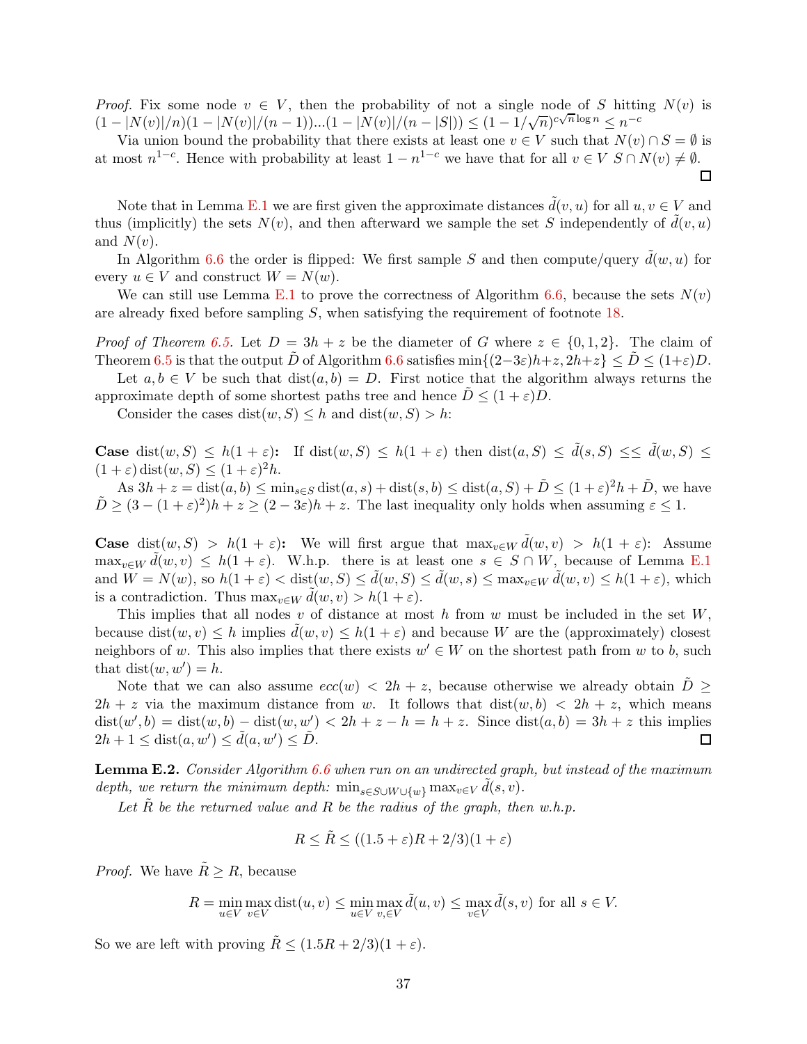*Proof.* Fix some node $v \in V$, then the probability of not a single node of $S$ hitting $N(v)$ is $(1 - |N(v)|/n)(1 - |N(v)|/(n-1))...(1 - |N(v)|/(n - |S|)) \leq (1 - 1/\sqrt{n})^{c\sqrt{n}\log n} \leq n^{-c}$

Via union bound the probability that there exists at least one $v \in V$ such that $N(v) \cap S = \emptyset$ is at most $n^{1-c}$. Hence with probability at least $1 - n^{1-c}$ we have that for all $v \in V$ $S \cap N(v) \neq \emptyset$. $\square$

Note that in Lemma E.1 we are first given the approximate distances $\tilde{d}(v, u)$ for all $u, v \in V$ and thus (implicitly) the sets $N(v)$, and then afterward we sample the set $S$ independently of $\tilde{d}(v, u)$ and $N(v)$.

In Algorithm 6.6 the order is flipped: We first sample $S$ and then compute/query $\tilde{d}(w, u)$ for every $u \in V$ and construct $W = N(w)$.

We can still use Lemma E.1 to prove the correctness of Algorithm 6.6, because the sets $N(v)$ are already fixed before sampling $S$, when satisfying the requirement of footnote 18.

*Proof of Theorem 6.5.* Let $D = 3h + z$ be the diameter of $G$ where $z \in \{0, 1, 2\}$. The claim of Theorem 6.5 is that the output $\tilde{D}$ of Algorithm 6.6 satisfies $\min\{(2-3\varepsilon)h+z, 2h+z\} \leq \tilde{D} \leq (1+\varepsilon)D$.

Let $a, b \in V$ be such that $\text{dist}(a, b) = D$. First notice that the algorithm always returns the approximate depth of some shortest paths tree and hence $\tilde{D} \leq (1 + \varepsilon)D$.

Consider the cases $\text{dist}(w, S) \leq h$ and $\text{dist}(w, S) > h$:

**Case $\text{dist}(w, S) \leq h(1 + \varepsilon)$:** If $\text{dist}(w, S) \leq h(1 + \varepsilon)$ then $\text{dist}(a, S) \leq \tilde{d}(s, S) \leq\leq \tilde{d}(w, S) \leq (1 + \varepsilon)\,\text{dist}(w, S) \leq (1 + \varepsilon)^2 h$.

As $3h + z = \text{dist}(a, b) \leq \min_{s \in S} \text{dist}(a, s) + \text{dist}(s, b) \leq \text{dist}(a, S) + \tilde{D} \leq (1 + \varepsilon)^2 h + \tilde{D}$, we have $\tilde{D} \geq (3 - (1 + \varepsilon)^2)h + z \geq (2 - 3\varepsilon)h + z$. The last inequality only holds when assuming $\varepsilon \leq 1$.

**Case $\text{dist}(w, S) > h(1 + \varepsilon)$:** We will first argue that $\max_{v \in W} \tilde{d}(w, v) > h(1 + \varepsilon)$: Assume $\max_{v \in W} \tilde{d}(w, v) \leq h(1 + \varepsilon)$. W.h.p. there is at least one $s \in S \cap W$, because of Lemma E.1 and $W = N(w)$, so $h(1 + \varepsilon) < \text{dist}(w, S) \leq \tilde{d}(w, S) \leq \tilde{d}(w, s) \leq \max_{v \in W} \tilde{d}(w, v) \leq h(1 + \varepsilon)$, which is a contradiction. Thus $\max_{v \in W} \tilde{d}(w, v) > h(1 + \varepsilon)$.

This implies that all nodes $v$ of distance at most $h$ from $w$ must be included in the set $W$, because $\text{dist}(w, v) \leq h$ implies $\tilde{d}(w, v) \leq h(1 + \varepsilon)$ and because $W$ are the (approximately) closest neighbors of $w$. This also implies that there exists $w' \in W$ on the shortest path from $w$ to $b$, such that $\text{dist}(w, w') = h$.

Note that we can also assume $ecc(w) < 2h + z$, because otherwise we already obtain $\tilde{D} \geq 2h + z$ via the maximum distance from $w$. It follows that $\text{dist}(w, b) < 2h + z$, which means $\text{dist}(w', b) = \text{dist}(w, b) - \text{dist}(w, w') < 2h + z - h = h + z$. Since $\text{dist}(a, b) = 3h + z$ this implies $2h + 1 \leq \text{dist}(a, w') \leq \tilde{d}(a, w') \leq \tilde{D}$. $\square$

**Lemma E.2.** *Consider Algorithm 6.6 when run on an undirected graph, but instead of the maximum depth, we return the minimum depth: $\min_{s \in S \cup W \cup \{w\}} \max_{v \in V} \tilde{d}(s, v)$.*

*Let $\tilde{R}$ be the returned value and $R$ be the radius of the graph, then w.h.p.*

$$R \leq \tilde{R} \leq ((1.5 + \varepsilon)R + 2/3)(1 + \varepsilon)$$

*Proof.* We have $\tilde{R} \geq R$, because

$$R = \min_{u \in V} \max_{v \in V} \text{dist}(u, v) \leq \min_{u \in V} \max_{v, \in V} \tilde{d}(u, v) \leq \max_{v \in V} \tilde{d}(s, v) \text{ for all } s \in V.$$

So we are left with proving $\tilde{R} \leq (1.5R + 2/3)(1 + \varepsilon)$.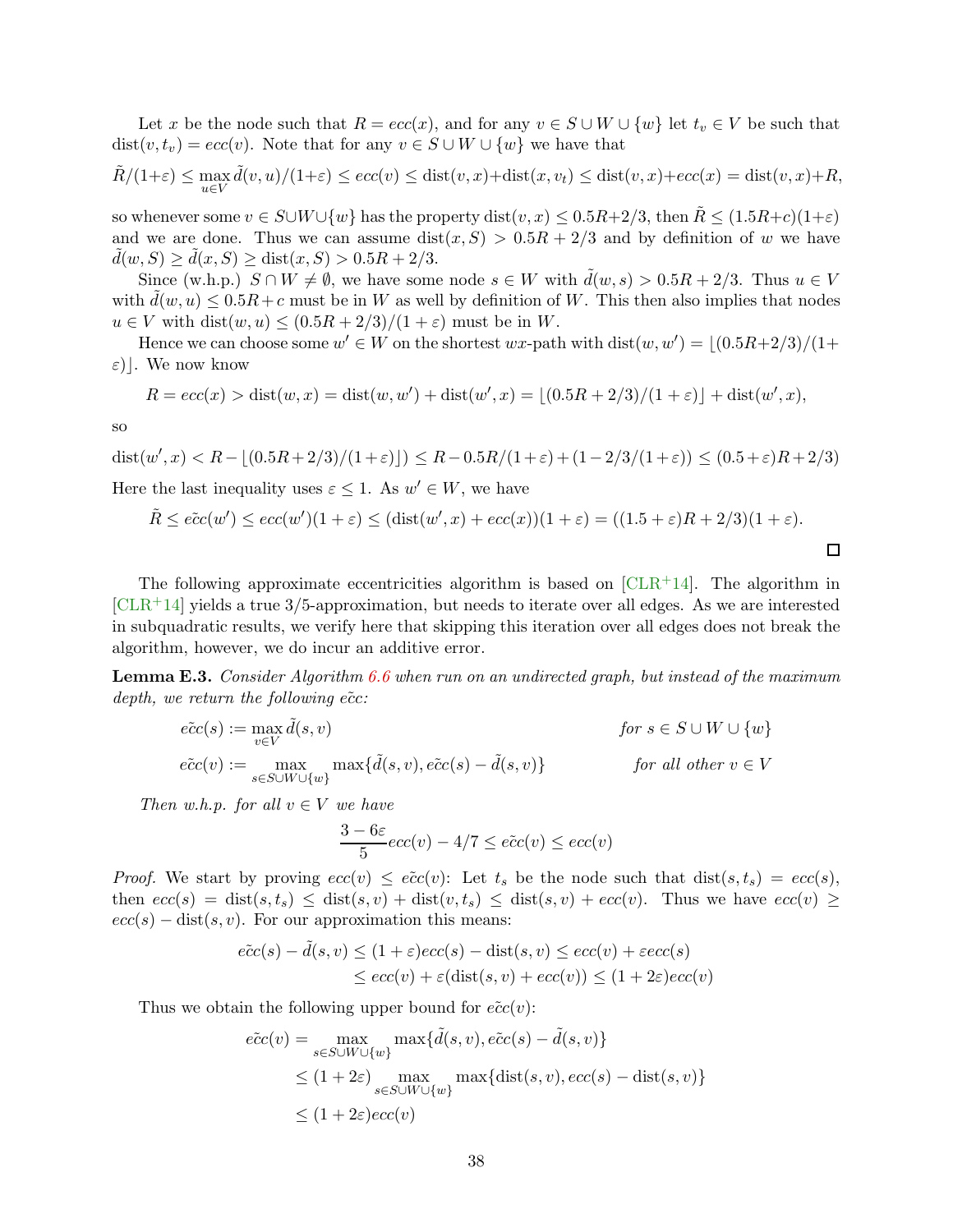Let $x$ be the node such that $R = ecc(x)$, and for any $v \in S \cup W \cup \{w\}$ let $t_v \in V$ be such that $\text{dist}(v, t_v) = ecc(v)$. Note that for any $v \in S \cup W \cup \{w\}$ we have that

$$\tilde{R}/(1+\varepsilon) \leq \max_{u \in V} \tilde{d}(v,u)/(1+\varepsilon) \leq ecc(v) \leq \text{dist}(v,x)+\text{dist}(x,v_t) \leq \text{dist}(v,x)+ecc(x) = \text{dist}(v,x)+R,$$

so whenever some $v \in S \cup W \cup \{w\}$ has the property $\text{dist}(v,x) \leq 0.5R+2/3$, then $\tilde{R} \leq (1.5R+c)(1+\varepsilon)$ and we are done. Thus we can assume $\text{dist}(x,S) > 0.5R+2/3$ and by definition of $w$ we have $\tilde{d}(w,S) \geq \tilde{d}(x,S) \geq \text{dist}(x,S) > 0.5R+2/3$.

Since (w.h.p.) $S \cap W \neq \emptyset$, we have some node $s \in W$ with $\tilde{d}(w,s) > 0.5R+2/3$. Thus $u \in V$ with $\tilde{d}(w,u) \leq 0.5R+c$ must be in $W$ as well by definition of $W$. This then also implies that nodes $u \in V$ with $\text{dist}(w,u) \leq (0.5R+2/3)/(1+\varepsilon)$ must be in $W$.

Hence we can choose some $w' \in W$ on the shortest $wx$-path with $\text{dist}(w,w') = \lfloor (0.5R+2/3)/(1+\varepsilon) \rfloor$. We now know

$$R = ecc(x) > \text{dist}(w,x) = \text{dist}(w,w') + \text{dist}(w',x) = \lfloor (0.5R+2/3)/(1+\varepsilon) \rfloor + \text{dist}(w',x),$$

so

$$\text{dist}(w',x) < R - \lfloor (0.5R+2/3)/(1+\varepsilon) \rfloor) \leq R - 0.5R/(1+\varepsilon) + (1-2/3/(1+\varepsilon)) \leq (0.5+\varepsilon)R + 2/3)$$

Here the last inequality uses $\varepsilon \leq 1$. As $w' \in W$, we have

$$\tilde{R} \leq \tilde{ecc}(w') \leq ecc(w')(1+\varepsilon) \leq (\text{dist}(w',x) + ecc(x))(1+\varepsilon) = ((1.5+\varepsilon)R + 2/3)(1+\varepsilon).$$

□

The following approximate eccentricities algorithm is based on [CLR+14]. The algorithm in [CLR+14] yields a true 3/5-approximation, but needs to iterate over all edges. As we are interested in subquadratic results, we verify here that skipping this iteration over all edges does not break the algorithm, however, we do incur an additive error.

**Lemma E.3.** *Consider Algorithm 6.6 when run on an undirected graph, but instead of the maximum depth, we return the following $\tilde{ecc}$:*

$$\tilde{ecc}(s) := \max_{v \in V} \tilde{d}(s,v) \qquad\qquad \textit{for } s \in S \cup W \cup \{w\}$$

$$\tilde{ecc}(v) := \max_{s \in S \cup W \cup \{w\}} \max\{\tilde{d}(s,v), \tilde{ecc}(s) - \tilde{d}(s,v)\} \qquad \textit{for all other } v \in V$$

*Then w.h.p. for all $v \in V$ we have*

$$\frac{3-6\varepsilon}{5} ecc(v) - 4/7 \leq \tilde{ecc}(v) \leq ecc(v)$$

*Proof.* We start by proving $ecc(v) \leq \tilde{ecc}(v)$: Let $t_s$ be the node such that $\text{dist}(s,t_s) = ecc(s)$, then $ecc(s) = \text{dist}(s,t_s) \leq \text{dist}(s,v) + \text{dist}(v,t_s) \leq \text{dist}(s,v) + ecc(v)$. Thus we have $ecc(v) \geq ecc(s) - \text{dist}(s,v)$. For our approximation this means:

$$\begin{aligned}
\tilde{ecc}(s) - \tilde{d}(s,v) &\leq (1+\varepsilon)ecc(s) - \text{dist}(s,v) \leq ecc(v) + \varepsilon ecc(s) \\
&\leq ecc(v) + \varepsilon(\text{dist}(s,v) + ecc(v)) \leq (1+2\varepsilon)ecc(v)
\end{aligned}$$

Thus we obtain the following upper bound for $\tilde{ecc}(v)$:

$$\begin{aligned}
\tilde{ecc}(v) &= \max_{s \in S \cup W \cup \{w\}} \max\{\tilde{d}(s,v), \tilde{ecc}(s) - \tilde{d}(s,v)\} \\
&\leq (1+2\varepsilon) \max_{s \in S \cup W \cup \{w\}} \max\{\text{dist}(s,v), ecc(s) - \text{dist}(s,v)\} \\
&\leq (1+2\varepsilon)ecc(v)
\end{aligned}$$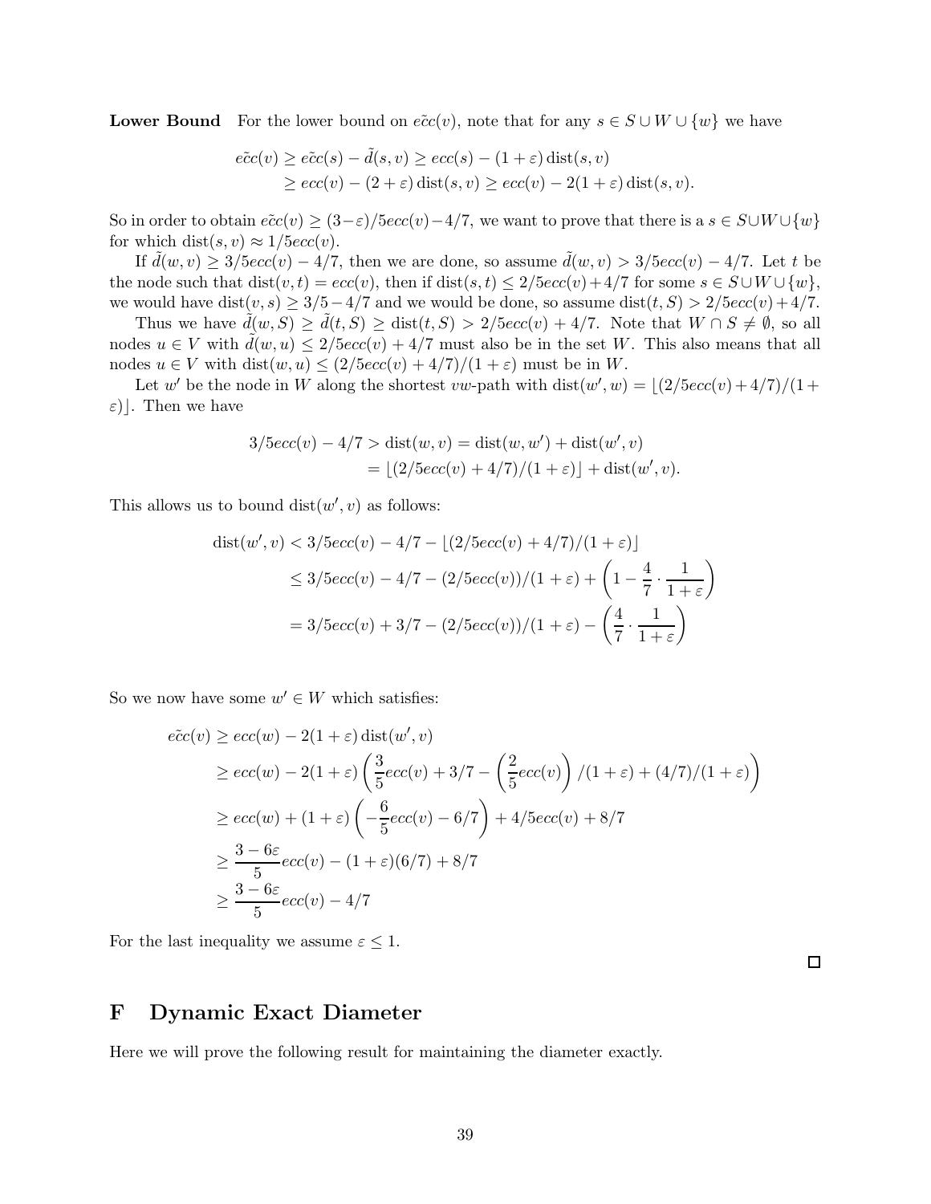**Lower Bound** For the lower bound on $\tilde{ecc}(v)$, note that for any $s \in S \cup W \cup \{w\}$ we have

$$\begin{aligned}
\tilde{ecc}(v) &\geq \tilde{ecc}(s) - \tilde{d}(s,v) \geq ecc(s) - (1+\varepsilon)\operatorname{dist}(s,v) \\
&\geq ecc(v) - (2+\varepsilon)\operatorname{dist}(s,v) \geq ecc(v) - 2(1+\varepsilon)\operatorname{dist}(s,v).
\end{aligned}$$

So in order to obtain $\tilde{ecc}(v) \geq (3-\varepsilon)/5 ecc(v) - 4/7$, we want to prove that there is a $s \in S \cup W \cup \{w\}$ for which $\operatorname{dist}(s,v) \approx 1/5 ecc(v)$.

If $\tilde{d}(w,v) \geq 3/5 ecc(v) - 4/7$, then we are done, so assume $\tilde{d}(w,v) > 3/5 ecc(v) - 4/7$. Let $t$ be the node such that $\operatorname{dist}(v,t) = ecc(v)$, then if $\operatorname{dist}(s,t) \leq 2/5 ecc(v) + 4/7$ for some $s \in S \cup W \cup \{w\}$, we would have $\operatorname{dist}(v,s) \geq 3/5 - 4/7$ and we would be done, so assume $\operatorname{dist}(t,S) > 2/5 ecc(v) + 4/7$.

Thus we have $\tilde{d}(w,S) \geq \tilde{d}(t,S) \geq \operatorname{dist}(t,S) > 2/5 ecc(v) + 4/7$. Note that $W \cap S \neq \emptyset$, so all nodes $u \in V$ with $\tilde{d}(w,u) \leq 2/5 ecc(v) + 4/7$ must also be in the set $W$. This also means that all nodes $u \in V$ with $\operatorname{dist}(w,u) \leq (2/5 ecc(v) + 4/7)/(1+\varepsilon)$ must be in $W$.

Let $w'$ be the node in $W$ along the shortest $vw$-path with $\operatorname{dist}(w',w) = \lfloor (2/5 ecc(v) + 4/7)/(1+\varepsilon) \rfloor$. Then we have

$$\begin{aligned}
3/5 ecc(v) - 4/7 > \operatorname{dist}(w,v) &= \operatorname{dist}(w,w') + \operatorname{dist}(w',v) \\
&= \lfloor (2/5 ecc(v) + 4/7)/(1+\varepsilon) \rfloor + \operatorname{dist}(w',v).
\end{aligned}$$

This allows us to bound $\operatorname{dist}(w',v)$ as follows:

$$\begin{aligned}
\operatorname{dist}(w',v) &< 3/5 ecc(v) - 4/7 - \lfloor (2/5 ecc(v) + 4/7)/(1+\varepsilon) \rfloor \\
&\leq 3/5 ecc(v) - 4/7 - (2/5 ecc(v))/(1+\varepsilon) + \left(1 - \frac{4}{7} \cdot \frac{1}{1+\varepsilon}\right) \\
&= 3/5 ecc(v) + 3/7 - (2/5 ecc(v))/(1+\varepsilon) - \left(\frac{4}{7} \cdot \frac{1}{1+\varepsilon}\right)
\end{aligned}$$

So we now have some $w' \in W$ which satisfies:

$$\begin{aligned}
\tilde{ecc}(v) &\geq ecc(w) - 2(1+\varepsilon)\operatorname{dist}(w',v) \\
&\geq ecc(w) - 2(1+\varepsilon)\left(\frac{3}{5}ecc(v) + 3/7 - \left(\frac{2}{5}ecc(v)\right)/(1+\varepsilon) + (4/7)/(1+\varepsilon)\right) \\
&\geq ecc(w) + (1+\varepsilon)\left(-\frac{6}{5}ecc(v) - 6/7\right) + 4/5 ecc(v) + 8/7 \\
&\geq \frac{3-6\varepsilon}{5}ecc(v) - (1+\varepsilon)(6/7) + 8/7 \\
&\geq \frac{3-6\varepsilon}{5}ecc(v) - 4/7
\end{aligned}$$

For the last inequality we assume $\varepsilon \leq 1$.

□

# F Dynamic Exact Diameter

Here we will prove the following result for maintaining the diameter exactly.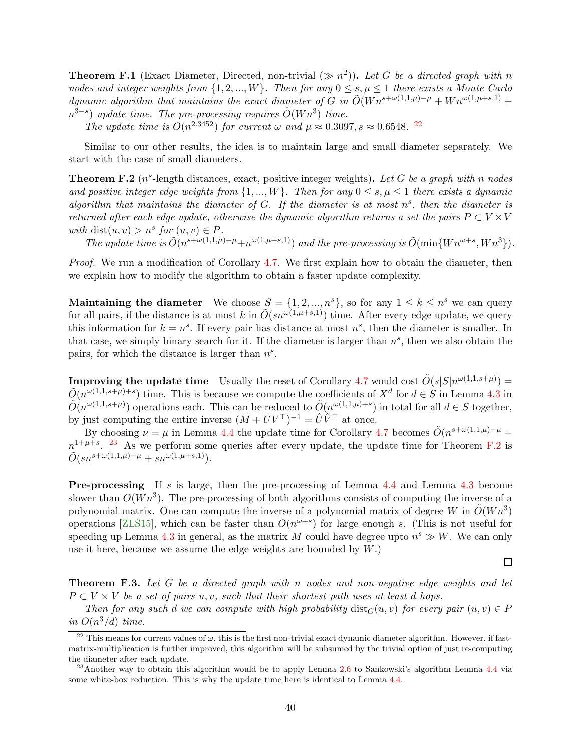**Theorem F.1** (Exact Diameter, Directed, non-trivial ($\gg n^2$))**.** *Let $G$ be a directed graph with $n$ nodes and integer weights from $\{1, 2, ..., W\}$. Then for any $0 \leq s, \mu \leq 1$ there exists a Monte Carlo dynamic algorithm that maintains the exact diameter of $G$ in $\tilde{O}(Wn^{s+\omega(1,1,\mu)-\mu} + Wn^{\omega(1,\mu+s,1)} + n^{3-s})$ update time. The pre-processing requires $\tilde{O}(Wn^3)$ time.*

*The update time is $O(n^{2.3452})$ for current $\omega$ and $\mu \approx 0.3097, s \approx 0.6548$.* [22]

Similar to our other results, the idea is to maintain large and small diameter separately. We start with the case of small diameters.

**Theorem F.2** ($n^s$-length distances, exact, positive integer weights)**.** *Let $G$ be a graph with $n$ nodes and positive integer edge weights from $\{1, ..., W\}$. Then for any $0 \leq s, \mu \leq 1$ there exists a dynamic algorithm that maintains the diameter of $G$. If the diameter is at most $n^s$, then the diameter is returned after each edge update, otherwise the dynamic algorithm returns a set the pairs $P \subset V \times V$ with $\text{dist}(u, v) > n^s$ for $(u, v) \in P$.*

*The update time is $\tilde{O}(n^{s+\omega(1,1,\mu)-\mu} + n^{\omega(1,\mu+s,1)})$ and the pre-processing is $\tilde{O}(\min\{Wn^{\omega+s}, Wn^3\})$.*

*Proof.* We run a modification of Corollary 4.7. We first explain how to obtain the diameter, then we explain how to modify the algorithm to obtain a faster update complexity.

**Maintaining the diameter** We choose $S = \{1, 2, ..., n^s\}$, so for any $1 \leq k \leq n^s$ we can query for all pairs, if the distance is at most $k$ in $\tilde{O}(sn^{\omega(1,\mu+s,1)})$ time. After every edge update, we query this information for $k = n^s$. If every pair has distance at most $n^s$, then the diameter is smaller. In that case, we simply binary search for it. If the diameter is larger than $n^s$, then we also obtain the pairs, for which the distance is larger than $n^s$.

**Improving the update time** Usually the reset of Corollary 4.7 would cost $\tilde{O}(s|S|n^{\omega(1,1,s+\mu)}) = \tilde{O}(n^{\omega(1,1,s+\mu)+s})$ time. This is because we compute the coefficients of $X^d$ for $d \in S$ in Lemma 4.3 in $\tilde{O}(n^{\omega(1,1,s+\mu)})$ operations each. This can be reduced to $\tilde{O}(n^{\omega(1,1,\mu)+s})$ in total for all $d \in S$ together, by just computing the entire inverse $(M + UV^\top)^{-1} = \hat{U}\hat{V}^\top$ at once.

By choosing $\nu = \mu$ in Lemma 4.4 the update time for Corollary 4.7 becomes $\tilde{O}(n^{s+\omega(1,1,\mu)-\mu} + n^{1+\mu+s}$. [23] As we perform some queries after every update, the update time for Theorem F.2 is $\tilde{O}(sn^{s+\omega(1,1,\mu)-\mu} + sn^{\omega(1,\mu+s,1)})$.

**Pre-processing** If $s$ is large, then the pre-processing of Lemma 4.4 and Lemma 4.3 become slower than $O(Wn^3)$. The pre-processing of both algorithms consists of computing the inverse of a polynomial matrix. One can compute the inverse of a polynomial matrix of degree $W$ in $\tilde{O}(Wn^3)$ operations [ZLS15], which can be faster than $O(n^{\omega+s})$ for large enough $s$. (This is not useful for speeding up Lemma 4.3 in general, as the matrix $M$ could have degree upto $n^s \gg W$. We can only use it here, because we assume the edge weights are bounded by $W$.)

□

**Theorem F.3.** *Let $G$ be a directed graph with $n$ nodes and non-negative edge weights and let $P \subset V \times V$ be a set of pairs $u, v$, such that their shortest path uses at least $d$ hops.*

*Then for any such $d$ we can compute with high probability $\text{dist}_G(u, v)$ for every pair $(u, v) \in P$ in $O(n^3/d)$ time.*

---

[22] This means for current values of $\omega$, this is the first non-trivial exact dynamic diameter algorithm. However, if fast-matrix-multiplication is further improved, this algorithm will be subsumed by the trivial option of just re-computing the diameter after each update.

[23] Another way to obtain this algorithm would be to apply Lemma 2.6 to Sankowski's algorithm Lemma 4.4 via some white-box reduction. This is why the update time here is identical to Lemma 4.4.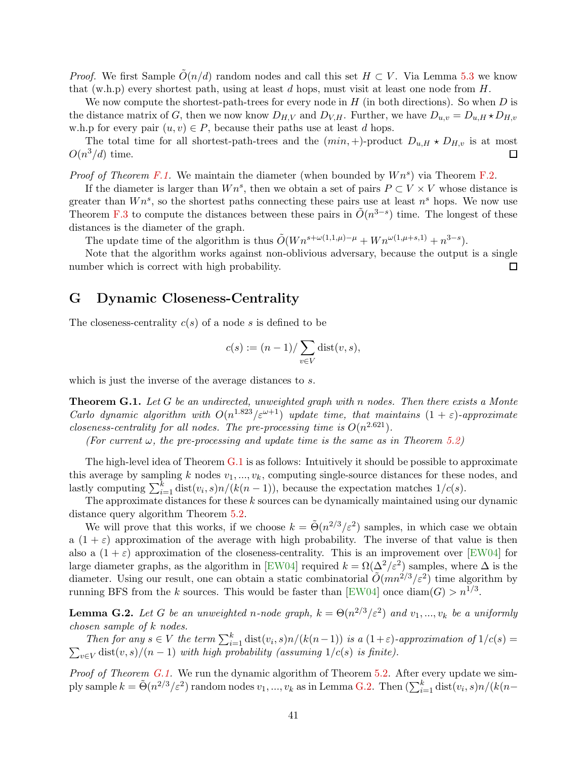*Proof.* We first Sample $\tilde{O}(n/d)$ random nodes and call this set $H \subset V$. Via Lemma 5.3 we know that (w.h.p) every shortest path, using at least $d$ hops, must visit at least one node from $H$.

We now compute the shortest-path-trees for every node in $H$ (in both directions). So when $D$ is the distance matrix of $G$, then we now know $D_{H,V}$ and $D_{V,H}$. Further, we have $D_{u,v} = D_{u,H} \star D_{H,v}$ w.h.p for every pair $(u, v) \in P$, because their paths use at least $d$ hops.

The total time for all shortest-path-trees and the $(min, +)$-product $D_{u,H} \star D_{H,v}$ is at most $O(n^3/d)$ time. □

*Proof of Theorem F.1.* We maintain the diameter (when bounded by $Wn^s$) via Theorem F.2.

If the diameter is larger than $Wn^s$, then we obtain a set of pairs $P \subset V \times V$ whose distance is greater than $Wn^s$, so the shortest paths connecting these pairs use at least $n^s$ hops. We now use Theorem F.3 to compute the distances between these pairs in $\tilde{O}(n^{3-s})$ time. The longest of these distances is the diameter of the graph.

The update time of the algorithm is thus $\tilde{O}(Wn^{s+\omega(1,1,\mu)-\mu} + Wn^{\omega(1,\mu+s,1)} + n^{3-s})$.

Note that the algorithm works against non-oblivious adversary, because the output is a single number which is correct with high probability. □

## G Dynamic Closeness-Centrality

The closeness-centrality $c(s)$ of a node $s$ is defined to be

$$c(s) := (n-1)/\sum_{v \in V} \text{dist}(v, s),$$

which is just the inverse of the average distances to $s$.

**Theorem G.1.** *Let $G$ be an undirected, unweighted graph with $n$ nodes. Then there exists a Monte Carlo dynamic algorithm with $O(n^{1.823}/\varepsilon^{\omega+1})$ update time, that maintains $(1+\varepsilon)$-approximate closeness-centrality for all nodes. The pre-processing time is $O(n^{2.621})$.*

*(For current $\omega$, the pre-processing and update time is the same as in Theorem 5.2)*

The high-level idea of Theorem G.1 is as follows: Intuitively it should be possible to approximate this average by sampling $k$ nodes $v_1, ..., v_k$, computing single-source distances for these nodes, and lastly computing $\sum_{i=1}^k \text{dist}(v_i, s)n/(k(n-1))$, because the expectation matches $1/c(s)$.

The approximate distances for these $k$ sources can be dynamically maintained using our dynamic distance query algorithm Theorem 5.2.

We will prove that this works, if we choose $k = \tilde{\Theta}(n^{2/3}/\varepsilon^2)$ samples, in which case we obtain a $(1+\varepsilon)$ approximation of the average with high probability. The inverse of that value is then also a $(1+\varepsilon)$ approximation of the closeness-centrality. This is an improvement over [EW04] for large diameter graphs, as the algorithm in [EW04] required $k = \Omega(\Delta^2/\varepsilon^2)$ samples, where $\Delta$ is the diameter. Using our result, one can obtain a static combinatorial $\tilde{O}(mn^{2/3}/\varepsilon^2)$ time algorithm by running BFS from the $k$ sources. This would be faster than [EW04] once $\text{diam}(G) > n^{1/3}$.

**Lemma G.2.** *Let $G$ be an unweighted $n$-node graph, $k = \Theta(n^{2/3}/\varepsilon^2)$ and $v_1, ..., v_k$ be a uniformly chosen sample of $k$ nodes.*

*Then for any $s \in V$ the term $\sum_{i=1}^k \text{dist}(v_i, s)n/(k(n-1))$ is a $(1+\varepsilon)$-approximation of $1/c(s) = \sum_{v \in V} \text{dist}(v, s)/(n-1)$ with high probability (assuming $1/c(s)$ is finite).*

*Proof of Theorem G.1.* We run the dynamic algorithm of Theorem 5.2. After every update we simply sample $k = \tilde{\Theta}(n^{2/3}/\varepsilon^2)$ random nodes $v_1, ..., v_k$ as in Lemma G.2. Then $(\sum_{i=1}^k \text{dist}(v_i, s)n/(k(n-$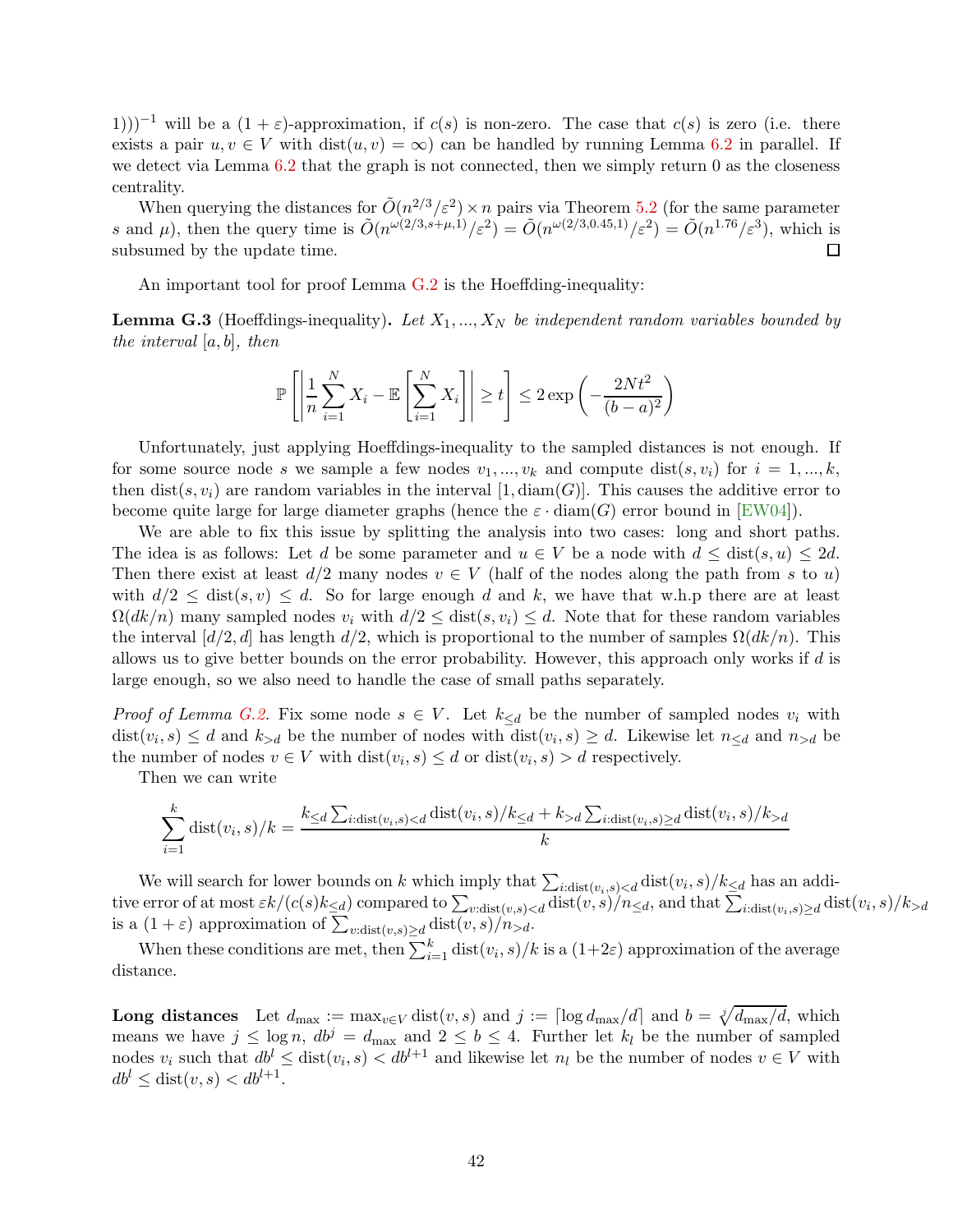1)))$^{-1}$ will be a $(1+\varepsilon)$-approximation, if $c(s)$ is non-zero. The case that $c(s)$ is zero (i.e. there exists a pair $u, v \in V$ with $\operatorname{dist}(u,v) = \infty$) can be handled by running Lemma 6.2 in parallel. If we detect via Lemma 6.2 that the graph is not connected, then we simply return 0 as the closeness centrality.

When querying the distances for $\tilde{O}(n^{2/3}/\varepsilon^2) \times n$ pairs via Theorem 5.2 (for the same parameter $s$ and $\mu$), then the query time is $\tilde{O}(n^{\omega(2/3,s+\mu,1)}/\varepsilon^2) = \tilde{O}(n^{\omega(2/3,0.45,1)}/\varepsilon^2) = \tilde{O}(n^{1.76}/\varepsilon^3)$, which is subsumed by the update time. $\square$

An important tool for proof Lemma G.2 is the Hoeffding-inequality:

**Lemma G.3** (Hoeffdings-inequality)**.** *Let $X_1, ..., X_N$ be independent random variables bounded by the interval $[a,b]$, then*

$$\mathbb{P}\left[\left|\frac{1}{n}\sum_{i=1}^{N} X_i - \mathbb{E}\left[\sum_{i=1}^{N} X_i\right]\right| \geq t\right] \leq 2\exp\left(-\frac{2Nt^2}{(b-a)^2}\right)$$

Unfortunately, just applying Hoeffdings-inequality to the sampled distances is not enough. If for some source node $s$ we sample a few nodes $v_1, ..., v_k$ and compute $\operatorname{dist}(s, v_i)$ for $i = 1, ..., k$, then $\operatorname{dist}(s, v_i)$ are random variables in the interval $[1, \operatorname{diam}(G)]$. This causes the additive error to become quite large for large diameter graphs (hence the $\varepsilon \cdot \operatorname{diam}(G)$ error bound in [EW04]).

We are able to fix this issue by splitting the analysis into two cases: long and short paths. The idea is as follows: Let $d$ be some parameter and $u \in V$ be a node with $d \leq \operatorname{dist}(s,u) \leq 2d$. Then there exist at least $d/2$ many nodes $v \in V$ (half of the nodes along the path from $s$ to $u$) with $d/2 \leq \operatorname{dist}(s,v) \leq d$. So for large enough $d$ and $k$, we have that w.h.p there are at least $\Omega(dk/n)$ many sampled nodes $v_i$ with $d/2 \leq \operatorname{dist}(s, v_i) \leq d$. Note that for these random variables the interval $[d/2, d]$ has length $d/2$, which is proportional to the number of samples $\Omega(dk/n)$. This allows us to give better bounds on the error probability. However, this approach only works if $d$ is large enough, so we also need to handle the case of small paths separately.

*Proof of Lemma G.2.* Fix some node $s \in V$. Let $k_{\leq d}$ be the number of sampled nodes $v_i$ with $\operatorname{dist}(v_i, s) \leq d$ and $k_{>d}$ be the number of nodes with $\operatorname{dist}(v_i, s) \geq d$. Likewise let $n_{\leq d}$ and $n_{>d}$ be the number of nodes $v \in V$ with $\operatorname{dist}(v_i, s) \leq d$ or $\operatorname{dist}(v_i, s) > d$ respectively.

Then we can write

$$\sum_{i=1}^{k} \operatorname{dist}(v_i, s)/k = \frac{k_{\leq d}\sum_{i:\operatorname{dist}(v_i,s)<d} \operatorname{dist}(v_i,s)/k_{\leq d} + k_{>d}\sum_{i:\operatorname{dist}(v_i,s)\geq d} \operatorname{dist}(v_i,s)/k_{>d}}{k}$$

We will search for lower bounds on $k$ which imply that $\sum_{i:\operatorname{dist}(v_i,s)<d} \operatorname{dist}(v_i,s)/k_{\leq d}$ has an additive error of at most $\varepsilon k/(c(s)k_{\leq d})$ compared to $\sum_{v:\operatorname{dist}(v,s)<d} \operatorname{dist}(v,s)/n_{\leq d}$, and that $\sum_{i:\operatorname{dist}(v_i,s)\geq d} \operatorname{dist}(v_i,s)/k_{>d}$ is a $(1+\varepsilon)$ approximation of $\sum_{v:\operatorname{dist}(v,s)\geq d} \operatorname{dist}(v,s)/n_{>d}$.

When these conditions are met, then $\sum_{i=1}^{k} \operatorname{dist}(v_i,s)/k$ is a $(1+2\varepsilon)$ approximation of the average distance.

**Long distances** Let $d_{\max} := \max_{v\in V} \operatorname{dist}(v,s)$ and $j := \lceil \log d_{\max}/d \rceil$ and $b = \sqrt[j]{d_{\max}/d}$, which means we have $j \leq \log n$, $db^j = d_{\max}$ and $2 \leq b \leq 4$. Further let $k_l$ be the number of sampled nodes $v_i$ such that $db^l \leq \operatorname{dist}(v_i, s) < db^{l+1}$ and likewise let $n_l$ be the number of nodes $v \in V$ with $db^l \leq \operatorname{dist}(v,s) < db^{l+1}$.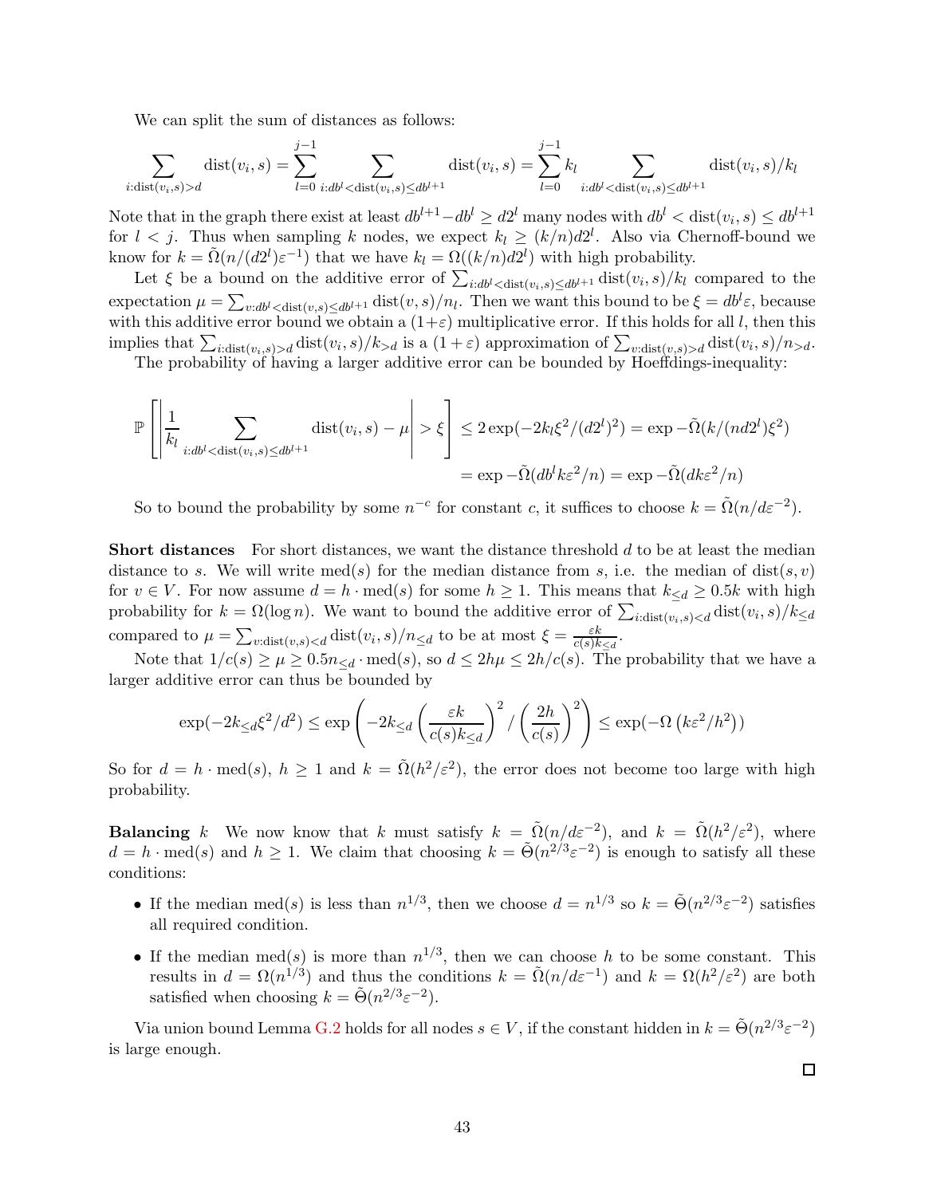We can split the sum of distances as follows:

$$\sum_{i:\mathrm{dist}(v_i,s)>d} \mathrm{dist}(v_i,s) = \sum_{l=0}^{j-1} \sum_{i:db^l<\mathrm{dist}(v_i,s)\le db^{l+1}} \mathrm{dist}(v_i,s) = \sum_{l=0}^{j-1} k_l \sum_{i:db^l<\mathrm{dist}(v_i,s)\le db^{l+1}} \mathrm{dist}(v_i,s)/k_l$$

Note that in the graph there exist at least $db^{l+1} - db^l \ge d2^l$ many nodes with $db^l < \mathrm{dist}(v_i,s) \le db^{l+1}$ for $l < j$. Thus when sampling $k$ nodes, we expect $k_l \ge (k/n)d2^l$. Also via Chernoff-bound we know for $k = \tilde{\Omega}(n/(d2^l)\varepsilon^{-1})$ that we have $k_l = \Omega((k/n)d2^l)$ with high probability.

Let $\xi$ be a bound on the additive error of $\sum_{i:db^l<\mathrm{dist}(v_i,s)\le db^{l+1}} \mathrm{dist}(v_i,s)/k_l$ compared to the expectation $\mu = \sum_{v:db^l<\mathrm{dist}(v,s)\le db^{l+1}} \mathrm{dist}(v,s)/n_l$. Then we want this bound to be $\xi = db^l\varepsilon$, because with this additive error bound we obtain a $(1+\varepsilon)$ multiplicative error. If this holds for all $l$, then this implies that $\sum_{i:\mathrm{dist}(v_i,s)>d} \mathrm{dist}(v_i,s)/k_{>d}$ is a $(1+\varepsilon)$ approximation of $\sum_{v:\mathrm{dist}(v,s)>d} \mathrm{dist}(v_i,s)/n_{>d}$.

The probability of having a larger additive error can be bounded by Hoeffdings-inequality:

$$\begin{aligned}
\mathbb{P}\left[\left|\frac{1}{k_l}\sum_{i:db^l<\mathrm{dist}(v_i,s)\le db^{l+1}} \mathrm{dist}(v_i,s) - \mu\right| > \xi\right] &\le 2\exp(-2k_l\xi^2/(d2^l)^2) = \exp -\tilde{\Omega}(k/(nd2^l)\xi^2) \\
&= \exp -\tilde{\Omega}(db^l k\varepsilon^2/n) = \exp -\tilde{\Omega}(dk\varepsilon^2/n)
\end{aligned}$$

So to bound the probability by some $n^{-c}$ for constant $c$, it suffices to choose $k = \tilde{\Omega}(n/d\varepsilon^{-2})$.

**Short distances** For short distances, we want the distance threshold $d$ to be at least the median distance to $s$. We will write $\mathrm{med}(s)$ for the median distance from $s$, i.e. the median of $\mathrm{dist}(s,v)$ for $v \in V$. For now assume $d = h \cdot \mathrm{med}(s)$ for some $h \ge 1$. This means that $k_{\le d} \ge 0.5k$ with high probability for $k = \Omega(\log n)$. We want to bound the additive error of $\sum_{i:\mathrm{dist}(v_i,s)<d} \mathrm{dist}(v_i,s)/k_{\le d}$ compared to $\mu = \sum_{v:\mathrm{dist}(v,s)<d} \mathrm{dist}(v_i,s)/n_{\le d}$ to be at most $\xi = \frac{\varepsilon k}{c(s)k_{\le d}}$.

Note that $1/c(s) \ge \mu \ge 0.5n_{\le d} \cdot \mathrm{med}(s)$, so $d \le 2h\mu \le 2h/c(s)$. The probability that we have a larger additive error can thus be bounded by

$$\exp(-2k_{\le d}\xi^2/d^2) \le \exp\left(-2k_{\le d}\left(\frac{\varepsilon k}{c(s)k_{\le d}}\right)^2 \Big/ \left(\frac{2h}{c(s)}\right)^2\right) \le \exp\left(-\Omega\left(k\varepsilon^2/h^2\right)\right)$$

So for $d = h \cdot \mathrm{med}(s)$, $h \ge 1$ and $k = \tilde{\Omega}(h^2/\varepsilon^2)$, the error does not become too large with high probability.

**Balancing $k$** We now know that $k$ must satisfy $k = \tilde{\Omega}(n/d\varepsilon^{-2})$, and $k = \tilde{\Omega}(h^2/\varepsilon^2)$, where $d = h \cdot \mathrm{med}(s)$ and $h \ge 1$. We claim that choosing $k = \tilde{\Theta}(n^{2/3}\varepsilon^{-2})$ is enough to satisfy all these conditions:

- If the median $\mathrm{med}(s)$ is less than $n^{1/3}$, then we choose $d = n^{1/3}$ so $k = \tilde{\Theta}(n^{2/3}\varepsilon^{-2})$ satisfies all required condition.
- If the median $\mathrm{med}(s)$ is more than $n^{1/3}$, then we can choose $h$ to be some constant. This results in $d = \Omega(n^{1/3})$ and thus the conditions $k = \tilde{\Omega}(n/d\varepsilon^{-1})$ and $k = \Omega(h^2/\varepsilon^2)$ are both satisfied when choosing $k = \tilde{\Theta}(n^{2/3}\varepsilon^{-2})$.

Via union bound Lemma G.2 holds for all nodes $s \in V$, if the constant hidden in $k = \tilde{\Theta}(n^{2/3}\varepsilon^{-2})$ is large enough.

□